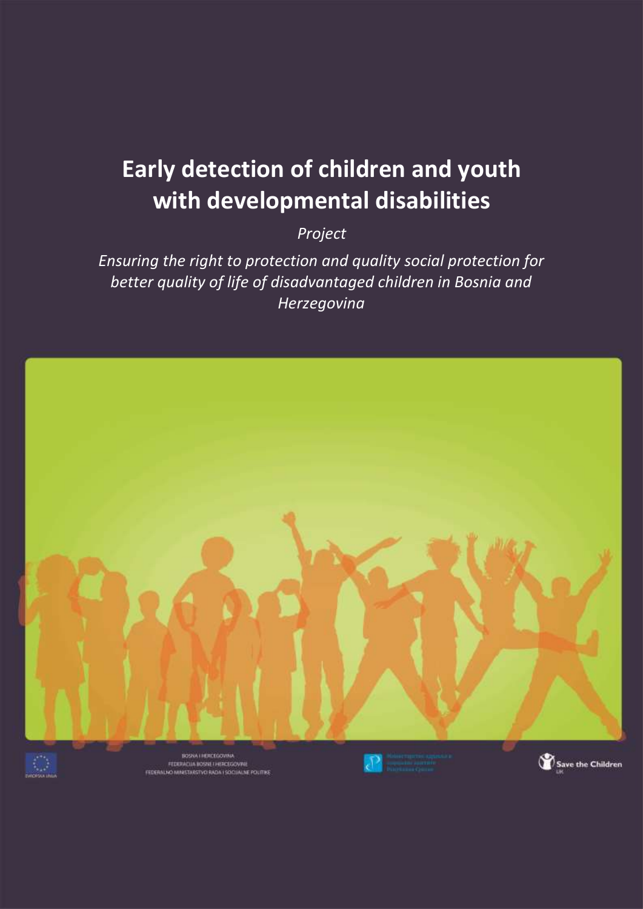# Early detection of children and youth with developmental disabilities

*Project*

*Ensuring the right to protection and quality social protection for better quality of life of disadvantaged children in Bosnia and Herzegovina*

EVROPSKA UNIJA

BOSNA I HERCEGOVINA
FEDERACIJA BOSNE I HERCEGOVINE
FEDERALNO MINISTARSTVO RADA I SOCIJALNE POLITIKE

Save the Children UK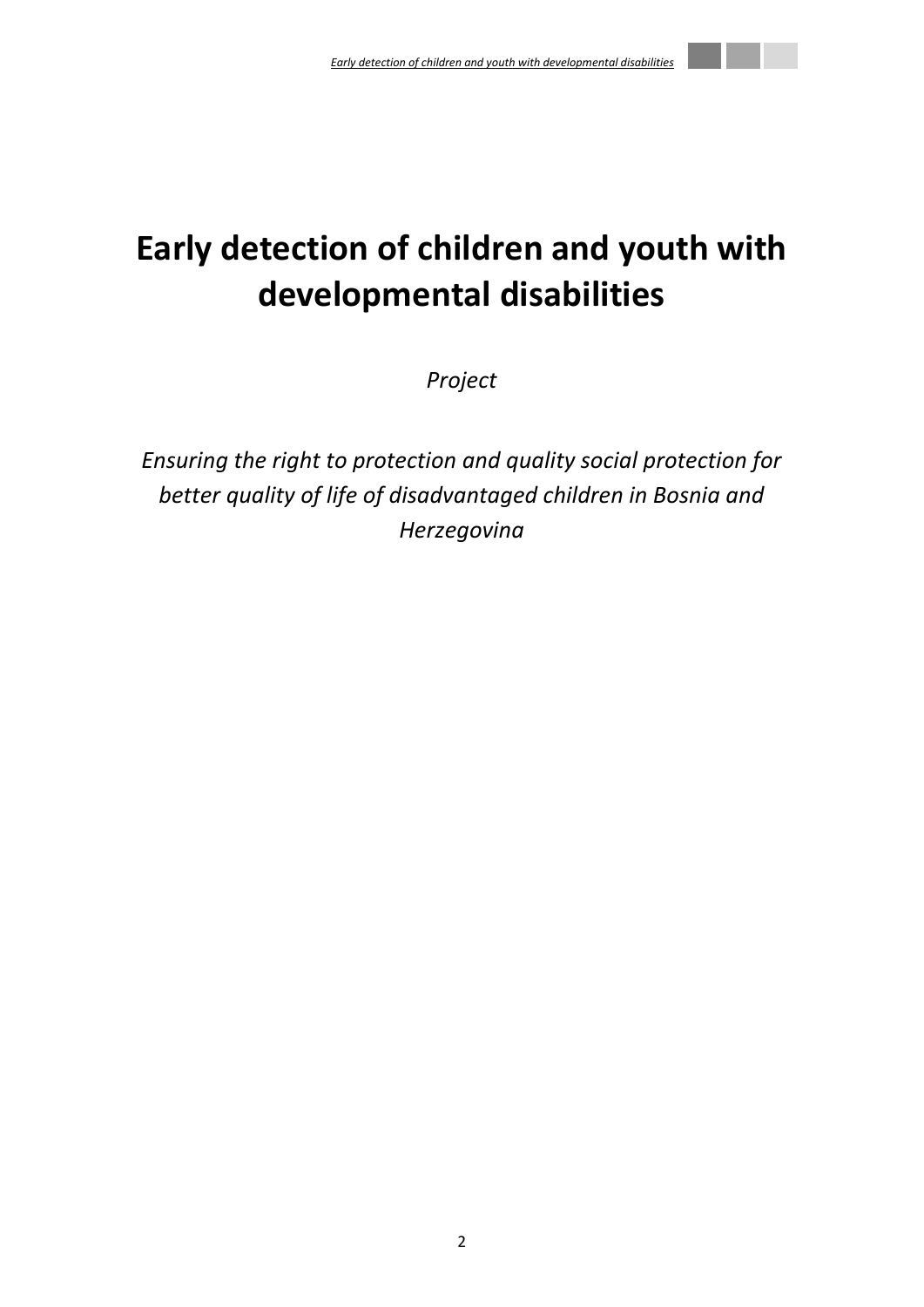# Early detection of children and youth with developmental disabilities

*Project*

*Ensuring the right to protection and quality social protection for better quality of life of disadvantaged children in Bosnia and Herzegovina*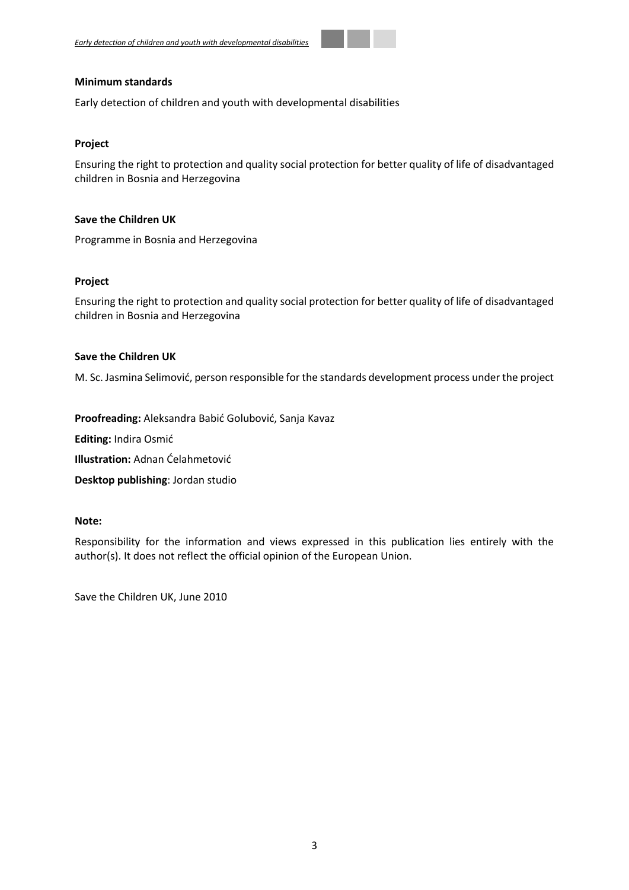**Minimum standards**

Early detection of children and youth with developmental disabilities

**Project**

Ensuring the right to protection and quality social protection for better quality of life of disadvantaged children in Bosnia and Herzegovina

**Save the Children UK**

Programme in Bosnia and Herzegovina

**Project**

Ensuring the right to protection and quality social protection for better quality of life of disadvantaged children in Bosnia and Herzegovina

**Save the Children UK**

M. Sc. Jasmina Selimović, person responsible for the standards development process under the project

**Proofreading:** Aleksandra Babić Golubović, Sanja Kavaz

**Editing:** Indira Osmić

**Illustration:** Adnan Ćelahmetović

**Desktop publishing**: Jordan studio

**Note:**

Responsibility for the information and views expressed in this publication lies entirely with the author(s). It does not reflect the official opinion of the European Union.

Save the Children UK, June 2010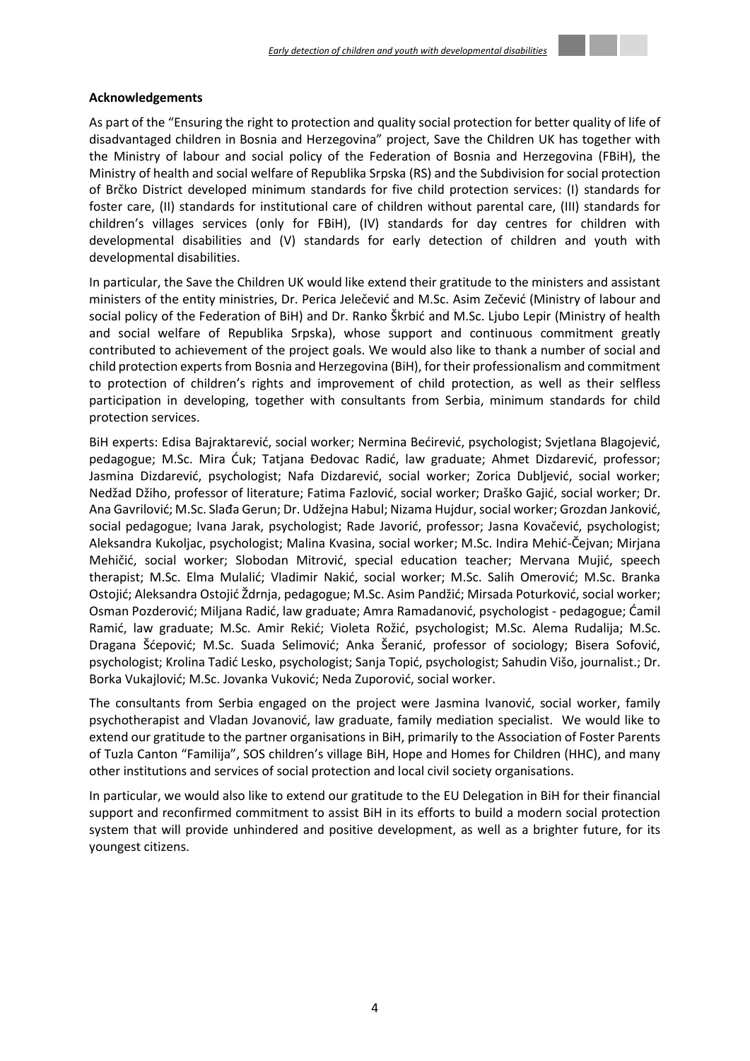**Acknowledgements**

As part of the "Ensuring the right to protection and quality social protection for better quality of life of disadvantaged children in Bosnia and Herzegovina" project, Save the Children UK has together with the Ministry of labour and social policy of the Federation of Bosnia and Herzegovina (FBiH), the Ministry of health and social welfare of Republika Srpska (RS) and the Subdivision for social protection of Brčko District developed minimum standards for five child protection services: (I) standards for foster care, (II) standards for institutional care of children without parental care, (III) standards for children's villages services (only for FBiH), (IV) standards for day centres for children with developmental disabilities and (V) standards for early detection of children and youth with developmental disabilities.

In particular, the Save the Children UK would like extend their gratitude to the ministers and assistant ministers of the entity ministries, Dr. Perica Jelečević and M.Sc. Asim Zečević (Ministry of labour and social policy of the Federation of BiH) and Dr. Ranko Škrbić and M.Sc. Ljubo Lepir (Ministry of health and social welfare of Republika Srpska), whose support and continuous commitment greatly contributed to achievement of the project goals. We would also like to thank a number of social and child protection experts from Bosnia and Herzegovina (BiH), for their professionalism and commitment to protection of children's rights and improvement of child protection, as well as their selfless participation in developing, together with consultants from Serbia, minimum standards for child protection services.

BiH experts: Edisa Bajraktarević, social worker; Nermina Bećirević, psychologist; Svjetlana Blagojević, pedagogue; M.Sc. Mira Ćuk; Tatjana Đedovac Radić, law graduate; Ahmet Dizdarević, professor; Jasmina Dizdarević, psychologist; Nafa Dizdarević, social worker; Zorica Dubljević, social worker; Nedžad Džiho, professor of literature; Fatima Fazlović, social worker; Draško Gajić, social worker; Dr. Ana Gavrilović; M.Sc. Slađa Gerun; Dr. Udžejna Habul; Nizama Hujdur, social worker; Grozdan Janković, social pedagogue; Ivana Jarak, psychologist; Rade Javorić, professor; Jasna Kovačević, psychologist; Aleksandra Kukoljac, psychologist; Malina Kvasina, social worker; M.Sc. Indira Mehić-Čejvan; Mirjana Mehičić, social worker; Slobodan Mitrović, special education teacher; Mervana Mujić, speech therapist; M.Sc. Elma Mulalić; Vladimir Nakić, social worker; M.Sc. Salih Omerović; M.Sc. Branka Ostojić; Aleksandra Ostojić Ždrnja, pedagogue; M.Sc. Asim Pandžić; Mirsada Poturković, social worker; Osman Pozderović; Miljana Radić, law graduate; Amra Ramadanović, psychologist - pedagogue; Ćamil Ramić, law graduate; M.Sc. Amir Rekić; Violeta Rožić, psychologist; M.Sc. Alema Rudalija; M.Sc. Dragana Šćepović; M.Sc. Suada Selimović; Anka Šeranić, professor of sociology; Bisera Sofović, psychologist; Krolina Tadić Lesko, psychologist; Sanja Topić, psychologist; Sahudin Višo, journalist.; Dr. Borka Vukajlović; M.Sc. Jovanka Vuković; Neda Zuporović, social worker.

The consultants from Serbia engaged on the project were Jasmina Ivanović, social worker, family psychotherapist and Vladan Jovanović, law graduate, family mediation specialist. We would like to extend our gratitude to the partner organisations in BiH, primarily to the Association of Foster Parents of Tuzla Canton "Familija", SOS children's village BiH, Hope and Homes for Children (HHC), and many other institutions and services of social protection and local civil society organisations.

In particular, we would also like to extend our gratitude to the EU Delegation in BiH for their financial support and reconfirmed commitment to assist BiH in its efforts to build a modern social protection system that will provide unhindered and positive development, as well as a brighter future, for its youngest citizens.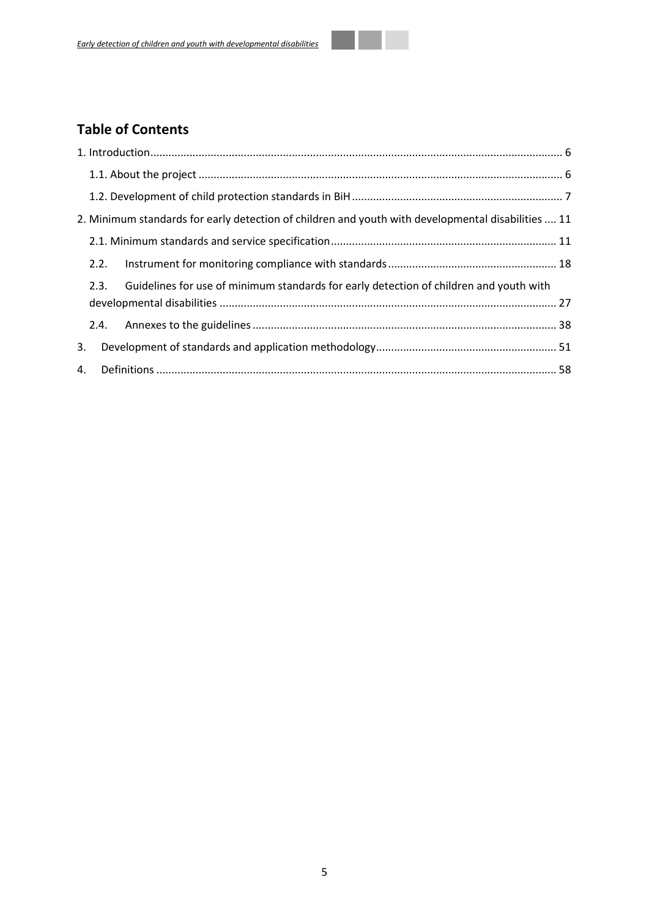## Table of Contents

1. Introduction ........................................................................................................................................ 6

   1.1. About the project ........................................................................................................................ 6

   1.2. Development of child protection standards in BiH ..................................................................... 7

2. Minimum standards for early detection of children and youth with developmental disabilities .... 11

   2.1. Minimum standards and service specification .......................................................................... 11

   2.2. Instrument for monitoring compliance with standards ....................................................... 18

   2.3. Guidelines for use of minimum standards for early detection of children and youth with developmental disabilities ............................................................................................................... 27

   2.4. Annexes to the guidelines .................................................................................................... 38

3. Development of standards and application methodology ............................................................ 51

4. Definitions ................................................................................................................................... 58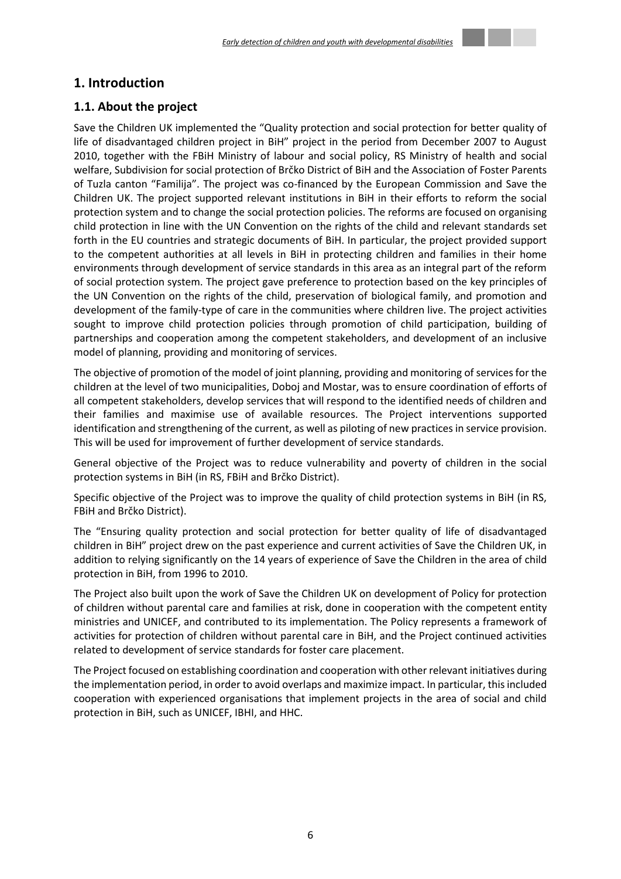# 1. Introduction

## 1.1. About the project

Save the Children UK implemented the "Quality protection and social protection for better quality of life of disadvantaged children project in BiH" project in the period from December 2007 to August 2010, together with the FBiH Ministry of labour and social policy, RS Ministry of health and social welfare, Subdivision for social protection of Brčko District of BiH and the Association of Foster Parents of Tuzla canton "Familija". The project was co-financed by the European Commission and Save the Children UK. The project supported relevant institutions in BiH in their efforts to reform the social protection system and to change the social protection policies. The reforms are focused on organising child protection in line with the UN Convention on the rights of the child and relevant standards set forth in the EU countries and strategic documents of BiH. In particular, the project provided support to the competent authorities at all levels in BiH in protecting children and families in their home environments through development of service standards in this area as an integral part of the reform of social protection system. The project gave preference to protection based on the key principles of the UN Convention on the rights of the child, preservation of biological family, and promotion and development of the family-type of care in the communities where children live. The project activities sought to improve child protection policies through promotion of child participation, building of partnerships and cooperation among the competent stakeholders, and development of an inclusive model of planning, providing and monitoring of services.

The objective of promotion of the model of joint planning, providing and monitoring of services for the children at the level of two municipalities, Doboj and Mostar, was to ensure coordination of efforts of all competent stakeholders, develop services that will respond to the identified needs of children and their families and maximise use of available resources. The Project interventions supported identification and strengthening of the current, as well as piloting of new practices in service provision. This will be used for improvement of further development of service standards.

General objective of the Project was to reduce vulnerability and poverty of children in the social protection systems in BiH (in RS, FBiH and Brčko District).

Specific objective of the Project was to improve the quality of child protection systems in BiH (in RS, FBiH and Brčko District).

The "Ensuring quality protection and social protection for better quality of life of disadvantaged children in BiH" project drew on the past experience and current activities of Save the Children UK, in addition to relying significantly on the 14 years of experience of Save the Children in the area of child protection in BiH, from 1996 to 2010.

The Project also built upon the work of Save the Children UK on development of Policy for protection of children without parental care and families at risk, done in cooperation with the competent entity ministries and UNICEF, and contributed to its implementation. The Policy represents a framework of activities for protection of children without parental care in BiH, and the Project continued activities related to development of service standards for foster care placement.

The Project focused on establishing coordination and cooperation with other relevant initiatives during the implementation period, in order to avoid overlaps and maximize impact. In particular, this included cooperation with experienced organisations that implement projects in the area of social and child protection in BiH, such as UNICEF, IBHI, and HHC.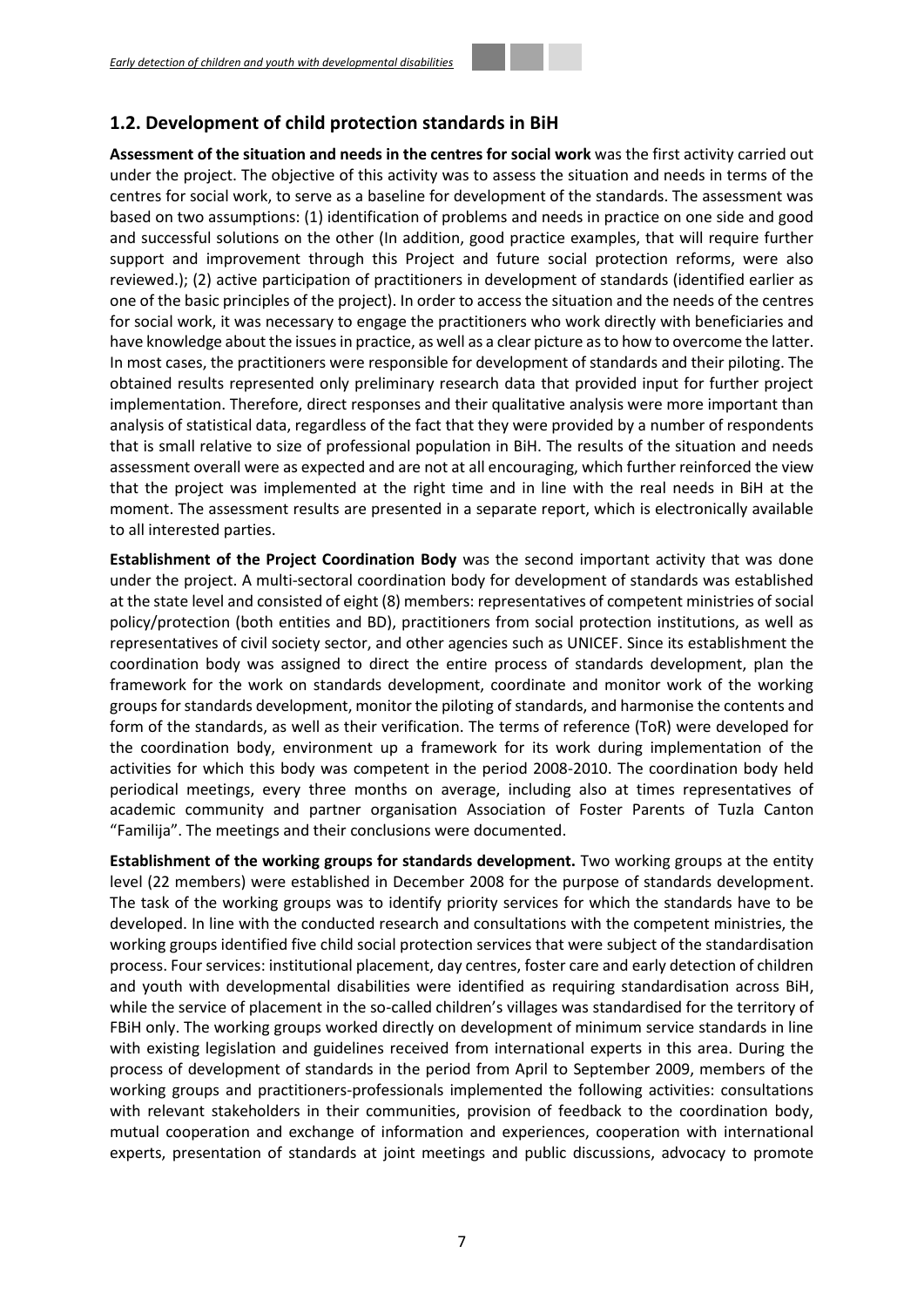## 1.2. Development of child protection standards in BiH

**Assessment of the situation and needs in the centres for social work** was the first activity carried out under the project. The objective of this activity was to assess the situation and needs in terms of the centres for social work, to serve as a baseline for development of the standards. The assessment was based on two assumptions: (1) identification of problems and needs in practice on one side and good and successful solutions on the other (In addition, good practice examples, that will require further support and improvement through this Project and future social protection reforms, were also reviewed.); (2) active participation of practitioners in development of standards (identified earlier as one of the basic principles of the project). In order to access the situation and the needs of the centres for social work, it was necessary to engage the practitioners who work directly with beneficiaries and have knowledge about the issues in practice, as well as a clear picture as to how to overcome the latter. In most cases, the practitioners were responsible for development of standards and their piloting. The obtained results represented only preliminary research data that provided input for further project implementation. Therefore, direct responses and their qualitative analysis were more important than analysis of statistical data, regardless of the fact that they were provided by a number of respondents that is small relative to size of professional population in BiH. The results of the situation and needs assessment overall were as expected and are not at all encouraging, which further reinforced the view that the project was implemented at the right time and in line with the real needs in BiH at the moment. The assessment results are presented in a separate report, which is electronically available to all interested parties.

**Establishment of the Project Coordination Body** was the second important activity that was done under the project. A multi-sectoral coordination body for development of standards was established at the state level and consisted of eight (8) members: representatives of competent ministries of social policy/protection (both entities and BD), practitioners from social protection institutions, as well as representatives of civil society sector, and other agencies such as UNICEF. Since its establishment the coordination body was assigned to direct the entire process of standards development, plan the framework for the work on standards development, coordinate and monitor work of the working groups for standards development, monitor the piloting of standards, and harmonise the contents and form of the standards, as well as their verification. The terms of reference (ToR) were developed for the coordination body, environment up a framework for its work during implementation of the activities for which this body was competent in the period 2008-2010. The coordination body held periodical meetings, every three months on average, including also at times representatives of academic community and partner organisation Association of Foster Parents of Tuzla Canton "Familija". The meetings and their conclusions were documented.

**Establishment of the working groups for standards development.** Two working groups at the entity level (22 members) were established in December 2008 for the purpose of standards development. The task of the working groups was to identify priority services for which the standards have to be developed. In line with the conducted research and consultations with the competent ministries, the working groups identified five child social protection services that were subject of the standardisation process. Four services: institutional placement, day centres, foster care and early detection of children and youth with developmental disabilities were identified as requiring standardisation across BiH, while the service of placement in the so-called children's villages was standardised for the territory of FBiH only. The working groups worked directly on development of minimum service standards in line with existing legislation and guidelines received from international experts in this area. During the process of development of standards in the period from April to September 2009, members of the working groups and practitioners-professionals implemented the following activities: consultations with relevant stakeholders in their communities, provision of feedback to the coordination body, mutual cooperation and exchange of information and experiences, cooperation with international experts, presentation of standards at joint meetings and public discussions, advocacy to promote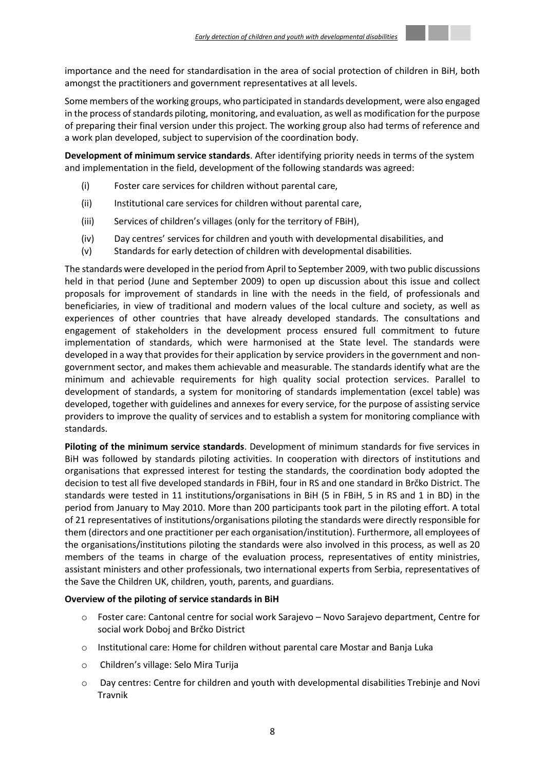importance and the need for standardisation in the area of social protection of children in BiH, both amongst the practitioners and government representatives at all levels.

Some members of the working groups, who participated in standards development, were also engaged in the process of standards piloting, monitoring, and evaluation, as well as modification for the purpose of preparing their final version under this project. The working group also had terms of reference and a work plan developed, subject to supervision of the coordination body.

**Development of minimum service standards**. After identifying priority needs in terms of the system and implementation in the field, development of the following standards was agreed:

(i) Foster care services for children without parental care,

(ii) Institutional care services for children without parental care,

(iii) Services of children's villages (only for the territory of FBiH),

(iv) Day centres' services for children and youth with developmental disabilities, and

(v) Standards for early detection of children with developmental disabilities.

The standards were developed in the period from April to September 2009, with two public discussions held in that period (June and September 2009) to open up discussion about this issue and collect proposals for improvement of standards in line with the needs in the field, of professionals and beneficiaries, in view of traditional and modern values of the local culture and society, as well as experiences of other countries that have already developed standards. The consultations and engagement of stakeholders in the development process ensured full commitment to future implementation of standards, which were harmonised at the State level. The standards were developed in a way that provides for their application by service providers in the government and non-government sector, and makes them achievable and measurable. The standards identify what are the minimum and achievable requirements for high quality social protection services. Parallel to development of standards, a system for monitoring of standards implementation (excel table) was developed, together with guidelines and annexes for every service, for the purpose of assisting service providers to improve the quality of services and to establish a system for monitoring compliance with standards.

**Piloting of the minimum service standards**. Development of minimum standards for five services in BiH was followed by standards piloting activities. In cooperation with directors of institutions and organisations that expressed interest for testing the standards, the coordination body adopted the decision to test all five developed standards in FBiH, four in RS and one standard in Brčko District. The standards were tested in 11 institutions/organisations in BiH (5 in FBiH, 5 in RS and 1 in BD) in the period from January to May 2010. More than 200 participants took part in the piloting effort. A total of 21 representatives of institutions/organisations piloting the standards were directly responsible for them (directors and one practitioner per each organisation/institution). Furthermore, all employees of the organisations/institutions piloting the standards were also involved in this process, as well as 20 members of the teams in charge of the evaluation process, representatives of entity ministries, assistant ministers and other professionals, two international experts from Serbia, representatives of the Save the Children UK, children, youth, parents, and guardians.

**Overview of the piloting of service standards in BiH**

- Foster care: Cantonal centre for social work Sarajevo – Novo Sarajevo department, Centre for social work Doboj and Brčko District
- Institutional care: Home for children without parental care Mostar and Banja Luka
- Children's village: Selo Mira Turija
- Day centres: Centre for children and youth with developmental disabilities Trebinje and Novi Travnik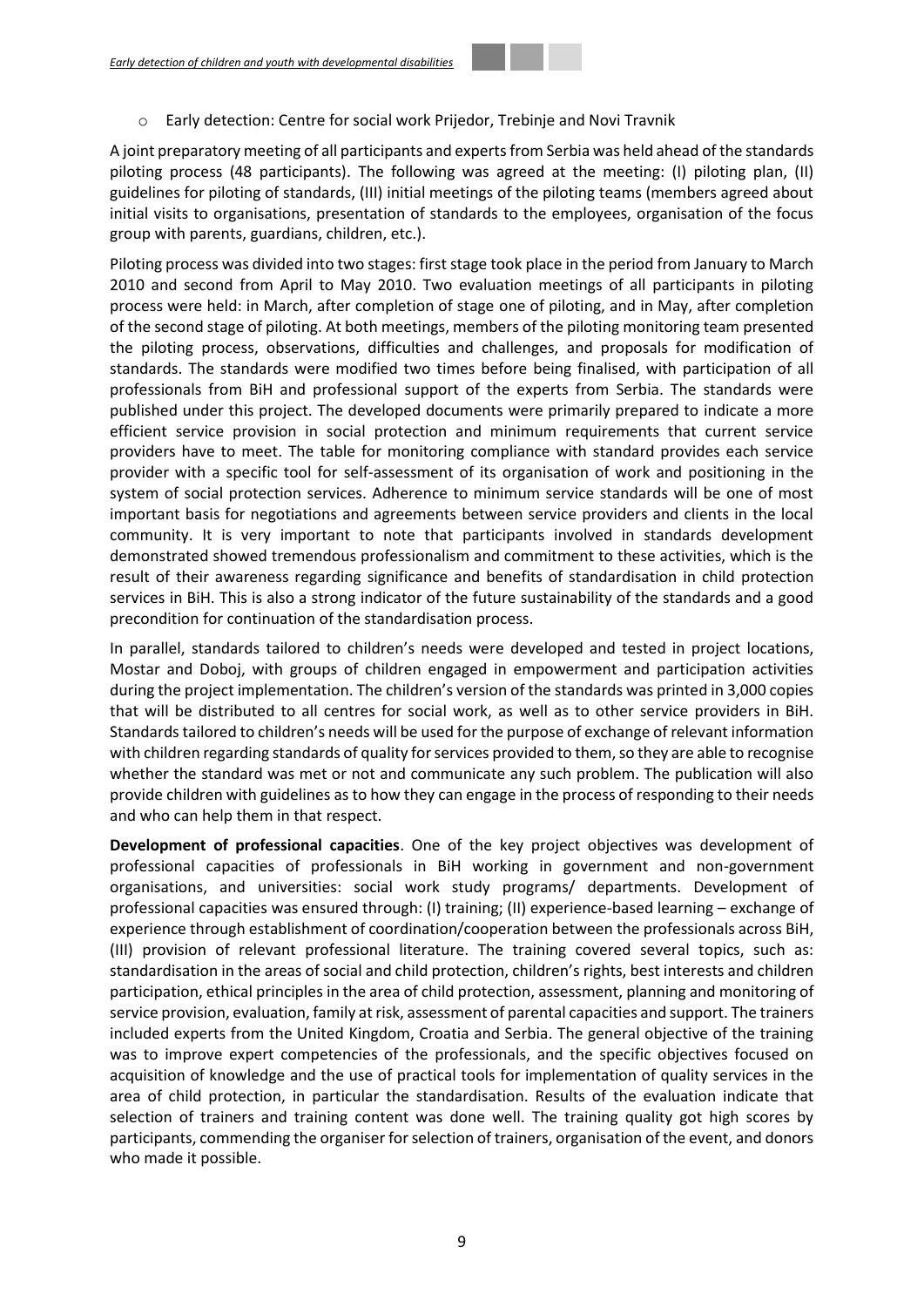- Early detection: Centre for social work Prijedor, Trebinje and Novi Travnik

A joint preparatory meeting of all participants and experts from Serbia was held ahead of the standards piloting process (48 participants). The following was agreed at the meeting: (I) piloting plan, (II) guidelines for piloting of standards, (III) initial meetings of the piloting teams (members agreed about initial visits to organisations, presentation of standards to the employees, organisation of the focus group with parents, guardians, children, etc.).

Piloting process was divided into two stages: first stage took place in the period from January to March 2010 and second from April to May 2010. Two evaluation meetings of all participants in piloting process were held: in March, after completion of stage one of piloting, and in May, after completion of the second stage of piloting. At both meetings, members of the piloting monitoring team presented the piloting process, observations, difficulties and challenges, and proposals for modification of standards. The standards were modified two times before being finalised, with participation of all professionals from BiH and professional support of the experts from Serbia. The standards were published under this project. The developed documents were primarily prepared to indicate a more efficient service provision in social protection and minimum requirements that current service providers have to meet. The table for monitoring compliance with standard provides each service provider with a specific tool for self-assessment of its organisation of work and positioning in the system of social protection services. Adherence to minimum service standards will be one of most important basis for negotiations and agreements between service providers and clients in the local community. It is very important to note that participants involved in standards development demonstrated showed tremendous professionalism and commitment to these activities, which is the result of their awareness regarding significance and benefits of standardisation in child protection services in BiH. This is also a strong indicator of the future sustainability of the standards and a good precondition for continuation of the standardisation process.

In parallel, standards tailored to children's needs were developed and tested in project locations, Mostar and Doboj, with groups of children engaged in empowerment and participation activities during the project implementation. The children's version of the standards was printed in 3,000 copies that will be distributed to all centres for social work, as well as to other service providers in BiH. Standards tailored to children's needs will be used for the purpose of exchange of relevant information with children regarding standards of quality for services provided to them, so they are able to recognise whether the standard was met or not and communicate any such problem. The publication will also provide children with guidelines as to how they can engage in the process of responding to their needs and who can help them in that respect.

**Development of professional capacities**. One of the key project objectives was development of professional capacities of professionals in BiH working in government and non-government organisations, and universities: social work study programs/ departments. Development of professional capacities was ensured through: (I) training; (II) experience-based learning – exchange of experience through establishment of coordination/cooperation between the professionals across BiH, (III) provision of relevant professional literature. The training covered several topics, such as: standardisation in the areas of social and child protection, children's rights, best interests and children participation, ethical principles in the area of child protection, assessment, planning and monitoring of service provision, evaluation, family at risk, assessment of parental capacities and support. The trainers included experts from the United Kingdom, Croatia and Serbia. The general objective of the training was to improve expert competencies of the professionals, and the specific objectives focused on acquisition of knowledge and the use of practical tools for implementation of quality services in the area of child protection, in particular the standardisation. Results of the evaluation indicate that selection of trainers and training content was done well. The training quality got high scores by participants, commending the organiser for selection of trainers, organisation of the event, and donors who made it possible.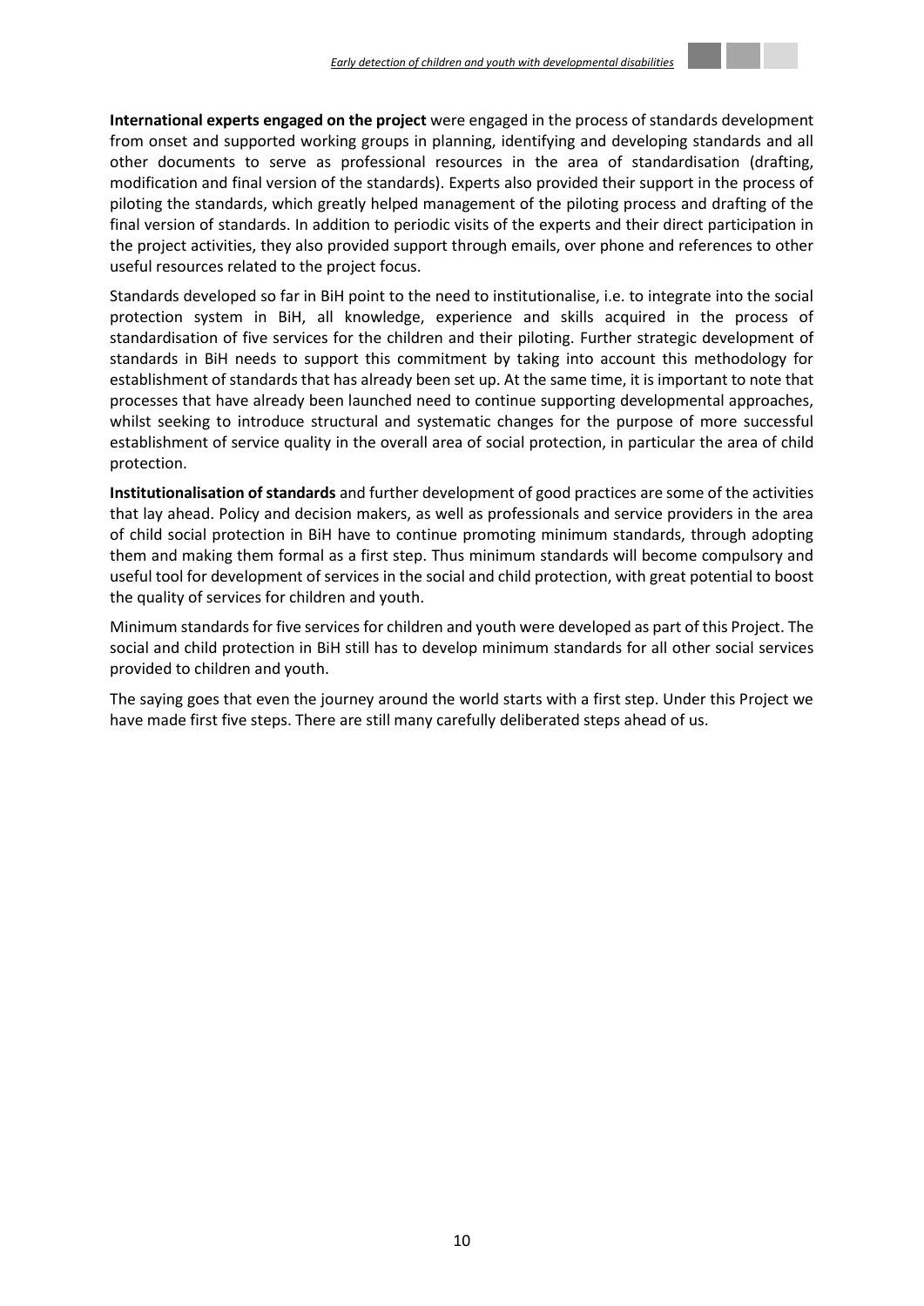**International experts engaged on the project** were engaged in the process of standards development from onset and supported working groups in planning, identifying and developing standards and all other documents to serve as professional resources in the area of standardisation (drafting, modification and final version of the standards). Experts also provided their support in the process of piloting the standards, which greatly helped management of the piloting process and drafting of the final version of standards. In addition to periodic visits of the experts and their direct participation in the project activities, they also provided support through emails, over phone and references to other useful resources related to the project focus.

Standards developed so far in BiH point to the need to institutionalise, i.e. to integrate into the social protection system in BiH, all knowledge, experience and skills acquired in the process of standardisation of five services for the children and their piloting. Further strategic development of standards in BiH needs to support this commitment by taking into account this methodology for establishment of standards that has already been set up. At the same time, it is important to note that processes that have already been launched need to continue supporting developmental approaches, whilst seeking to introduce structural and systematic changes for the purpose of more successful establishment of service quality in the overall area of social protection, in particular the area of child protection.

**Institutionalisation of standards** and further development of good practices are some of the activities that lay ahead. Policy and decision makers, as well as professionals and service providers in the area of child social protection in BiH have to continue promoting minimum standards, through adopting them and making them formal as a first step. Thus minimum standards will become compulsory and useful tool for development of services in the social and child protection, with great potential to boost the quality of services for children and youth.

Minimum standards for five services for children and youth were developed as part of this Project. The social and child protection in BiH still has to develop minimum standards for all other social services provided to children and youth.

The saying goes that even the journey around the world starts with a first step. Under this Project we have made first five steps. There are still many carefully deliberated steps ahead of us.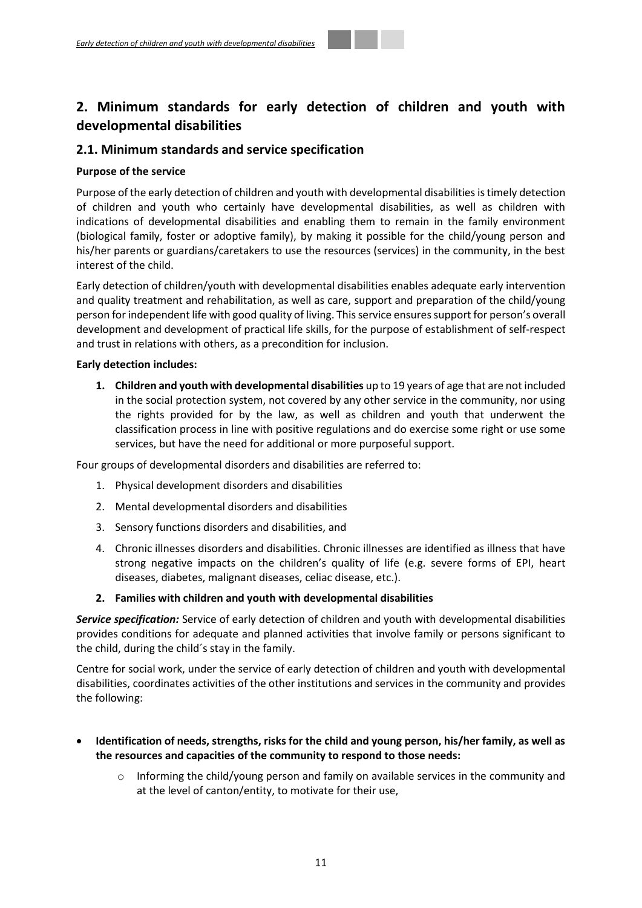## 2. Minimum standards for early detection of children and youth with developmental disabilities

### 2.1. Minimum standards and service specification

**Purpose of the service**

Purpose of the early detection of children and youth with developmental disabilities is timely detection of children and youth who certainly have developmental disabilities, as well as children with indications of developmental disabilities and enabling them to remain in the family environment (biological family, foster or adoptive family), by making it possible for the child/young person and his/her parents or guardians/caretakers to use the resources (services) in the community, in the best interest of the child.

Early detection of children/youth with developmental disabilities enables adequate early intervention and quality treatment and rehabilitation, as well as care, support and preparation of the child/young person for independent life with good quality of living. This service ensures support for person's overall development and development of practical life skills, for the purpose of establishment of self-respect and trust in relations with others, as a precondition for inclusion.

**Early detection includes:**

1. **Children and youth with developmental disabilities** up to 19 years of age that are not included in the social protection system, not covered by any other service in the community, nor using the rights provided for by the law, as well as children and youth that underwent the classification process in line with positive regulations and do exercise some right or use some services, but have the need for additional or more purposeful support.

Four groups of developmental disorders and disabilities are referred to:

1. Physical development disorders and disabilities
2. Mental developmental disorders and disabilities
3. Sensory functions disorders and disabilities, and
4. Chronic illnesses disorders and disabilities. Chronic illnesses are identified as illness that have strong negative impacts on the children's quality of life (e.g. severe forms of EPI, heart diseases, diabetes, malignant diseases, celiac disease, etc.).

2. **Families with children and youth with developmental disabilities**

***Service specification:*** Service of early detection of children and youth with developmental disabilities provides conditions for adequate and planned activities that involve family or persons significant to the child, during the child´s stay in the family.

Centre for social work, under the service of early detection of children and youth with developmental disabilities, coordinates activities of the other institutions and services in the community and provides the following:

- **Identification of needs, strengths, risks for the child and young person, his/her family, as well as the resources and capacities of the community to respond to those needs:**
  - Informing the child/young person and family on available services in the community and at the level of canton/entity, to motivate for their use,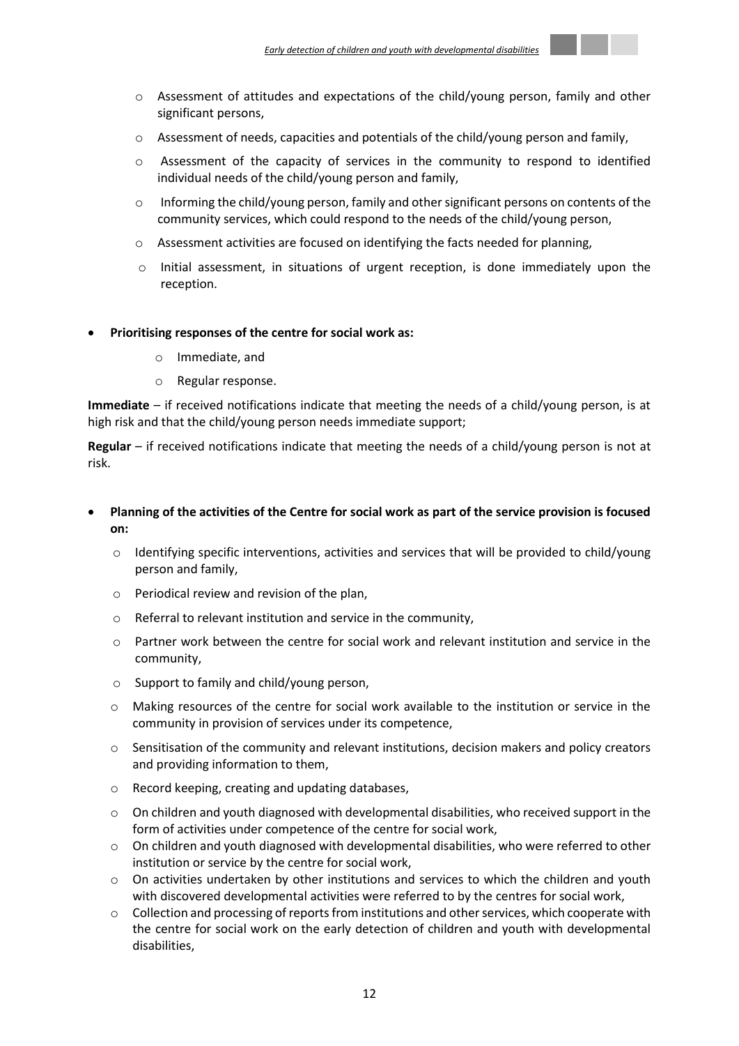- Assessment of attitudes and expectations of the child/young person, family and other significant persons,
- Assessment of needs, capacities and potentials of the child/young person and family,
- Assessment of the capacity of services in the community to respond to identified individual needs of the child/young person and family,
- Informing the child/young person, family and other significant persons on contents of the community services, which could respond to the needs of the child/young person,
- Assessment activities are focused on identifying the facts needed for planning,
- Initial assessment, in situations of urgent reception, is done immediately upon the reception.

- **Prioritising responses of the centre for social work as:**
  - Immediate, and
  - Regular response.

**Immediate** – if received notifications indicate that meeting the needs of a child/young person, is at high risk and that the child/young person needs immediate support;

**Regular** – if received notifications indicate that meeting the needs of a child/young person is not at risk.

- **Planning of the activities of the Centre for social work as part of the service provision is focused on:**
  - Identifying specific interventions, activities and services that will be provided to child/young person and family,
  - Periodical review and revision of the plan,
  - Referral to relevant institution and service in the community,
  - Partner work between the centre for social work and relevant institution and service in the community,
  - Support to family and child/young person,
  - Making resources of the centre for social work available to the institution or service in the community in provision of services under its competence,
  - Sensitisation of the community and relevant institutions, decision makers and policy creators and providing information to them,
  - Record keeping, creating and updating databases,
  - On children and youth diagnosed with developmental disabilities, who received support in the form of activities under competence of the centre for social work,
  - On children and youth diagnosed with developmental disabilities, who were referred to other institution or service by the centre for social work,
  - On activities undertaken by other institutions and services to which the children and youth with discovered developmental activities were referred to by the centres for social work,
  - Collection and processing of reports from institutions and other services, which cooperate with the centre for social work on the early detection of children and youth with developmental disabilities,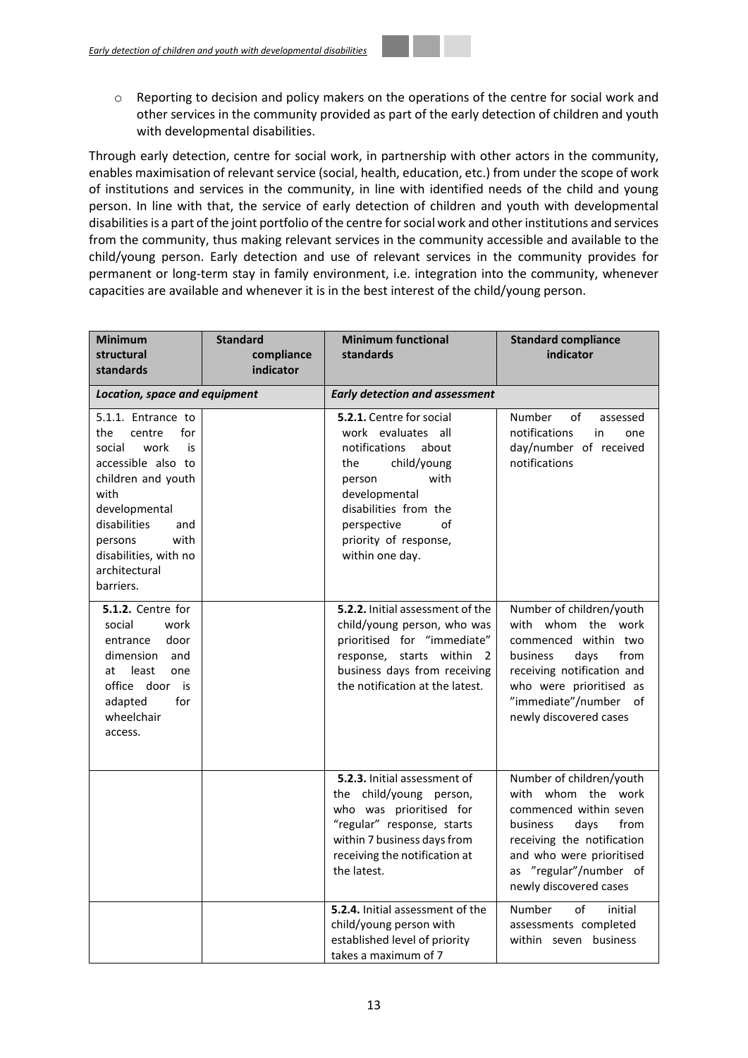- Reporting to decision and policy makers on the operations of the centre for social work and other services in the community provided as part of the early detection of children and youth with developmental disabilities.

Through early detection, centre for social work, in partnership with other actors in the community, enables maximisation of relevant service (social, health, education, etc.) from under the scope of work of institutions and services in the community, in line with identified needs of the child and young person. In line with that, the service of early detection of children and youth with developmental disabilities is a part of the joint portfolio of the centre for social work and other institutions and services from the community, thus making relevant services in the community accessible and available to the child/young person. Early detection and use of relevant services in the community provides for permanent or long-term stay in family environment, i.e. integration into the community, whenever capacities are available and whenever it is in the best interest of the child/young person.

| **Minimum structural standards** | **Standard compliance indicator** | **Minimum functional standards** | **Standard compliance indicator** |
|---|---|---|---|
| ***Location, space and equipment*** | | ***Early detection and assessment*** | |
| 5.1.1. Entrance to the centre for social work is accessible also to children and youth with developmental disabilities and persons with disabilities, with no architectural barriers. | | **5.2.1.** Centre for social work evaluates all notifications about the child/young person with developmental disabilities from the perspective of priority of response, within one day. | Number of assessed notifications in one day/number of received notifications |
| **5.1.2.** Centre for social work entrance door dimension and at least one office door is adapted for wheelchair access. | | **5.2.2.** Initial assessment of the child/young person, who was prioritised for "immediate" response, starts within 2 business days from receiving the notification at the latest. | Number of children/youth with whom the work commenced within two business days from receiving notification and who were prioritised as "immediate"/number of newly discovered cases |
| | | **5.2.3.** Initial assessment of the child/young person, who was prioritised for "regular" response, starts within 7 business days from receiving the notification at the latest. | Number of children/youth with whom the work commenced within seven business days from receiving the notification and who were prioritised as "regular"/number of newly discovered cases |
| | | **5.2.4.** Initial assessment of the child/young person with established level of priority takes a maximum of 7 | Number of initial assessments completed within seven business |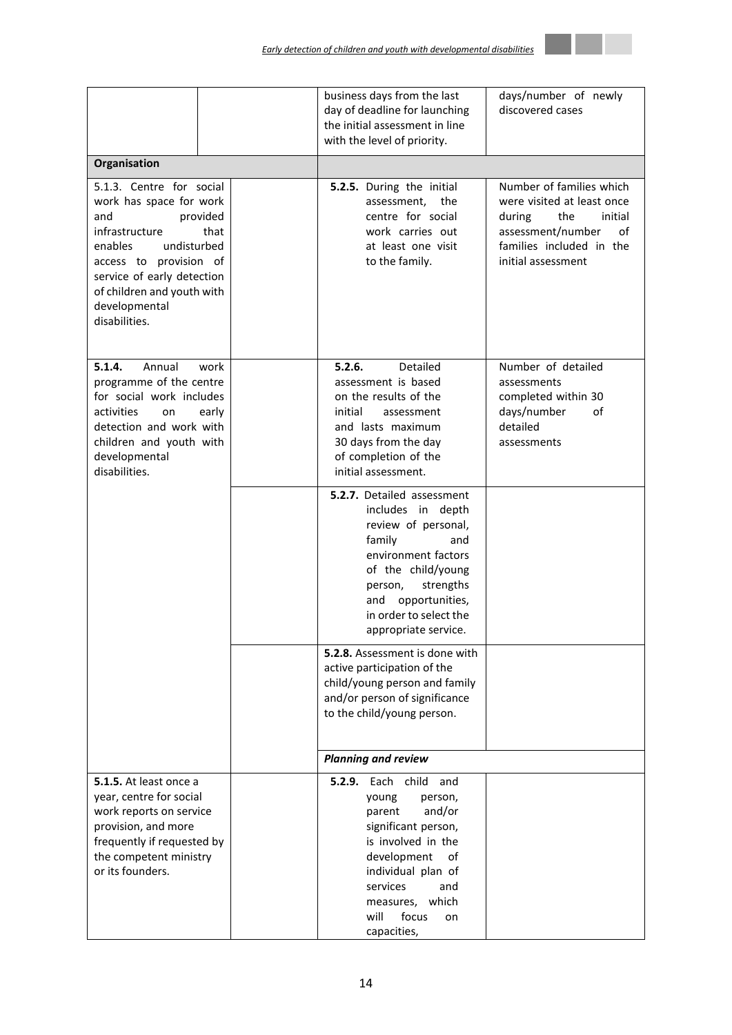| | | | |
|---|---|---|---|
| | | business days from the last day of deadline for launching the initial assessment in line with the level of priority. | days/number of newly discovered cases |
| **Organisation** | | | |
| 5.1.3. Centre for social work has space for work and provided infrastructure that enables undisturbed access to provision of service of early detection of children and youth with developmental disabilities. | | **5.2.5.** During the initial assessment, the centre for social work carries out at least one visit to the family. | Number of families which were visited at least once during the initial assessment/number of families included in the initial assessment |
| **5.1.4.** Annual work programme of the centre for social work includes activities on early detection and work with children and youth with developmental disabilities. | | **5.2.6.** Detailed assessment is based on the results of the initial assessment and lasts maximum 30 days from the day of completion of the initial assessment. | Number of detailed assessments completed within 30 days/number of detailed assessments |
| | | **5.2.7.** Detailed assessment includes in depth review of personal, family and environment factors of the child/young person, strengths and opportunities, in order to select the appropriate service. | |
| | | **5.2.8.** Assessment is done with active participation of the child/young person and family and/or person of significance to the child/young person. | |
| | | ***Planning and review*** | |
| **5.1.5.** At least once a year, centre for social work reports on service provision, and more frequently if requested by the competent ministry or its founders. | | **5.2.9.** Each child and young person, parent and/or significant person, is involved in the development of individual plan of services and measures, which will focus on capacities, | |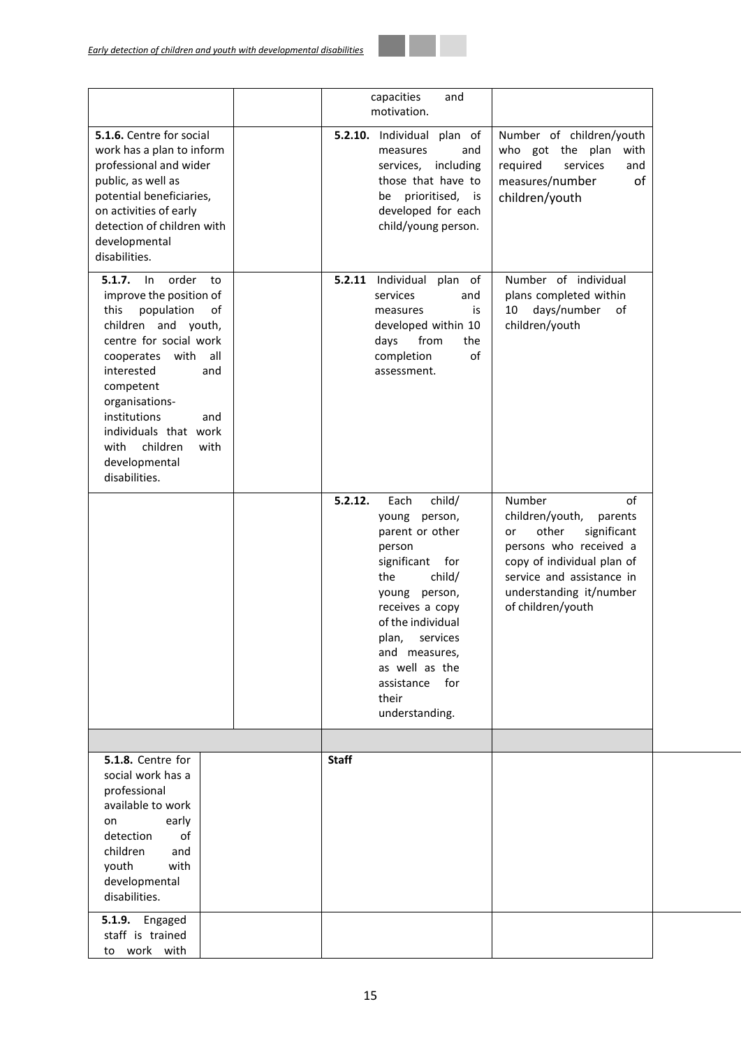| | | | |
|---|---|---|---|
| | | capacities and motivation. | |
| **5.1.6.** Centre for social work has a plan to inform professional and wider public, as well as potential beneficiaries, on activities of early detection of children with developmental disabilities. | | **5.2.10.** Individual plan of measures and services, including those that have to be prioritised, is developed for each child/young person. | Number of children/youth who got the plan with required services and measures/number of children/youth |
| **5.1.7.** In order to improve the position of this population of children and youth, centre for social work cooperates with all interested and competent organisations-institutions and individuals that work with children with developmental disabilities. | | **5.2.11** Individual plan of services and measures is developed within 10 days from the completion of assessment. | Number of individual plans completed within 10 days/number of children/youth |
| | | **5.2.12.** Each child/ young person, parent or other person significant for the child/ young person, receives a copy of the individual plan, services and measures, as well as the assistance for their understanding. | Number of children/youth, parents or other significant persons who received a copy of individual plan of service and assistance in understanding it/number of children/youth |
| | | | |
| **5.1.8.** Centre for social work has a professional available to work on early detection of children and youth with developmental disabilities. | | **Staff** | |
| **5.1.9.** Engaged staff is trained to work with | | | |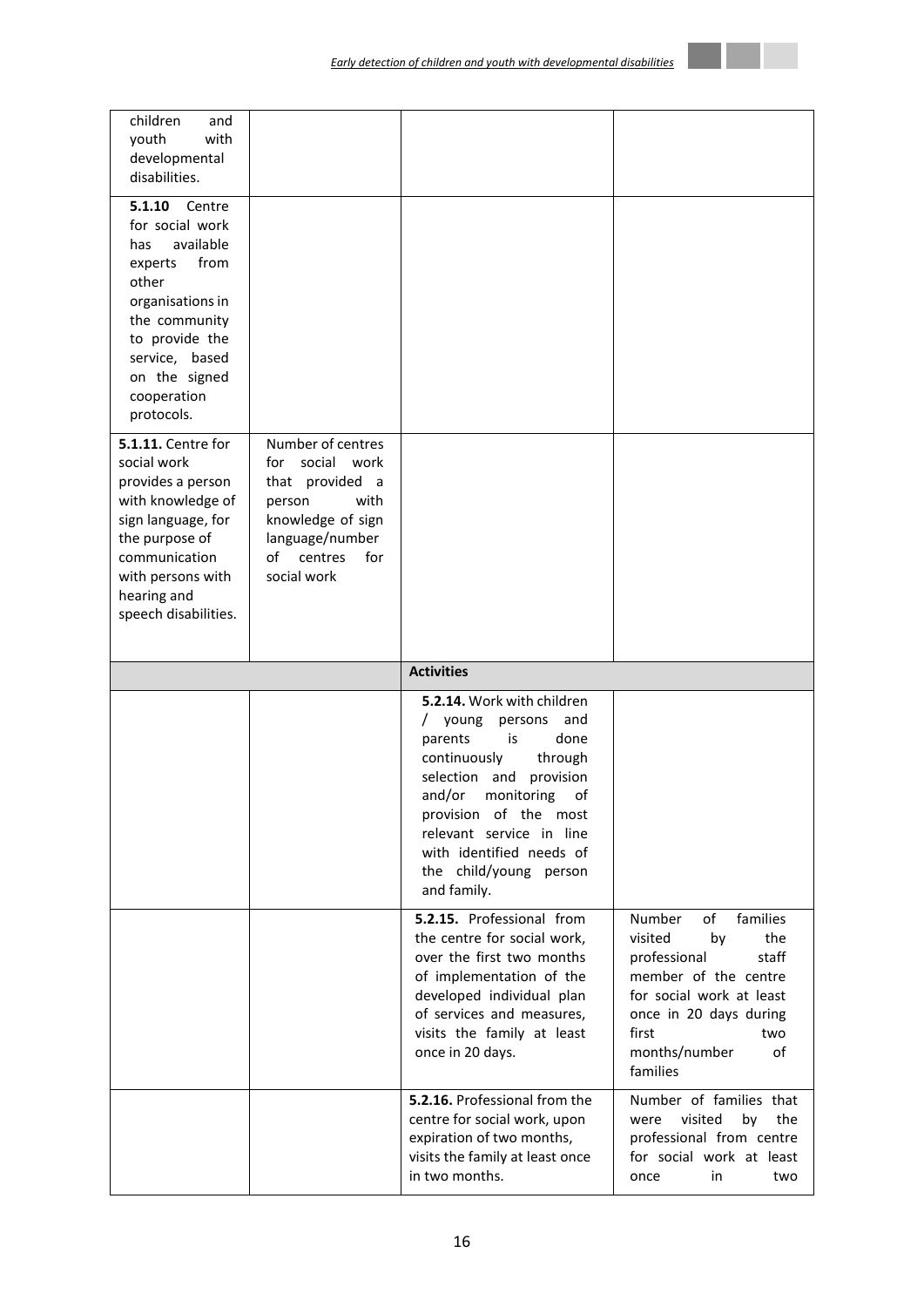| | | | |
|---|---|---|---|
| children and youth with developmental disabilities. | | | |
| **5.1.10** Centre for social work has available experts from other organisations in the community to provide the service, based on the signed cooperation protocols. | | | |
| **5.1.11.** Centre for social work provides a person with knowledge of sign language, for the purpose of communication with persons with hearing and speech disabilities. | Number of centres for social work that provided a person with knowledge of sign language/number of centres for social work | | |
| | | **Activities** | |
| | | **5.2.14.** Work with children / young persons and parents is done continuously through selection and provision and/or monitoring of provision of the most relevant service in line with identified needs of the child/young person and family. | |
| | | **5.2.15.** Professional from the centre for social work, over the first two months of implementation of the developed individual plan of services and measures, visits the family at least once in 20 days. | Number of families visited by the professional staff member of the centre for social work at least once in 20 days during first two months/number of families |
| | | **5.2.16.** Professional from the centre for social work, upon expiration of two months, visits the family at least once in two months. | Number of families that were visited by the professional from centre for social work at least once in two |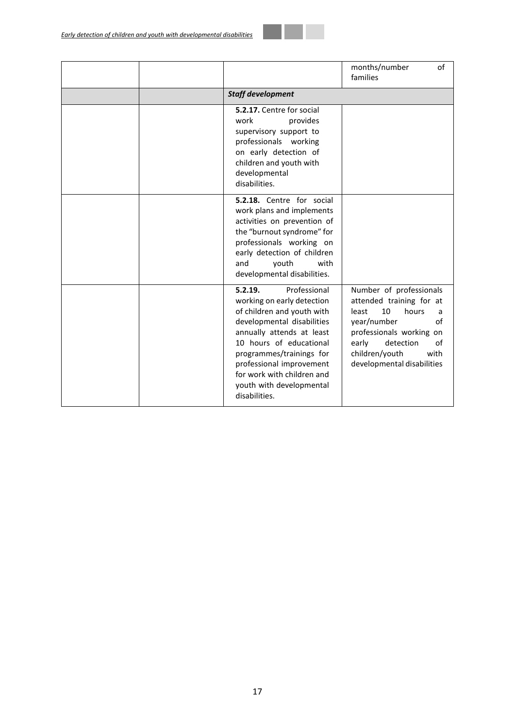| | | | |
|---|---|---|---|
| | | | months/number of families |
| | | ***Staff development*** | |
| | | **5.2.17.** Centre for social work provides supervisory support to professionals working on early detection of children and youth with developmental disabilities. | |
| | | **5.2.18.** Centre for social work plans and implements activities on prevention of the "burnout syndrome" for professionals working on early detection of children and youth with developmental disabilities. | |
| | | **5.2.19.** Professional working on early detection of children and youth with developmental disabilities annually attends at least 10 hours of educational programmes/trainings for professional improvement for work with children and youth with developmental disabilities. | Number of professionals attended training for at least 10 hours a year/number of professionals working on early detection of children/youth with developmental disabilities |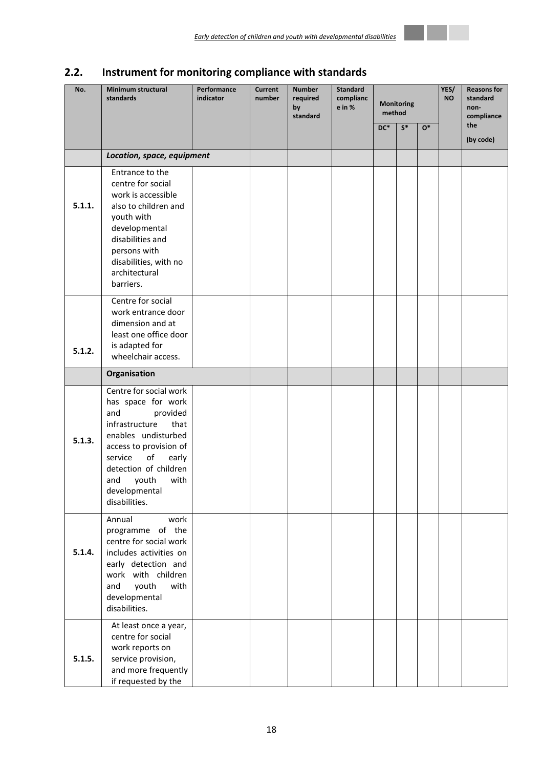## 2.2. Instrument for monitoring compliance with standards

| No. | Minimum structural standards | Performance indicator | Current number | Number required by standard | Standard compliance in % | Monitoring method | | | YES/ NO | Reasons for standard non-compliance the (by code) |
|---|---|---|---|---|---|---|---|---|---|---|
| | | | | | | DC* | S* | O* | | |
| | ***Location, space, equipment*** | | | | | | | | | |
| **5.1.1.** | Entrance to the centre for social work is accessible also to children and youth with developmental disabilities and persons with disabilities, with no architectural barriers. | | | | | | | | | |
| **5.1.2.** | Centre for social work entrance door dimension and at least one office door is adapted for wheelchair access. | | | | | | | | | |
| | **Organisation** | | | | | | | | | |
| **5.1.3.** | Centre for social work has space for work and provided infrastructure that enables undisturbed access to provision of service of early detection of children and youth with developmental disabilities. | | | | | | | | | |
| **5.1.4.** | Annual work programme of the centre for social work includes activities on early detection and work with children and youth with developmental disabilities. | | | | | | | | | |
| **5.1.5.** | At least once a year, centre for social work reports on service provision, and more frequently if requested by the | | | | | | | | | |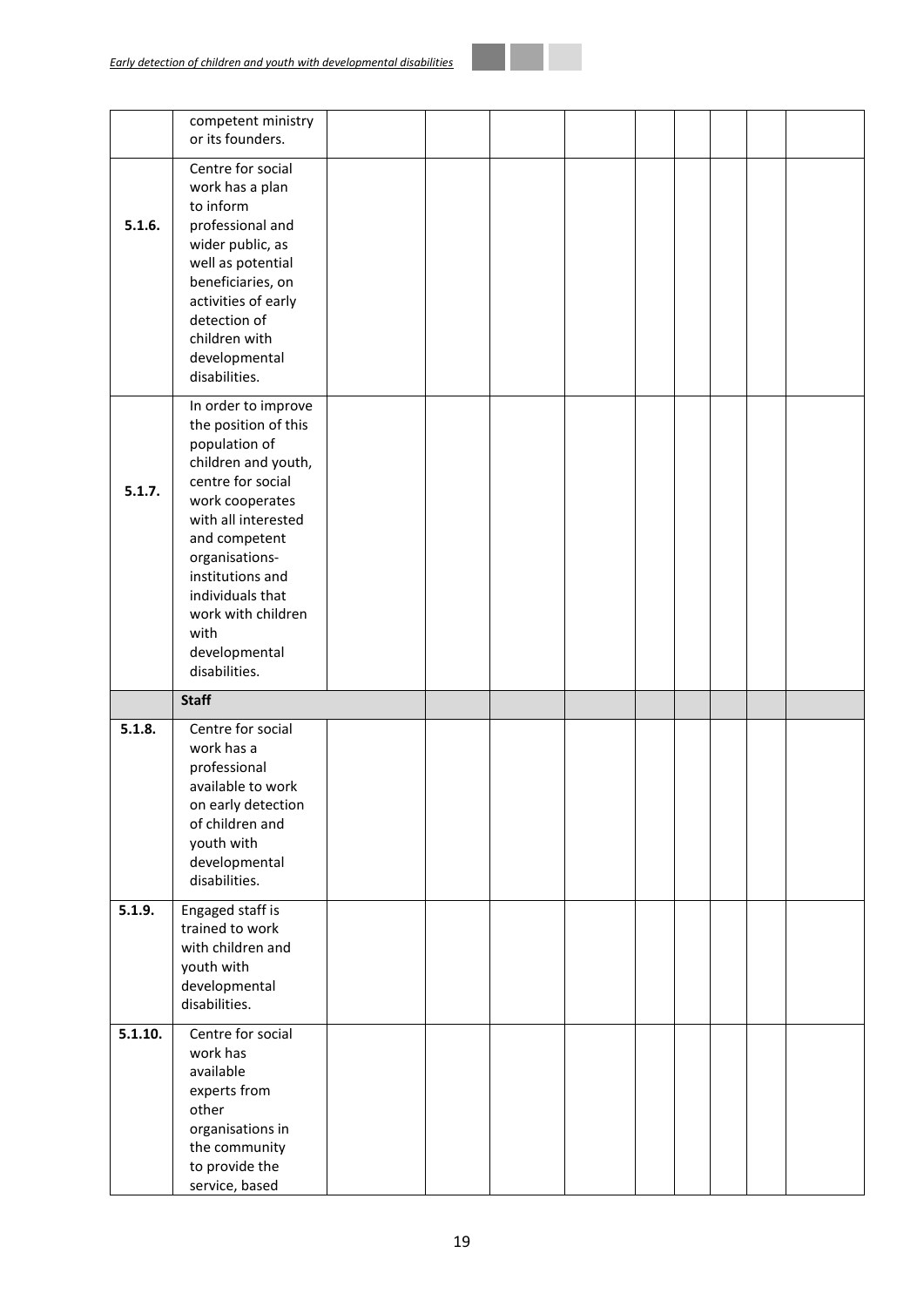| | | | | | | | | | | |
|---|---|---|---|---|---|---|---|---|---|---|
| | competent ministry or its founders. | | | | | | | | | |
| **5.1.6.** | Centre for social work has a plan to inform professional and wider public, as well as potential beneficiaries, on activities of early detection of children with developmental disabilities. | | | | | | | | | |
| **5.1.7.** | In order to improve the position of this population of children and youth, centre for social work cooperates with all interested and competent organisations-institutions and individuals that work with children with developmental disabilities. | | | | | | | | | |
| | **Staff** | | | | | | | | | |
| **5.1.8.** | Centre for social work has a professional available to work on early detection of children and youth with developmental disabilities. | | | | | | | | | |
| **5.1.9.** | Engaged staff is trained to work with children and youth with developmental disabilities. | | | | | | | | | |
| **5.1.10.** | Centre for social work has available experts from other organisations in the community to provide the service, based | | | | | | | | | |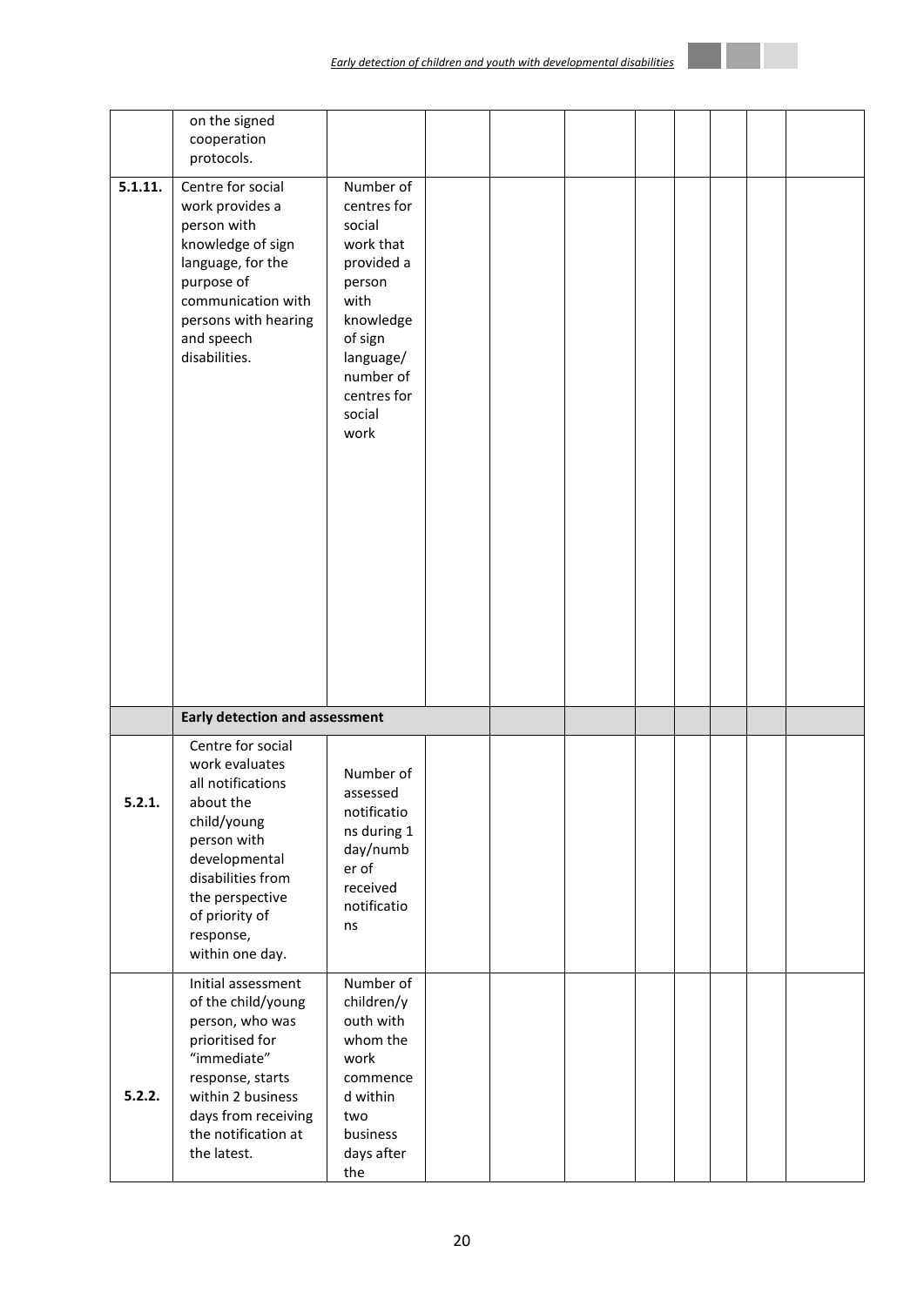| | | | | | | | | | | |
|---|---|---|---|---|---|---|---|---|---|---|
| | on the signed cooperation protocols. | | | | | | | | | |
| **5.1.11.** | Centre for social work provides a person with knowledge of sign language, for the purpose of communication with persons with hearing and speech disabilities. | Number of centres for social work that provided a person with knowledge of sign language/ number of centres for social work | | | | | | | | |
| | **Early detection and assessment** | | | | | | | | | |
| **5.2.1.** | Centre for social work evaluates all notifications about the child/young person with developmental disabilities from the perspective of priority of response, within one day. | Number of assessed notifications during 1 day/number of received notifications | | | | | | | | |
| **5.2.2.** | Initial assessment of the child/young person, who was prioritised for "immediate" response, starts within 2 business days from receiving the notification at the latest. | Number of children/youth with whom the work commenced within two business days after the | | | | | | | | |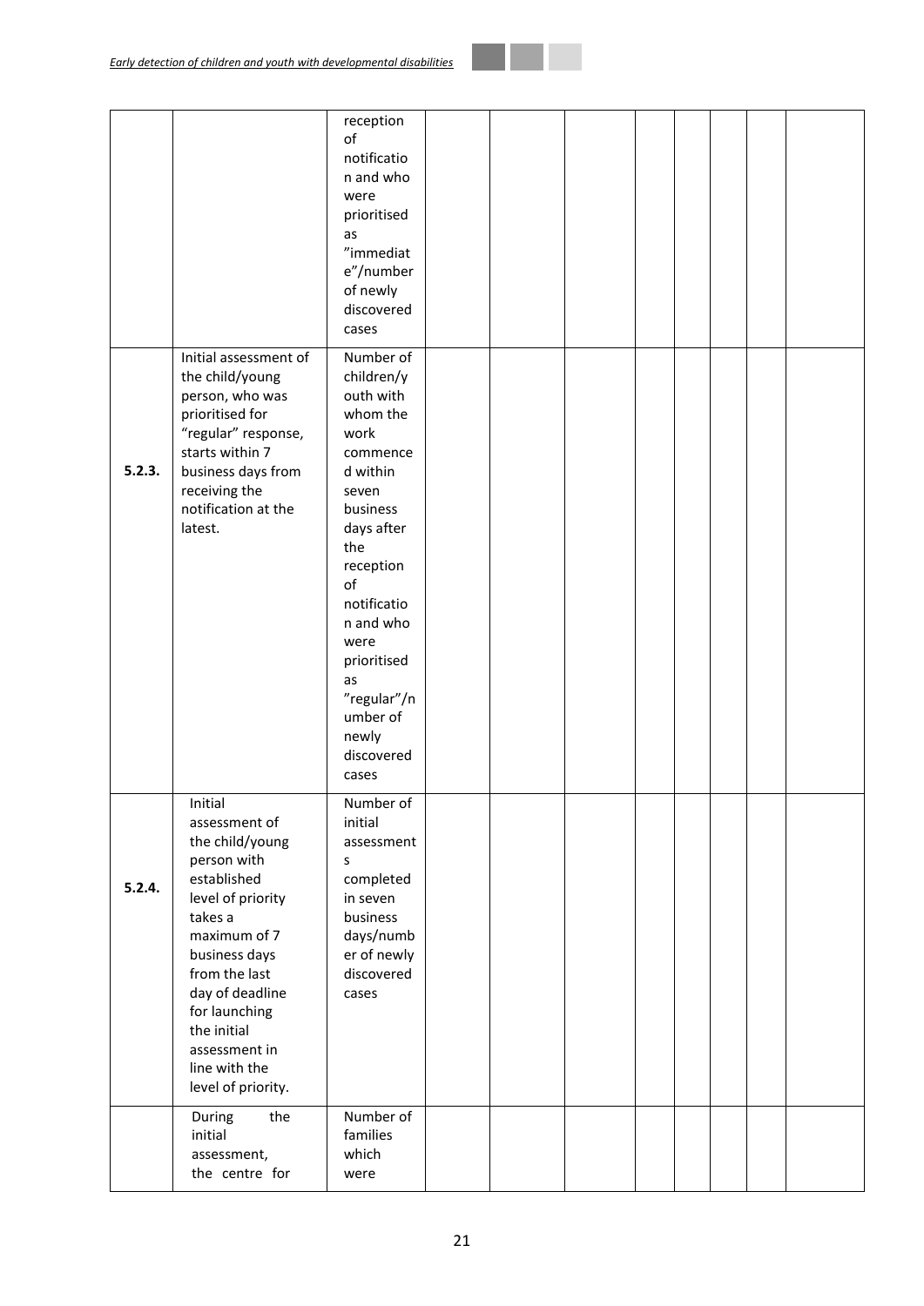| | | | | | | | | | | |
|---|---|---|---|---|---|---|---|---|---|---|
| | | reception of notification and who were prioritised as "immediate"/number of newly discovered cases | | | | | | | | |
| **5.2.3.** | Initial assessment of the child/young person, who was prioritised for "regular" response, starts within 7 business days from receiving the notification at the latest. | Number of children/youth with whom the work commenced within seven business days after the reception of notification and who were prioritised as "regular"/number of newly discovered cases | | | | | | | | |
| **5.2.4.** | Initial assessment of the child/young person with established level of priority takes a maximum of 7 business days from the last day of deadline for launching the initial assessment in line with the level of priority. | Number of initial assessments completed in seven business days/number of newly discovered cases | | | | | | | | |
| | During the initial assessment, the centre for | Number of families which were | | | | | | | | |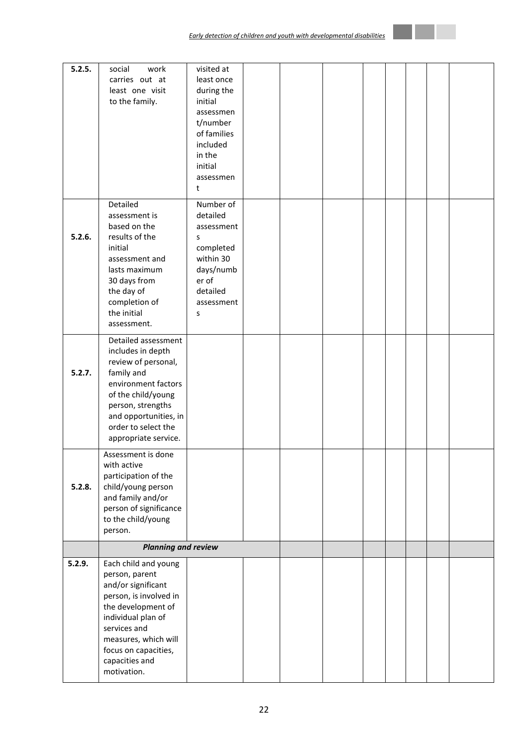| | | | | | | | | | | |
|---|---|---|---|---|---|---|---|---|---|---|
| 5.2.5. | social work carries out at least one visit to the family. | visited at least once during the initial assessment/number of families included in the initial assessment | | | | | | | | |
| 5.2.6. | Detailed assessment is based on the results of the initial assessment and lasts maximum 30 days from the day of completion of the initial assessment. | Number of detailed assessments completed within 30 days/number of detailed assessments | | | | | | | | |
| 5.2.7. | Detailed assessment includes in depth review of personal, family and environment factors of the child/young person, strengths and opportunities, in order to select the appropriate service. | | | | | | | | | |
| 5.2.8. | Assessment is done with active participation of the child/young person and family and/or person of significance to the child/young person. | | | | | | | | | |
| | ***Planning and review*** | | | | | | | | | |
| 5.2.9. | Each child and young person, parent and/or significant person, is involved in the development of individual plan of services and measures, which will focus on capacities, capacities and motivation. | | | | | | | | | |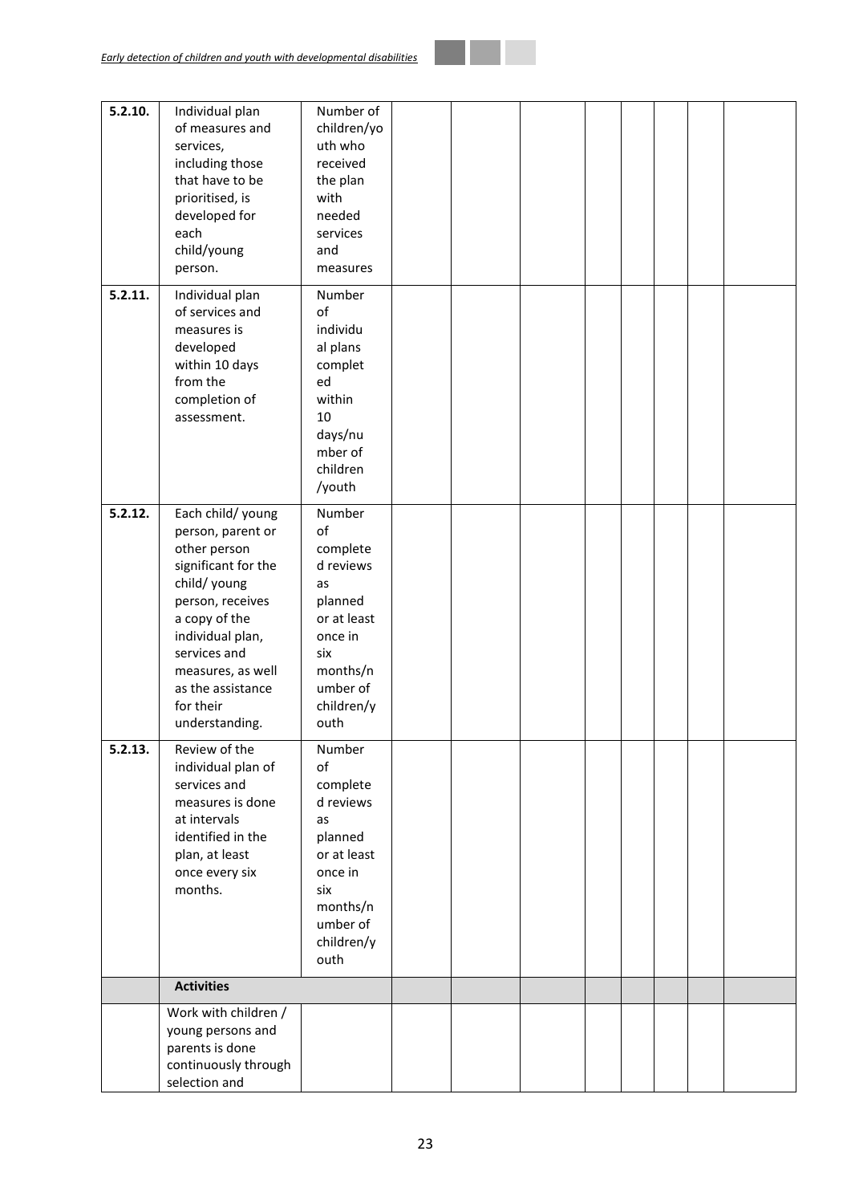| | | | | | | | | | | |
|---|---|---|---|---|---|---|---|---|---|---|
| **5.2.10.** | Individual plan of measures and services, including those that have to be prioritised, is developed for each child/young person. | Number of children/youth who received the plan with needed services and measures | | | | | | | | |
| **5.2.11.** | Individual plan of services and measures is developed within 10 days from the completion of assessment. | Number of individual plans completed within 10 days/number of children/youth | | | | | | | | |
| **5.2.12.** | Each child/ young person, parent or other person significant for the child/ young person, receives a copy of the individual plan, services and measures, as well as the assistance for their understanding. | Number of completed reviews as planned or at least once in six months/number of children/youth | | | | | | | | |
| **5.2.13.** | Review of the individual plan of services and measures is done at intervals identified in the plan, at least once every six months. | Number of completed reviews as planned or at least once in six months/number of children/youth | | | | | | | | |
| | **Activities** | | | | | | | | | |
| | Work with children / young persons and parents is done continuously through selection and | | | | | | | | | |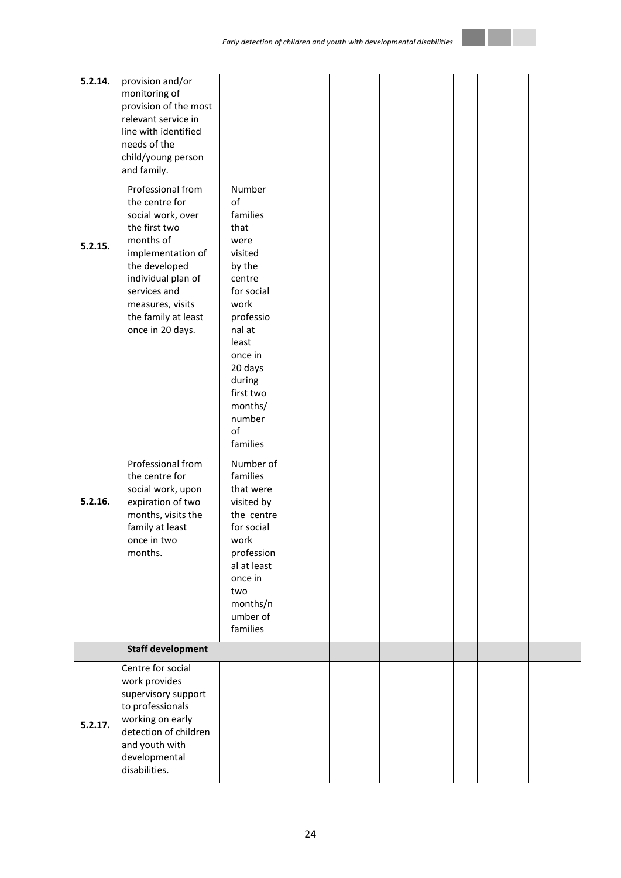| | | | | | | | | | | |
|---|---|---|---|---|---|---|---|---|---|---|
| **5.2.14.** | provision and/or monitoring of provision of the most relevant service in line with identified needs of the child/young person and family. | | | | | | | | | |
| **5.2.15.** | Professional from the centre for social work, over the first two months of implementation of the developed individual plan of services and measures, visits the family at least once in 20 days. | Number of families that were visited by the centre for social work professional at least once in 20 days during first two months/ number of families | | | | | | | | |
| **5.2.16.** | Professional from the centre for social work, upon expiration of two months, visits the family at least once in two months. | Number of families that were visited by the centre for social work professional at least once in two months/number of families | | | | | | | | |
| | **Staff development** | | | | | | | | | |
| **5.2.17.** | Centre for social work provides supervisory support to professionals working on early detection of children and youth with developmental disabilities. | | | | | | | | | |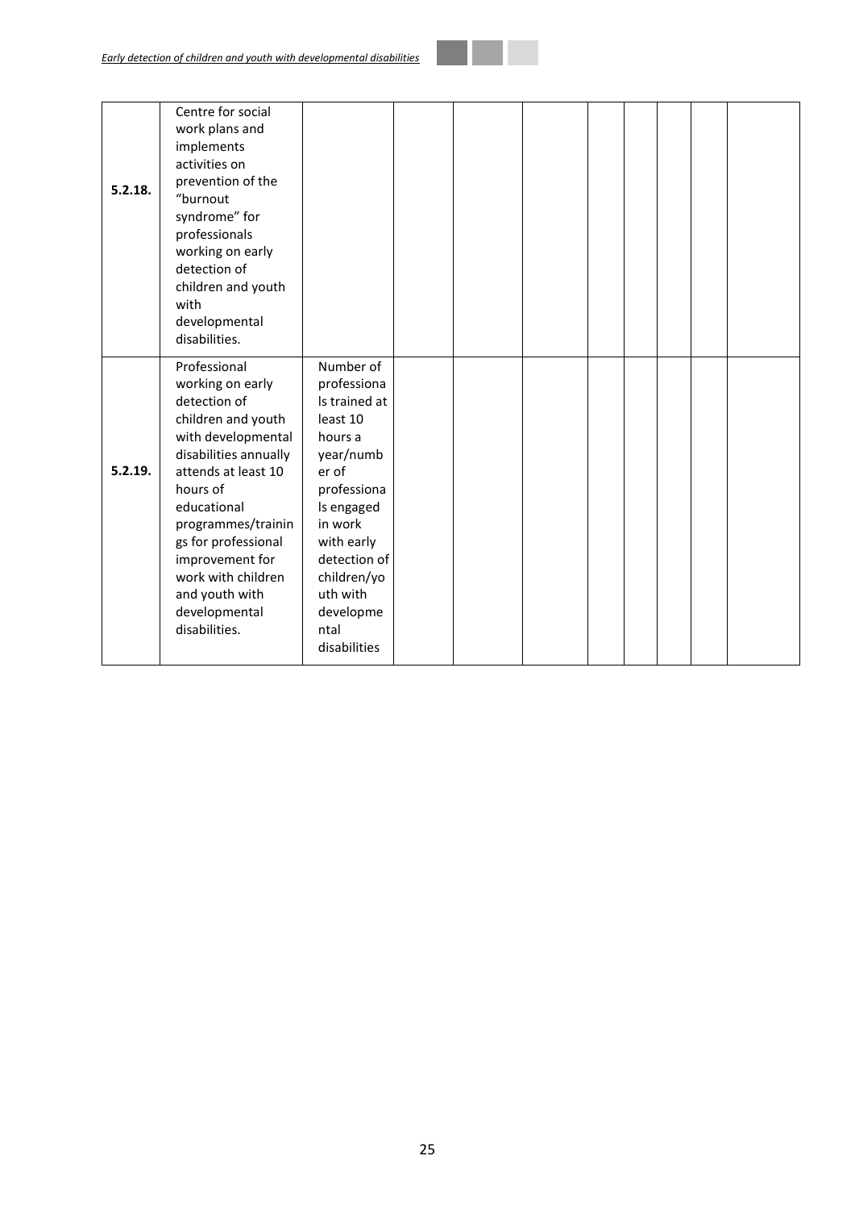| | | | | | | | | | | |
|---|---|---|---|---|---|---|---|---|---|---|
| **5.2.18.** | Centre for social work plans and implements activities on prevention of the "burnout syndrome" for professionals working on early detection of children and youth with developmental disabilities. | | | | | | | | | |
| **5.2.19.** | Professional working on early detection of children and youth with developmental disabilities annually attends at least 10 hours of educational programmes/trainings for professional improvement for work with children and youth with developmental disabilities. | Number of professionals trained at least 10 hours a year/number of professionals engaged in work with early detection of children/youth with developmental disabilities | | | | | | | | |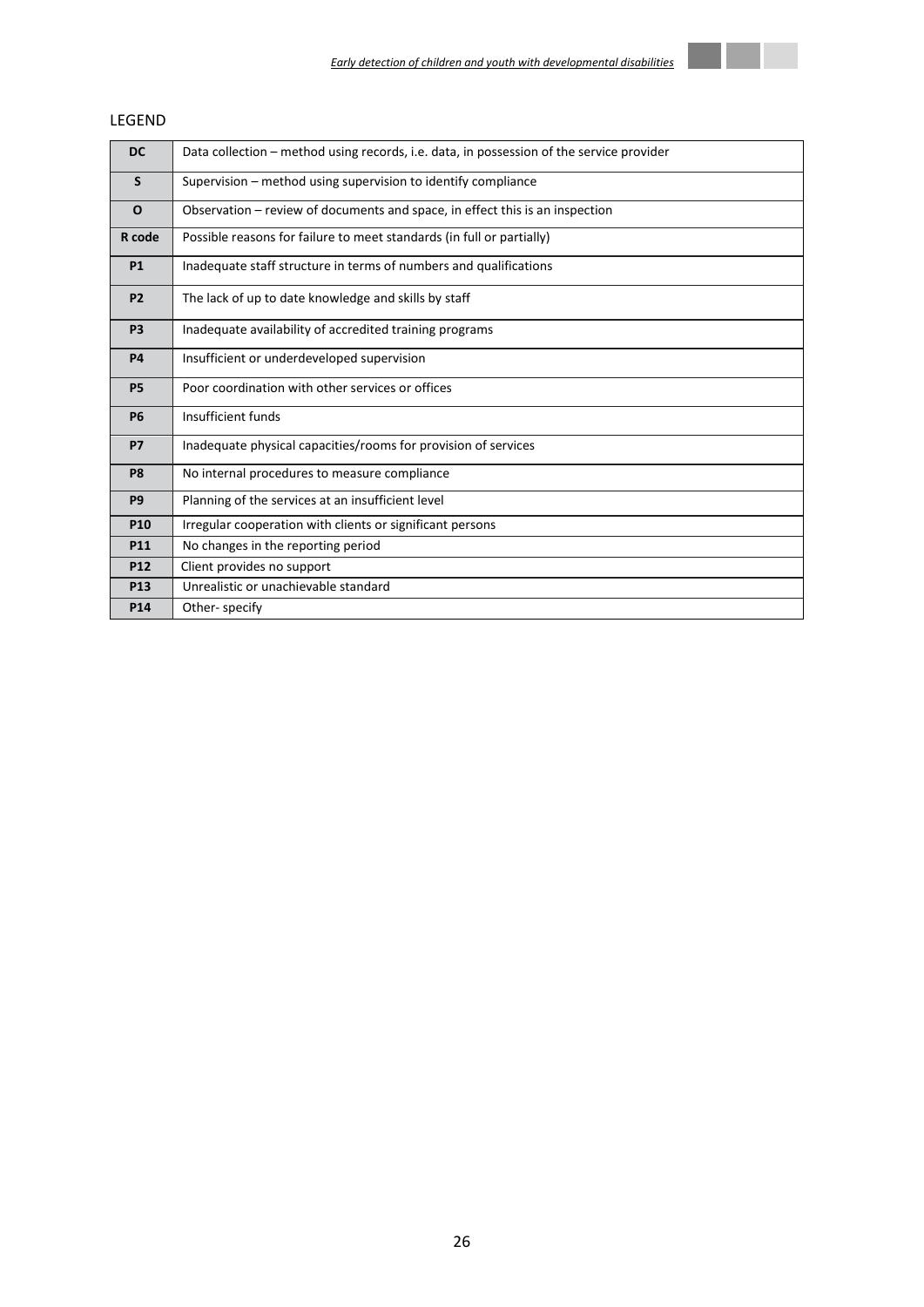LEGEND

| DC | Data collection – method using records, i.e. data, in possession of the service provider |
|---|---|
| S | Supervision – method using supervision to identify compliance |
| O | Observation – review of documents and space, in effect this is an inspection |
| R code | Possible reasons for failure to meet standards (in full or partially) |
| P1 | Inadequate staff structure in terms of numbers and qualifications |
| P2 | The lack of up to date knowledge and skills by staff |
| P3 | Inadequate availability of accredited training programs |
| P4 | Insufficient or underdeveloped supervision |
| P5 | Poor coordination with other services or offices |
| P6 | Insufficient funds |
| P7 | Inadequate physical capacities/rooms for provision of services |
| P8 | No internal procedures to measure compliance |
| P9 | Planning of the services at an insufficient level |
| P10 | Irregular cooperation with clients or significant persons |
| P11 | No changes in the reporting period |
| P12 | Client provides no support |
| P13 | Unrealistic or unachievable standard |
| P14 | Other- specify |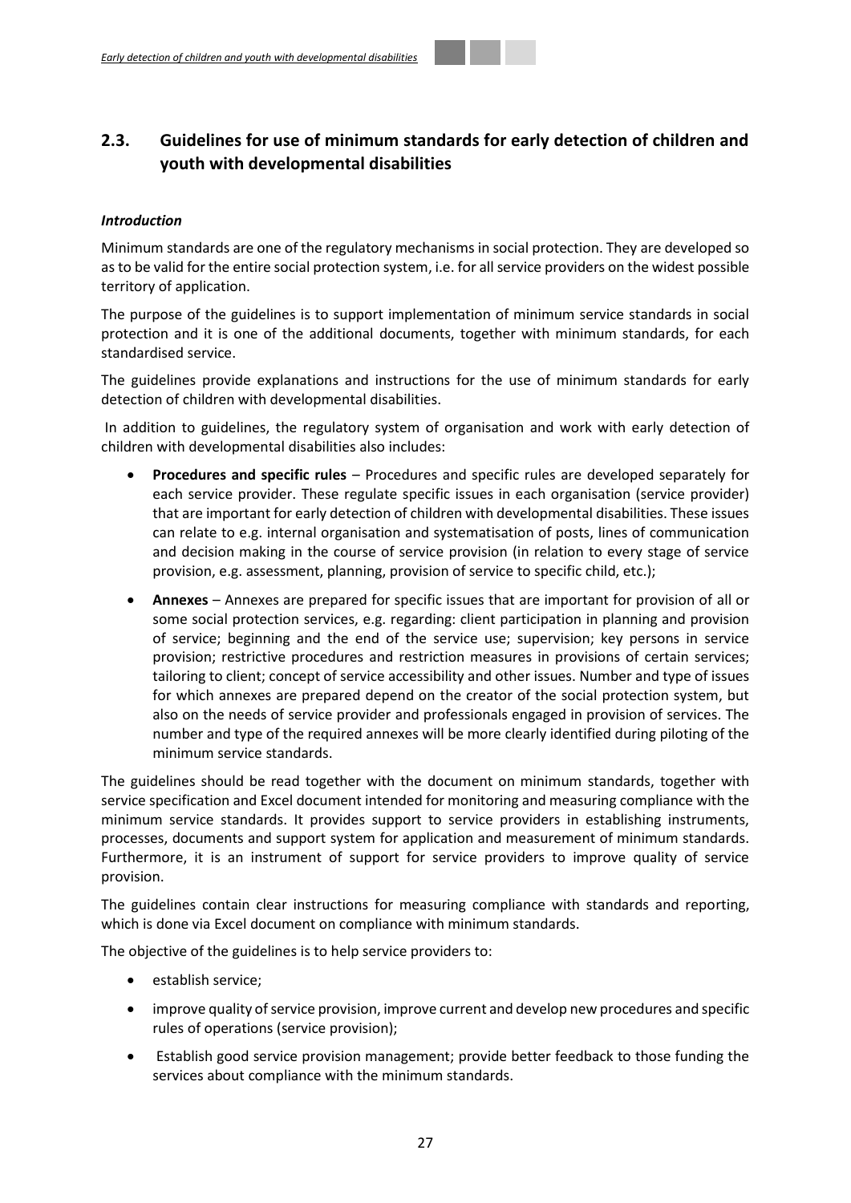## 2.3. Guidelines for use of minimum standards for early detection of children and youth with developmental disabilities

***Introduction***

Minimum standards are one of the regulatory mechanisms in social protection. They are developed so as to be valid for the entire social protection system, i.e. for all service providers on the widest possible territory of application.

The purpose of the guidelines is to support implementation of minimum service standards in social protection and it is one of the additional documents, together with minimum standards, for each standardised service.

The guidelines provide explanations and instructions for the use of minimum standards for early detection of children with developmental disabilities.

In addition to guidelines, the regulatory system of organisation and work with early detection of children with developmental disabilities also includes:

- **Procedures and specific rules** – Procedures and specific rules are developed separately for each service provider. These regulate specific issues in each organisation (service provider) that are important for early detection of children with developmental disabilities. These issues can relate to e.g. internal organisation and systematisation of posts, lines of communication and decision making in the course of service provision (in relation to every stage of service provision, e.g. assessment, planning, provision of service to specific child, etc.);
- **Annexes** – Annexes are prepared for specific issues that are important for provision of all or some social protection services, e.g. regarding: client participation in planning and provision of service; beginning and the end of the service use; supervision; key persons in service provision; restrictive procedures and restriction measures in provisions of certain services; tailoring to client; concept of service accessibility and other issues. Number and type of issues for which annexes are prepared depend on the creator of the social protection system, but also on the needs of service provider and professionals engaged in provision of services. The number and type of the required annexes will be more clearly identified during piloting of the minimum service standards.

The guidelines should be read together with the document on minimum standards, together with service specification and Excel document intended for monitoring and measuring compliance with the minimum service standards. It provides support to service providers in establishing instruments, processes, documents and support system for application and measurement of minimum standards. Furthermore, it is an instrument of support for service providers to improve quality of service provision.

The guidelines contain clear instructions for measuring compliance with standards and reporting, which is done via Excel document on compliance with minimum standards.

The objective of the guidelines is to help service providers to:

- establish service;
- improve quality of service provision, improve current and develop new procedures and specific rules of operations (service provision);
- Establish good service provision management; provide better feedback to those funding the services about compliance with the minimum standards.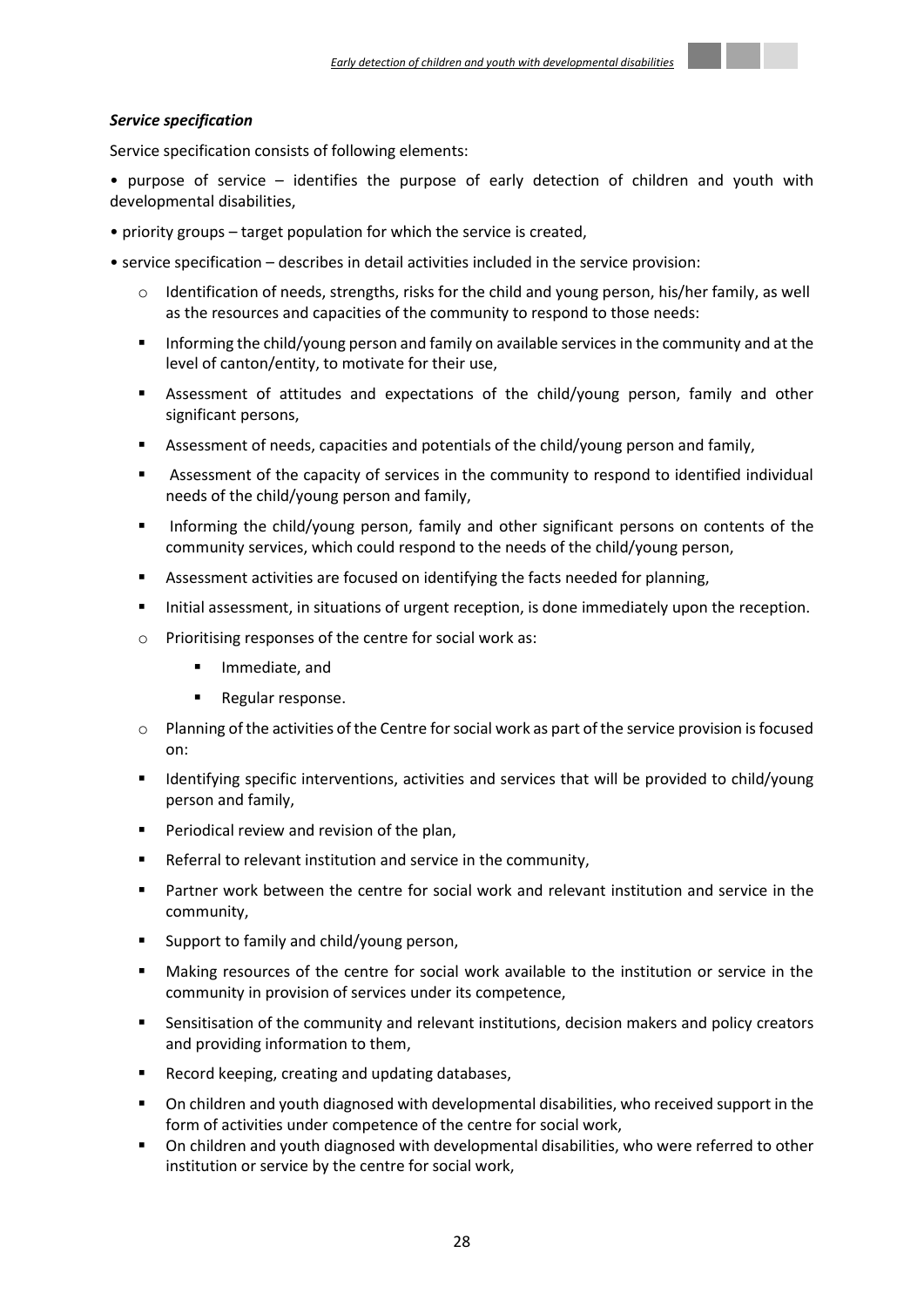***Service specification***

Service specification consists of following elements:

- purpose of service – identifies the purpose of early detection of children and youth with developmental disabilities,
- priority groups – target population for which the service is created,
- service specification – describes in detail activities included in the service provision:
  - Identification of needs, strengths, risks for the child and young person, his/her family, as well as the resources and capacities of the community to respond to those needs:
    - Informing the child/young person and family on available services in the community and at the level of canton/entity, to motivate for their use,
    - Assessment of attitudes and expectations of the child/young person, family and other significant persons,
    - Assessment of needs, capacities and potentials of the child/young person and family,
    - Assessment of the capacity of services in the community to respond to identified individual needs of the child/young person and family,
    - Informing the child/young person, family and other significant persons on contents of the community services, which could respond to the needs of the child/young person,
    - Assessment activities are focused on identifying the facts needed for planning,
    - Initial assessment, in situations of urgent reception, is done immediately upon the reception.
  - Prioritising responses of the centre for social work as:
    - Immediate, and
    - Regular response.
  - Planning of the activities of the Centre for social work as part of the service provision is focused on:
    - Identifying specific interventions, activities and services that will be provided to child/young person and family,
    - Periodical review and revision of the plan,
    - Referral to relevant institution and service in the community,
    - Partner work between the centre for social work and relevant institution and service in the community,
    - Support to family and child/young person,
    - Making resources of the centre for social work available to the institution or service in the community in provision of services under its competence,
    - Sensitisation of the community and relevant institutions, decision makers and policy creators and providing information to them,
    - Record keeping, creating and updating databases,
    - On children and youth diagnosed with developmental disabilities, who received support in the form of activities under competence of the centre for social work,
    - On children and youth diagnosed with developmental disabilities, who were referred to other institution or service by the centre for social work,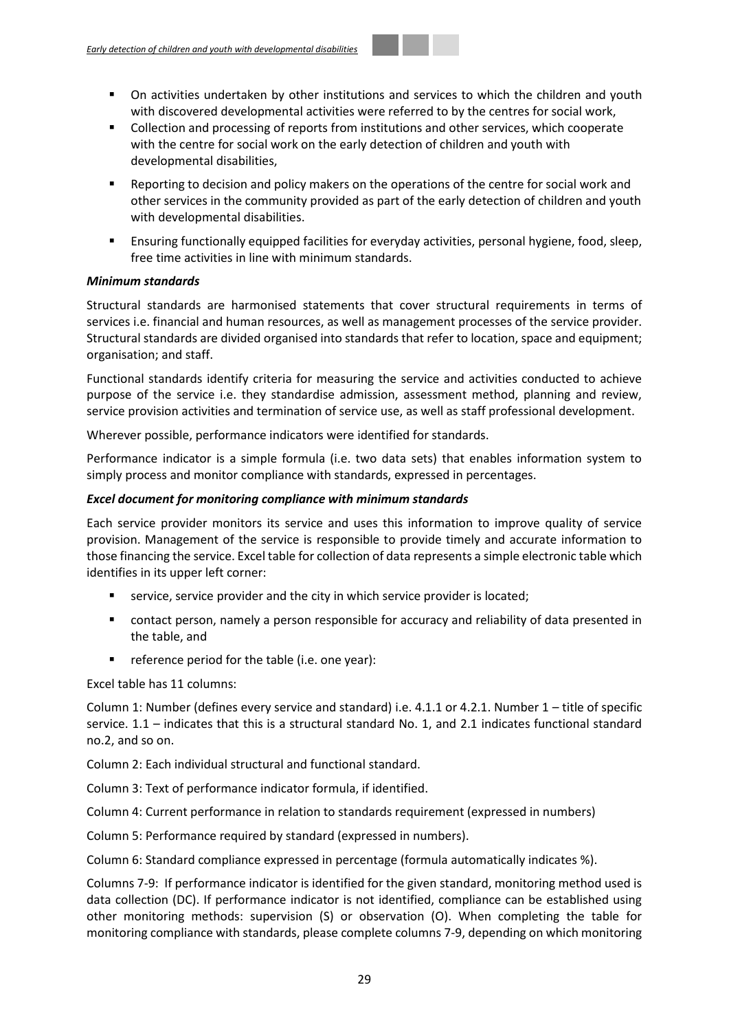- On activities undertaken by other institutions and services to which the children and youth with discovered developmental activities were referred to by the centres for social work,
- Collection and processing of reports from institutions and other services, which cooperate with the centre for social work on the early detection of children and youth with developmental disabilities,
- Reporting to decision and policy makers on the operations of the centre for social work and other services in the community provided as part of the early detection of children and youth with developmental disabilities.
- Ensuring functionally equipped facilities for everyday activities, personal hygiene, food, sleep, free time activities in line with minimum standards.

***Minimum standards***

Structural standards are harmonised statements that cover structural requirements in terms of services i.e. financial and human resources, as well as management processes of the service provider. Structural standards are divided organised into standards that refer to location, space and equipment; organisation; and staff.

Functional standards identify criteria for measuring the service and activities conducted to achieve purpose of the service i.e. they standardise admission, assessment method, planning and review, service provision activities and termination of service use, as well as staff professional development.

Wherever possible, performance indicators were identified for standards.

Performance indicator is a simple formula (i.e. two data sets) that enables information system to simply process and monitor compliance with standards, expressed in percentages.

***Excel document for monitoring compliance with minimum standards***

Each service provider monitors its service and uses this information to improve quality of service provision. Management of the service is responsible to provide timely and accurate information to those financing the service. Excel table for collection of data represents a simple electronic table which identifies in its upper left corner:

- service, service provider and the city in which service provider is located;
- contact person, namely a person responsible for accuracy and reliability of data presented in the table, and
- reference period for the table (i.e. one year):

Excel table has 11 columns:

Column 1: Number (defines every service and standard) i.e. 4.1.1 or 4.2.1. Number 1 – title of specific service. 1.1 – indicates that this is a structural standard No. 1, and 2.1 indicates functional standard no.2, and so on.

Column 2: Each individual structural and functional standard.

Column 3: Text of performance indicator formula, if identified.

Column 4: Current performance in relation to standards requirement (expressed in numbers)

Column 5: Performance required by standard (expressed in numbers).

Column 6: Standard compliance expressed in percentage (formula automatically indicates %).

Columns 7-9: If performance indicator is identified for the given standard, monitoring method used is data collection (DC). If performance indicator is not identified, compliance can be established using other monitoring methods: supervision (S) or observation (O). When completing the table for monitoring compliance with standards, please complete columns 7-9, depending on which monitoring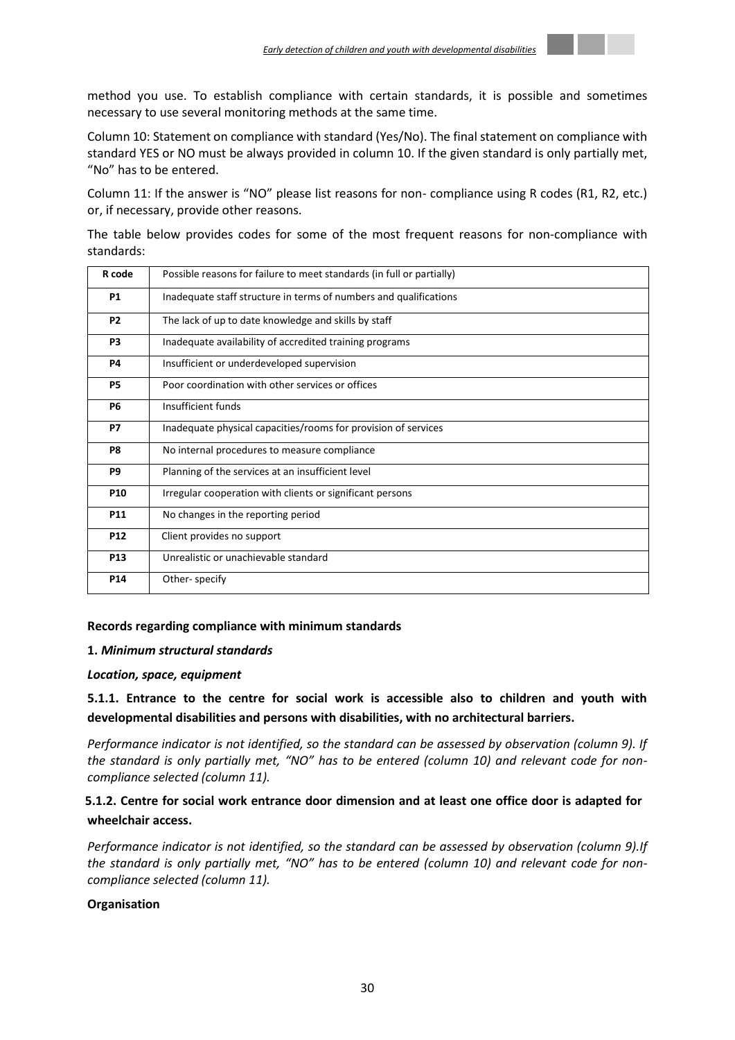method you use. To establish compliance with certain standards, it is possible and sometimes necessary to use several monitoring methods at the same time.

Column 10: Statement on compliance with standard (Yes/No). The final statement on compliance with standard YES or NO must be always provided in column 10. If the given standard is only partially met, "No" has to be entered.

Column 11: If the answer is "NO" please list reasons for non- compliance using R codes (R1, R2, etc.) or, if necessary, provide other reasons.

The table below provides codes for some of the most frequent reasons for non-compliance with standards:

| R code | Possible reasons for failure to meet standards (in full or partially) |
|---|---|
| P1 | Inadequate staff structure in terms of numbers and qualifications |
| P2 | The lack of up to date knowledge and skills by staff |
| P3 | Inadequate availability of accredited training programs |
| P4 | Insufficient or underdeveloped supervision |
| P5 | Poor coordination with other services or offices |
| P6 | Insufficient funds |
| P7 | Inadequate physical capacities/rooms for provision of services |
| P8 | No internal procedures to measure compliance |
| P9 | Planning of the services at an insufficient level |
| P10 | Irregular cooperation with clients or significant persons |
| P11 | No changes in the reporting period |
| P12 | Client provides no support |
| P13 | Unrealistic or unachievable standard |
| P14 | Other- specify |

**Records regarding compliance with minimum standards**

**1. *Minimum structural standards***

***Location, space, equipment***

**5.1.1. Entrance to the centre for social work is accessible also to children and youth with developmental disabilities and persons with disabilities, with no architectural barriers.**

*Performance indicator is not identified, so the standard can be assessed by observation (column 9). If the standard is only partially met, "NO" has to be entered (column 10) and relevant code for non-compliance selected (column 11).*

**5.1.2. Centre for social work entrance door dimension and at least one office door is adapted for wheelchair access.**

*Performance indicator is not identified, so the standard can be assessed by observation (column 9).If the standard is only partially met, "NO" has to be entered (column 10) and relevant code for non-compliance selected (column 11).*

**Organisation**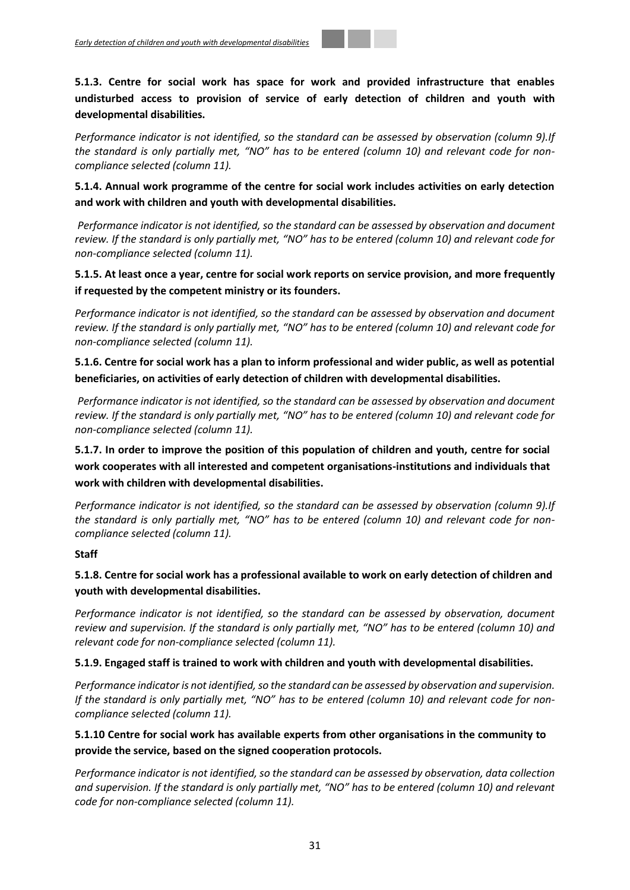**5.1.3. Centre for social work has space for work and provided infrastructure that enables undisturbed access to provision of service of early detection of children and youth with developmental disabilities.**

*Performance indicator is not identified, so the standard can be assessed by observation (column 9).If the standard is only partially met, "NO" has to be entered (column 10) and relevant code for non-compliance selected (column 11).*

**5.1.4. Annual work programme of the centre for social work includes activities on early detection and work with children and youth with developmental disabilities.**

*Performance indicator is not identified, so the standard can be assessed by observation and document review. If the standard is only partially met, "NO" has to be entered (column 10) and relevant code for non-compliance selected (column 11).*

**5.1.5. At least once a year, centre for social work reports on service provision, and more frequently if requested by the competent ministry or its founders.**

*Performance indicator is not identified, so the standard can be assessed by observation and document review. If the standard is only partially met, "NO" has to be entered (column 10) and relevant code for non-compliance selected (column 11).*

**5.1.6. Centre for social work has a plan to inform professional and wider public, as well as potential beneficiaries, on activities of early detection of children with developmental disabilities.**

*Performance indicator is not identified, so the standard can be assessed by observation and document review. If the standard is only partially met, "NO" has to be entered (column 10) and relevant code for non-compliance selected (column 11).*

**5.1.7. In order to improve the position of this population of children and youth, centre for social work cooperates with all interested and competent organisations-institutions and individuals that work with children with developmental disabilities.**

*Performance indicator is not identified, so the standard can be assessed by observation (column 9).If the standard is only partially met, "NO" has to be entered (column 10) and relevant code for non-compliance selected (column 11).*

**Staff**

**5.1.8. Centre for social work has a professional available to work on early detection of children and youth with developmental disabilities.**

*Performance indicator is not identified, so the standard can be assessed by observation, document review and supervision. If the standard is only partially met, "NO" has to be entered (column 10) and relevant code for non-compliance selected (column 11).*

**5.1.9. Engaged staff is trained to work with children and youth with developmental disabilities.**

*Performance indicator is not identified, so the standard can be assessed by observation and supervision. If the standard is only partially met, "NO" has to be entered (column 10) and relevant code for non-compliance selected (column 11).*

**5.1.10 Centre for social work has available experts from other organisations in the community to provide the service, based on the signed cooperation protocols.**

*Performance indicator is not identified, so the standard can be assessed by observation, data collection and supervision. If the standard is only partially met, "NO" has to be entered (column 10) and relevant code for non-compliance selected (column 11).*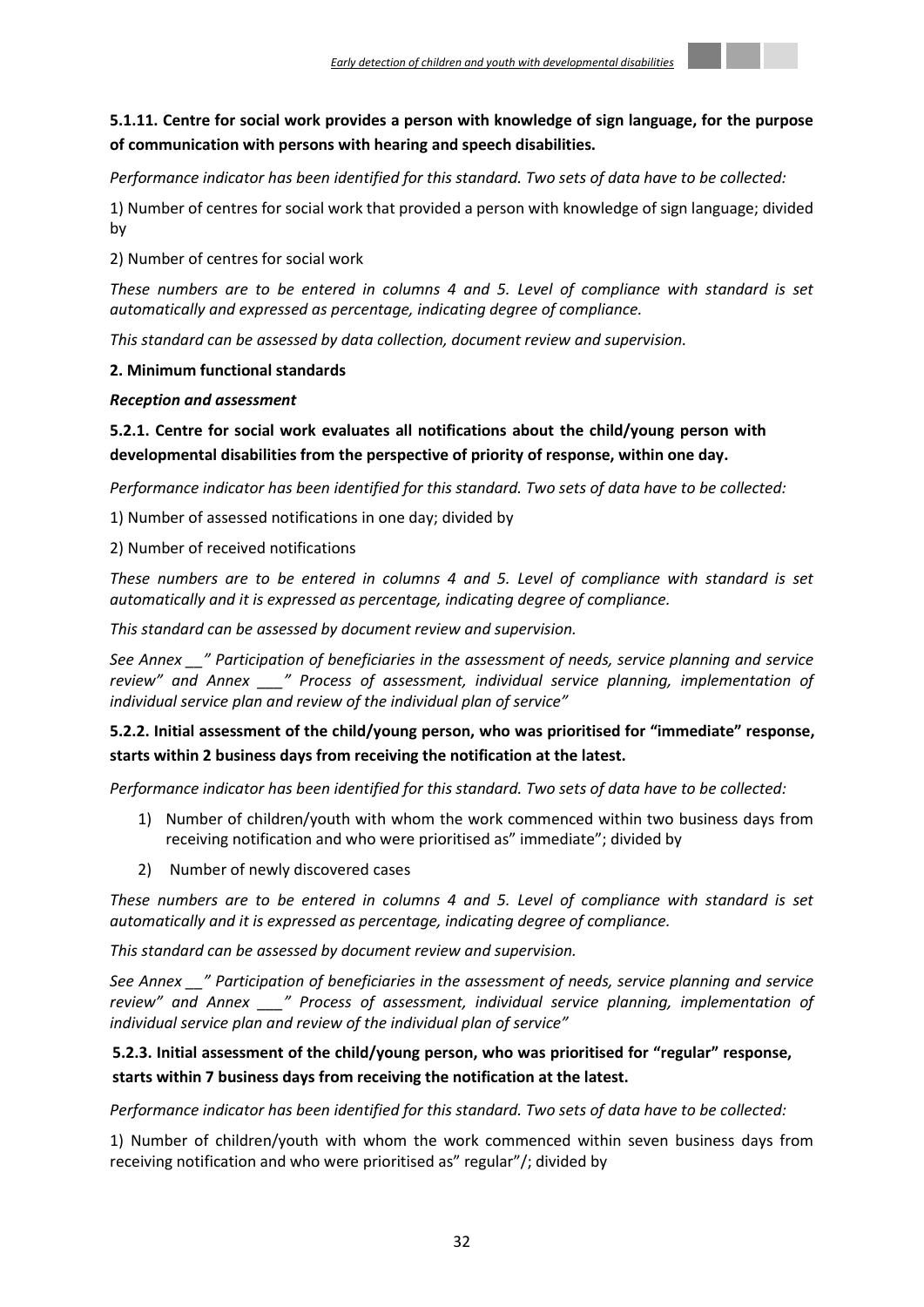**5.1.11. Centre for social work provides a person with knowledge of sign language, for the purpose of communication with persons with hearing and speech disabilities.**

*Performance indicator has been identified for this standard. Two sets of data have to be collected:*

1) Number of centres for social work that provided a person with knowledge of sign language; divided by

2) Number of centres for social work

*These numbers are to be entered in columns 4 and 5. Level of compliance with standard is set automatically and expressed as percentage, indicating degree of compliance.*

*This standard can be assessed by data collection, document review and supervision.*

**2. Minimum functional standards**

***Reception and assessment***

**5.2.1. Centre for social work evaluates all notifications about the child/young person with developmental disabilities from the perspective of priority of response, within one day.**

*Performance indicator has been identified for this standard. Two sets of data have to be collected:*

1) Number of assessed notifications in one day; divided by

2) Number of received notifications

*These numbers are to be entered in columns 4 and 5. Level of compliance with standard is set automatically and it is expressed as percentage, indicating degree of compliance.*

*This standard can be assessed by document review and supervision.*

*See Annex __" Participation of beneficiaries in the assessment of needs, service planning and service review" and Annex ___" Process of assessment, individual service planning, implementation of individual service plan and review of the individual plan of service"*

**5.2.2. Initial assessment of the child/young person, who was prioritised for "immediate" response, starts within 2 business days from receiving the notification at the latest.**

*Performance indicator has been identified for this standard. Two sets of data have to be collected:*

1) Number of children/youth with whom the work commenced within two business days from receiving notification and who were prioritised as" immediate"; divided by
2) Number of newly discovered cases

*These numbers are to be entered in columns 4 and 5. Level of compliance with standard is set automatically and it is expressed as percentage, indicating degree of compliance.*

*This standard can be assessed by document review and supervision.*

*See Annex __" Participation of beneficiaries in the assessment of needs, service planning and service review" and Annex ___" Process of assessment, individual service planning, implementation of individual service plan and review of the individual plan of service"*

**5.2.3. Initial assessment of the child/young person, who was prioritised for "regular" response, starts within 7 business days from receiving the notification at the latest.**

*Performance indicator has been identified for this standard. Two sets of data have to be collected:*

1) Number of children/youth with whom the work commenced within seven business days from receiving notification and who were prioritised as" regular"/; divided by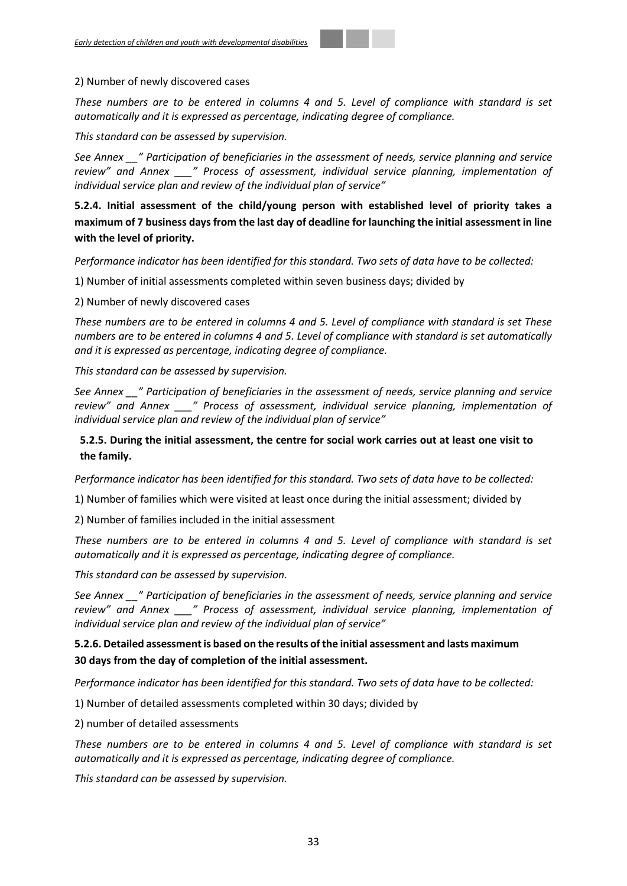2) Number of newly discovered cases

*These numbers are to be entered in columns 4 and 5. Level of compliance with standard is set automatically and it is expressed as percentage, indicating degree of compliance.*

*This standard can be assessed by supervision.*

*See Annex __" Participation of beneficiaries in the assessment of needs, service planning and service review" and Annex ___" Process of assessment, individual service planning, implementation of individual service plan and review of the individual plan of service"*

**5.2.4. Initial assessment of the child/young person with established level of priority takes a maximum of 7 business days from the last day of deadline for launching the initial assessment in line with the level of priority.**

*Performance indicator has been identified for this standard. Two sets of data have to be collected:*

1) Number of initial assessments completed within seven business days; divided by

2) Number of newly discovered cases

*These numbers are to be entered in columns 4 and 5. Level of compliance with standard is set These numbers are to be entered in columns 4 and 5. Level of compliance with standard is set automatically and it is expressed as percentage, indicating degree of compliance.*

*This standard can be assessed by supervision.*

*See Annex __" Participation of beneficiaries in the assessment of needs, service planning and service review" and Annex ___" Process of assessment, individual service planning, implementation of individual service plan and review of the individual plan of service"*

**5.2.5. During the initial assessment, the centre for social work carries out at least one visit to the family.**

*Performance indicator has been identified for this standard. Two sets of data have to be collected:*

1) Number of families which were visited at least once during the initial assessment; divided by

2) Number of families included in the initial assessment

*These numbers are to be entered in columns 4 and 5. Level of compliance with standard is set automatically and it is expressed as percentage, indicating degree of compliance.*

*This standard can be assessed by supervision.*

*See Annex __" Participation of beneficiaries in the assessment of needs, service planning and service review" and Annex ___" Process of assessment, individual service planning, implementation of individual service plan and review of the individual plan of service"*

**5.2.6. Detailed assessment is based on the results of the initial assessment and lasts maximum 30 days from the day of completion of the initial assessment.**

*Performance indicator has been identified for this standard. Two sets of data have to be collected:*

1) Number of detailed assessments completed within 30 days; divided by

2) number of detailed assessments

*These numbers are to be entered in columns 4 and 5. Level of compliance with standard is set automatically and it is expressed as percentage, indicating degree of compliance.*

*This standard can be assessed by supervision.*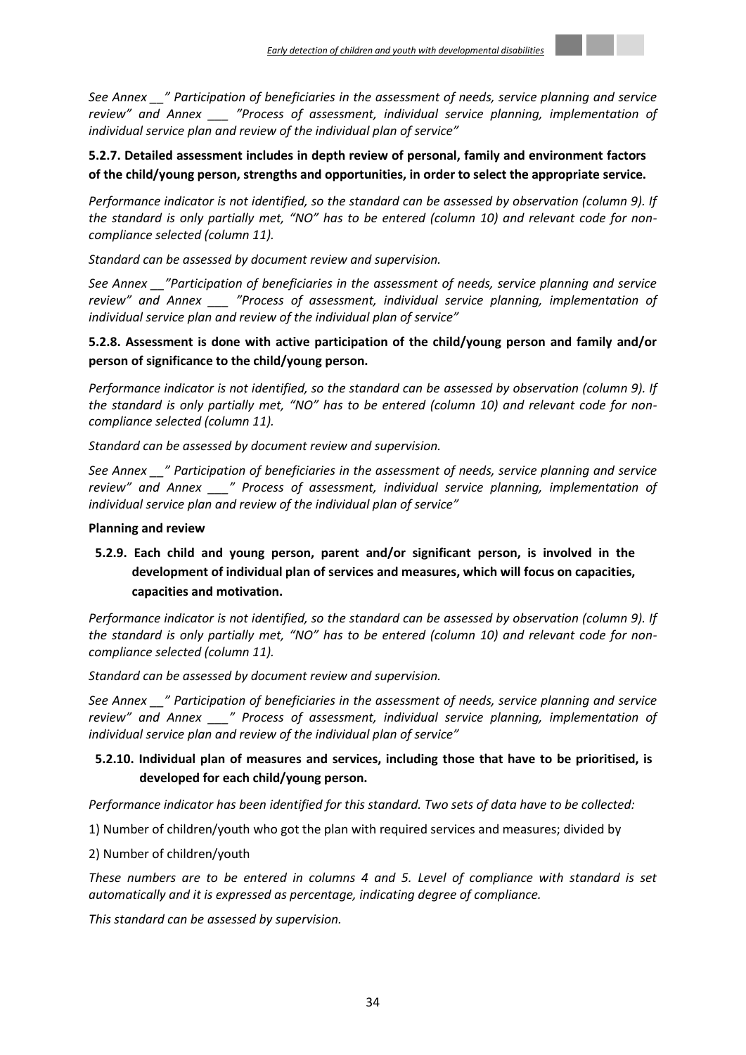*See Annex __" Participation of beneficiaries in the assessment of needs, service planning and service review" and Annex ___ "Process of assessment, individual service planning, implementation of individual service plan and review of the individual plan of service"*

**5.2.7. Detailed assessment includes in depth review of personal, family and environment factors of the child/young person, strengths and opportunities, in order to select the appropriate service.**

*Performance indicator is not identified, so the standard can be assessed by observation (column 9). If the standard is only partially met, "NO" has to be entered (column 10) and relevant code for non-compliance selected (column 11).*

*Standard can be assessed by document review and supervision.*

*See Annex __"Participation of beneficiaries in the assessment of needs, service planning and service review" and Annex ___ "Process of assessment, individual service planning, implementation of individual service plan and review of the individual plan of service"*

**5.2.8. Assessment is done with active participation of the child/young person and family and/or person of significance to the child/young person.**

*Performance indicator is not identified, so the standard can be assessed by observation (column 9). If the standard is only partially met, "NO" has to be entered (column 10) and relevant code for non-compliance selected (column 11).*

*Standard can be assessed by document review and supervision.*

*See Annex __" Participation of beneficiaries in the assessment of needs, service planning and service review" and Annex ___" Process of assessment, individual service planning, implementation of individual service plan and review of the individual plan of service"*

**Planning and review**

**5.2.9. Each child and young person, parent and/or significant person, is involved in the development of individual plan of services and measures, which will focus on capacities, capacities and motivation.**

*Performance indicator is not identified, so the standard can be assessed by observation (column 9). If the standard is only partially met, "NO" has to be entered (column 10) and relevant code for non-compliance selected (column 11).*

*Standard can be assessed by document review and supervision.*

*See Annex __" Participation of beneficiaries in the assessment of needs, service planning and service review" and Annex ___" Process of assessment, individual service planning, implementation of individual service plan and review of the individual plan of service"*

**5.2.10. Individual plan of measures and services, including those that have to be prioritised, is developed for each child/young person.**

*Performance indicator has been identified for this standard. Two sets of data have to be collected:*

1) Number of children/youth who got the plan with required services and measures; divided by

2) Number of children/youth

*These numbers are to be entered in columns 4 and 5. Level of compliance with standard is set automatically and it is expressed as percentage, indicating degree of compliance.*

*This standard can be assessed by supervision.*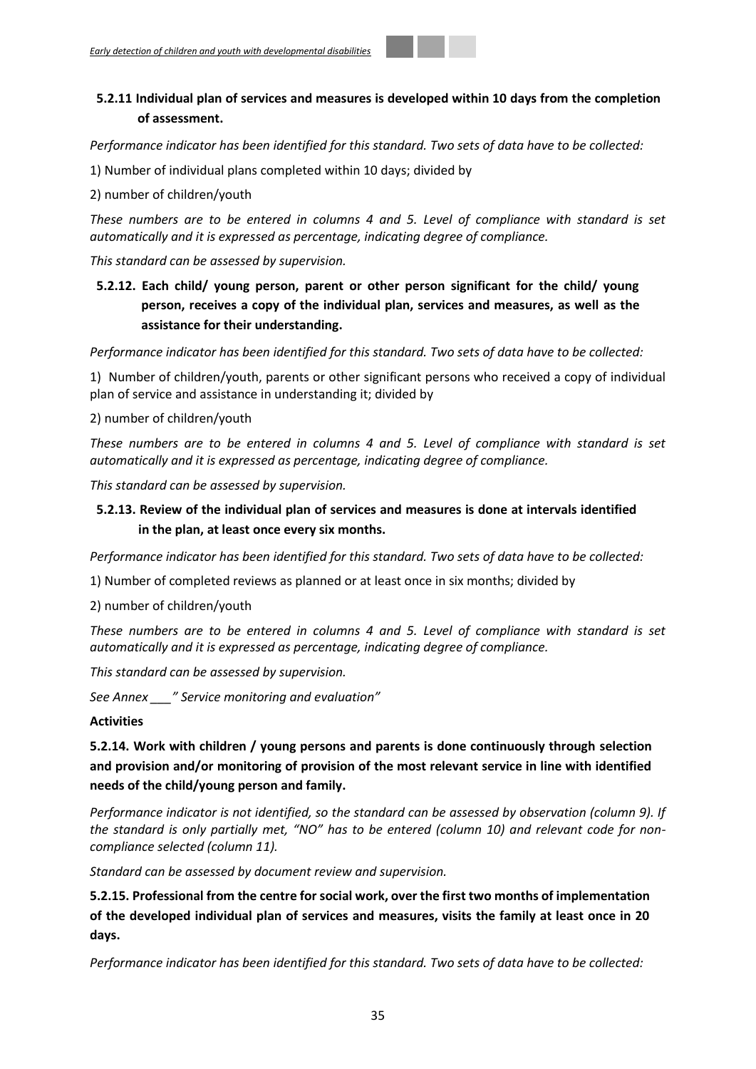**5.2.11 Individual plan of services and measures is developed within 10 days from the completion of assessment.**

*Performance indicator has been identified for this standard. Two sets of data have to be collected:*

1) Number of individual plans completed within 10 days; divided by

2) number of children/youth

*These numbers are to be entered in columns 4 and 5. Level of compliance with standard is set automatically and it is expressed as percentage, indicating degree of compliance.*

*This standard can be assessed by supervision.*

**5.2.12. Each child/ young person, parent or other person significant for the child/ young person, receives a copy of the individual plan, services and measures, as well as the assistance for their understanding.**

*Performance indicator has been identified for this standard. Two sets of data have to be collected:*

1) Number of children/youth, parents or other significant persons who received a copy of individual plan of service and assistance in understanding it; divided by

2) number of children/youth

*These numbers are to be entered in columns 4 and 5. Level of compliance with standard is set automatically and it is expressed as percentage, indicating degree of compliance.*

*This standard can be assessed by supervision.*

**5.2.13. Review of the individual plan of services and measures is done at intervals identified in the plan, at least once every six months.**

*Performance indicator has been identified for this standard. Two sets of data have to be collected:*

1) Number of completed reviews as planned or at least once in six months; divided by

2) number of children/youth

*These numbers are to be entered in columns 4 and 5. Level of compliance with standard is set automatically and it is expressed as percentage, indicating degree of compliance.*

*This standard can be assessed by supervision.*

*See Annex ___" Service monitoring and evaluation"*

**Activities**

**5.2.14. Work with children / young persons and parents is done continuously through selection and provision and/or monitoring of provision of the most relevant service in line with identified needs of the child/young person and family.**

*Performance indicator is not identified, so the standard can be assessed by observation (column 9). If the standard is only partially met, "NO" has to be entered (column 10) and relevant code for non-compliance selected (column 11).*

*Standard can be assessed by document review and supervision.*

**5.2.15. Professional from the centre for social work, over the first two months of implementation of the developed individual plan of services and measures, visits the family at least once in 20 days.**

*Performance indicator has been identified for this standard. Two sets of data have to be collected:*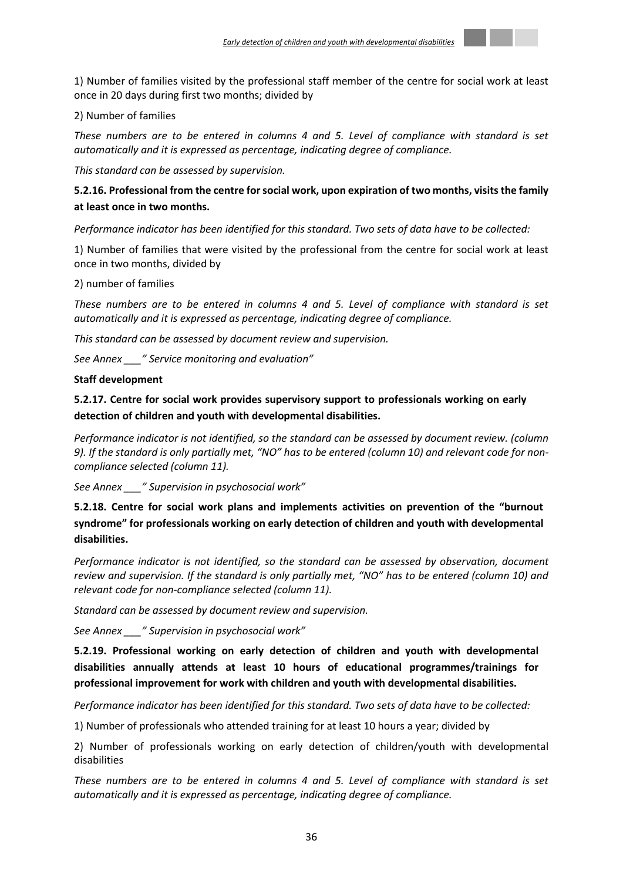1) Number of families visited by the professional staff member of the centre for social work at least once in 20 days during first two months; divided by

2) Number of families

*These numbers are to be entered in columns 4 and 5. Level of compliance with standard is set automatically and it is expressed as percentage, indicating degree of compliance.*

*This standard can be assessed by supervision.*

**5.2.16. Professional from the centre for social work, upon expiration of two months, visits the family at least once in two months.**

*Performance indicator has been identified for this standard. Two sets of data have to be collected:*

1) Number of families that were visited by the professional from the centre for social work at least once in two months, divided by

2) number of families

*These numbers are to be entered in columns 4 and 5. Level of compliance with standard is set automatically and it is expressed as percentage, indicating degree of compliance.*

*This standard can be assessed by document review and supervision.*

*See Annex ___" Service monitoring and evaluation"*

**Staff development**

**5.2.17. Centre for social work provides supervisory support to professionals working on early detection of children and youth with developmental disabilities.**

*Performance indicator is not identified, so the standard can be assessed by document review. (column 9). If the standard is only partially met, "NO" has to be entered (column 10) and relevant code for non-compliance selected (column 11).*

*See Annex ___" Supervision in psychosocial work"*

**5.2.18. Centre for social work plans and implements activities on prevention of the "burnout syndrome" for professionals working on early detection of children and youth with developmental disabilities.**

*Performance indicator is not identified, so the standard can be assessed by observation, document review and supervision. If the standard is only partially met, "NO" has to be entered (column 10) and relevant code for non-compliance selected (column 11).*

*Standard can be assessed by document review and supervision.*

*See Annex ___" Supervision in psychosocial work"*

**5.2.19. Professional working on early detection of children and youth with developmental disabilities annually attends at least 10 hours of educational programmes/trainings for professional improvement for work with children and youth with developmental disabilities.**

*Performance indicator has been identified for this standard. Two sets of data have to be collected:*

1) Number of professionals who attended training for at least 10 hours a year; divided by

2) Number of professionals working on early detection of children/youth with developmental disabilities

*These numbers are to be entered in columns 4 and 5. Level of compliance with standard is set automatically and it is expressed as percentage, indicating degree of compliance.*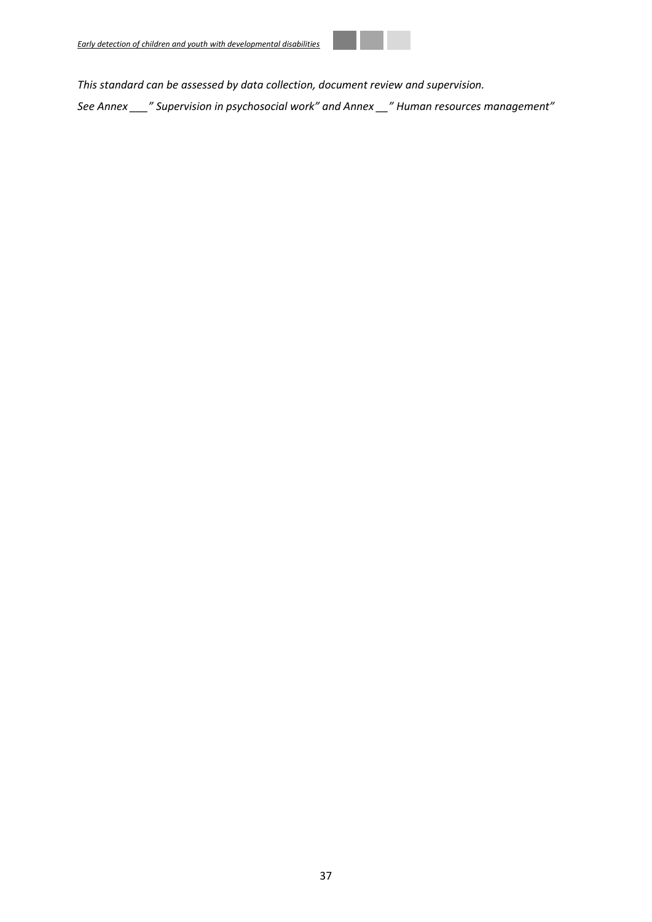*This standard can be assessed by data collection, document review and supervision.*

*See Annex ___" Supervision in psychosocial work" and Annex __" Human resources management"*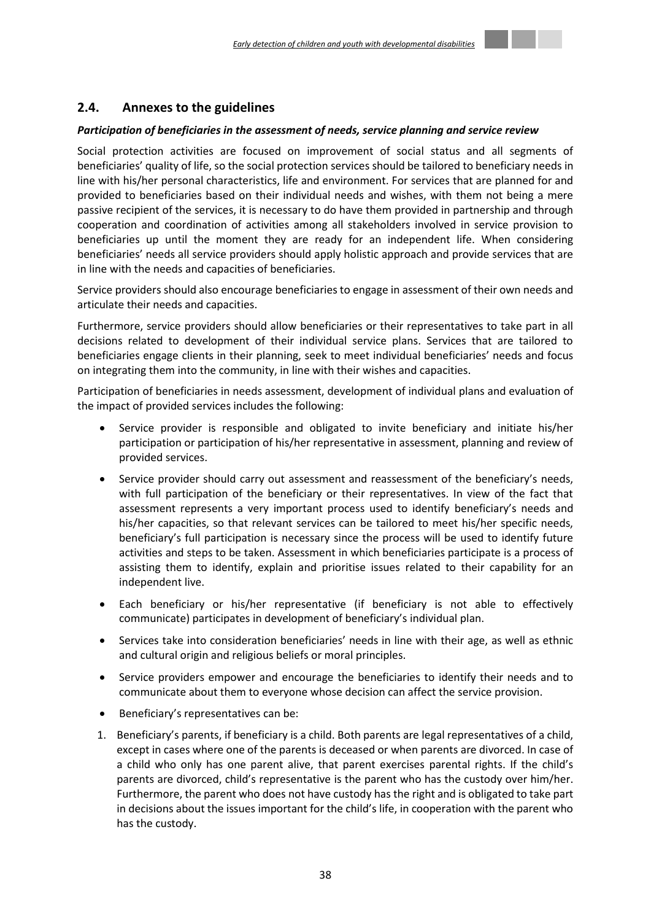## 2.4. Annexes to the guidelines

***Participation of beneficiaries in the assessment of needs, service planning and service review***

Social protection activities are focused on improvement of social status and all segments of beneficiaries' quality of life, so the social protection services should be tailored to beneficiary needs in line with his/her personal characteristics, life and environment. For services that are planned for and provided to beneficiaries based on their individual needs and wishes, with them not being a mere passive recipient of the services, it is necessary to do have them provided in partnership and through cooperation and coordination of activities among all stakeholders involved in service provision to beneficiaries up until the moment they are ready for an independent life. When considering beneficiaries' needs all service providers should apply holistic approach and provide services that are in line with the needs and capacities of beneficiaries.

Service providers should also encourage beneficiaries to engage in assessment of their own needs and articulate their needs and capacities.

Furthermore, service providers should allow beneficiaries or their representatives to take part in all decisions related to development of their individual service plans. Services that are tailored to beneficiaries engage clients in their planning, seek to meet individual beneficiaries' needs and focus on integrating them into the community, in line with their wishes and capacities.

Participation of beneficiaries in needs assessment, development of individual plans and evaluation of the impact of provided services includes the following:

- Service provider is responsible and obligated to invite beneficiary and initiate his/her participation or participation of his/her representative in assessment, planning and review of provided services.
- Service provider should carry out assessment and reassessment of the beneficiary's needs, with full participation of the beneficiary or their representatives. In view of the fact that assessment represents a very important process used to identify beneficiary's needs and his/her capacities, so that relevant services can be tailored to meet his/her specific needs, beneficiary's full participation is necessary since the process will be used to identify future activities and steps to be taken. Assessment in which beneficiaries participate is a process of assisting them to identify, explain and prioritise issues related to their capability for an independent live.
- Each beneficiary or his/her representative (if beneficiary is not able to effectively communicate) participates in development of beneficiary's individual plan.
- Services take into consideration beneficiaries' needs in line with their age, as well as ethnic and cultural origin and religious beliefs or moral principles.
- Service providers empower and encourage the beneficiaries to identify their needs and to communicate about them to everyone whose decision can affect the service provision.
- Beneficiary's representatives can be:

1. Beneficiary's parents, if beneficiary is a child. Both parents are legal representatives of a child, except in cases where one of the parents is deceased or when parents are divorced. In case of a child who only has one parent alive, that parent exercises parental rights. If the child's parents are divorced, child's representative is the parent who has the custody over him/her. Furthermore, the parent who does not have custody has the right and is obligated to take part in decisions about the issues important for the child's life, in cooperation with the parent who has the custody.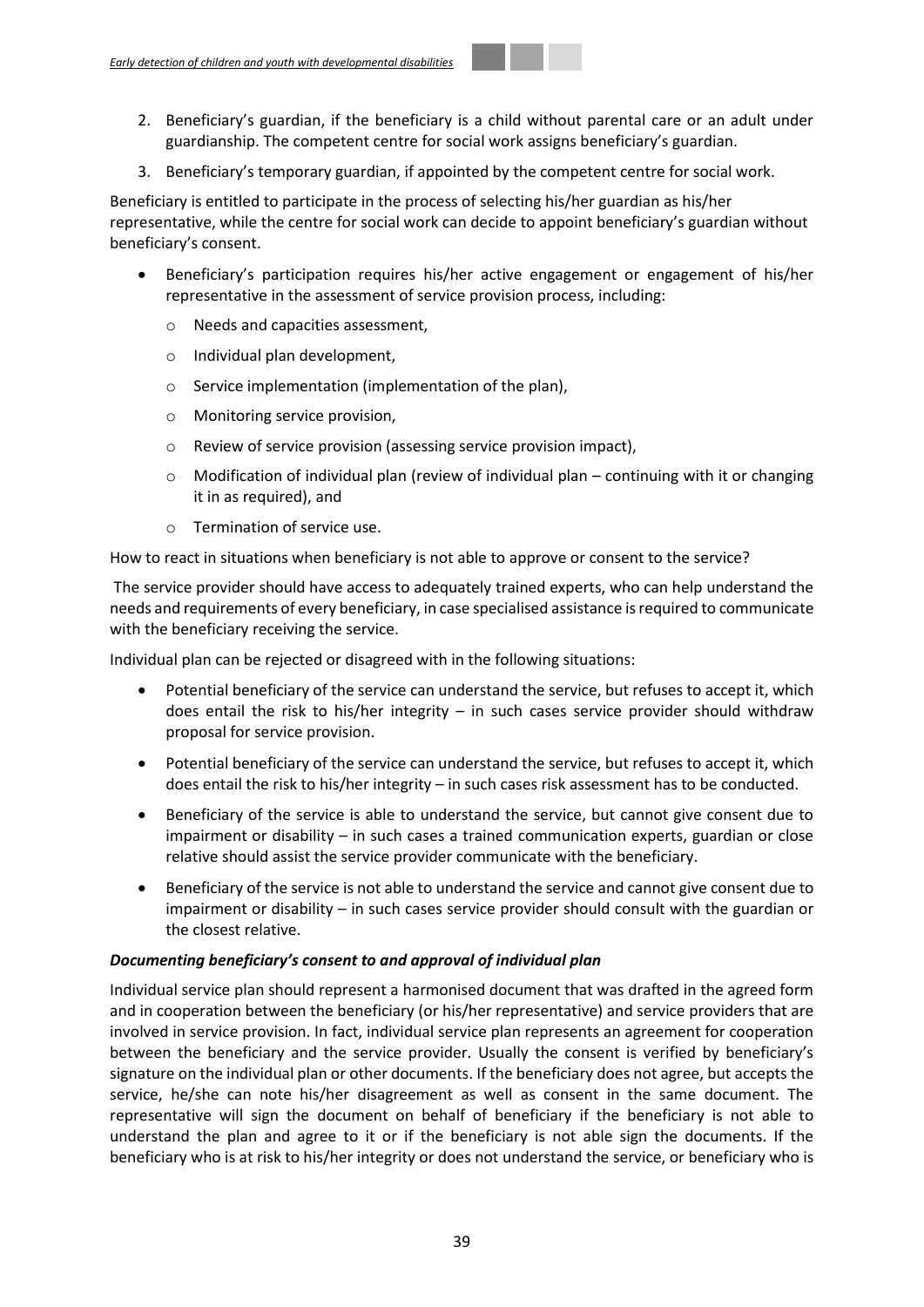2. Beneficiary's guardian, if the beneficiary is a child without parental care or an adult under guardianship. The competent centre for social work assigns beneficiary's guardian.
3. Beneficiary's temporary guardian, if appointed by the competent centre for social work.

Beneficiary is entitled to participate in the process of selecting his/her guardian as his/her representative, while the centre for social work can decide to appoint beneficiary's guardian without beneficiary's consent.

- Beneficiary's participation requires his/her active engagement or engagement of his/her representative in the assessment of service provision process, including:
  - Needs and capacities assessment,
  - Individual plan development,
  - Service implementation (implementation of the plan),
  - Monitoring service provision,
  - Review of service provision (assessing service provision impact),
  - Modification of individual plan (review of individual plan – continuing with it or changing it in as required), and
  - Termination of service use.

How to react in situations when beneficiary is not able to approve or consent to the service?

The service provider should have access to adequately trained experts, who can help understand the needs and requirements of every beneficiary, in case specialised assistance is required to communicate with the beneficiary receiving the service.

Individual plan can be rejected or disagreed with in the following situations:

- Potential beneficiary of the service can understand the service, but refuses to accept it, which does entail the risk to his/her integrity – in such cases service provider should withdraw proposal for service provision.
- Potential beneficiary of the service can understand the service, but refuses to accept it, which does entail the risk to his/her integrity – in such cases risk assessment has to be conducted.
- Beneficiary of the service is able to understand the service, but cannot give consent due to impairment or disability – in such cases a trained communication experts, guardian or close relative should assist the service provider communicate with the beneficiary.
- Beneficiary of the service is not able to understand the service and cannot give consent due to impairment or disability – in such cases service provider should consult with the guardian or the closest relative.

***Documenting beneficiary's consent to and approval of individual plan***

Individual service plan should represent a harmonised document that was drafted in the agreed form and in cooperation between the beneficiary (or his/her representative) and service providers that are involved in service provision. In fact, individual service plan represents an agreement for cooperation between the beneficiary and the service provider. Usually the consent is verified by beneficiary's signature on the individual plan or other documents. If the beneficiary does not agree, but accepts the service, he/she can note his/her disagreement as well as consent in the same document. The representative will sign the document on behalf of beneficiary if the beneficiary is not able to understand the plan and agree to it or if the beneficiary is not able sign the documents. If the beneficiary who is at risk to his/her integrity or does not understand the service, or beneficiary who is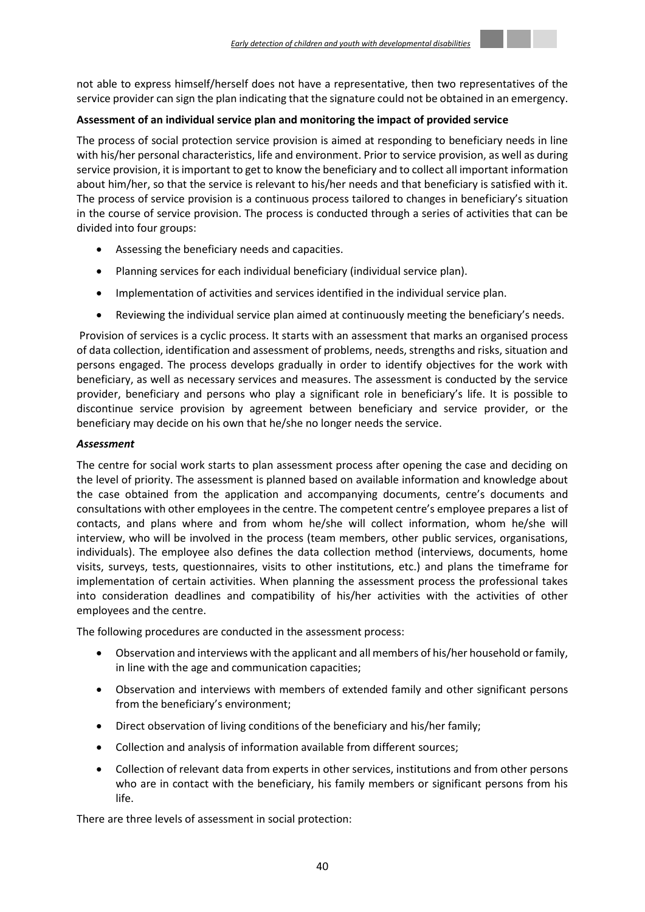not able to express himself/herself does not have a representative, then two representatives of the service provider can sign the plan indicating that the signature could not be obtained in an emergency.

**Assessment of an individual service plan and monitoring the impact of provided service**

The process of social protection service provision is aimed at responding to beneficiary needs in line with his/her personal characteristics, life and environment. Prior to service provision, as well as during service provision, it is important to get to know the beneficiary and to collect all important information about him/her, so that the service is relevant to his/her needs and that beneficiary is satisfied with it. The process of service provision is a continuous process tailored to changes in beneficiary's situation in the course of service provision. The process is conducted through a series of activities that can be divided into four groups:

- Assessing the beneficiary needs and capacities.
- Planning services for each individual beneficiary (individual service plan).
- Implementation of activities and services identified in the individual service plan.
- Reviewing the individual service plan aimed at continuously meeting the beneficiary's needs.

Provision of services is a cyclic process. It starts with an assessment that marks an organised process of data collection, identification and assessment of problems, needs, strengths and risks, situation and persons engaged. The process develops gradually in order to identify objectives for the work with beneficiary, as well as necessary services and measures. The assessment is conducted by the service provider, beneficiary and persons who play a significant role in beneficiary's life. It is possible to discontinue service provision by agreement between beneficiary and service provider, or the beneficiary may decide on his own that he/she no longer needs the service.

***Assessment***

The centre for social work starts to plan assessment process after opening the case and deciding on the level of priority. The assessment is planned based on available information and knowledge about the case obtained from the application and accompanying documents, centre's documents and consultations with other employees in the centre. The competent centre's employee prepares a list of contacts, and plans where and from whom he/she will collect information, whom he/she will interview, who will be involved in the process (team members, other public services, organisations, individuals). The employee also defines the data collection method (interviews, documents, home visits, surveys, tests, questionnaires, visits to other institutions, etc.) and plans the timeframe for implementation of certain activities. When planning the assessment process the professional takes into consideration deadlines and compatibility of his/her activities with the activities of other employees and the centre.

The following procedures are conducted in the assessment process:

- Observation and interviews with the applicant and all members of his/her household or family, in line with the age and communication capacities;
- Observation and interviews with members of extended family and other significant persons from the beneficiary's environment;
- Direct observation of living conditions of the beneficiary and his/her family;
- Collection and analysis of information available from different sources;
- Collection of relevant data from experts in other services, institutions and from other persons who are in contact with the beneficiary, his family members or significant persons from his life.

There are three levels of assessment in social protection: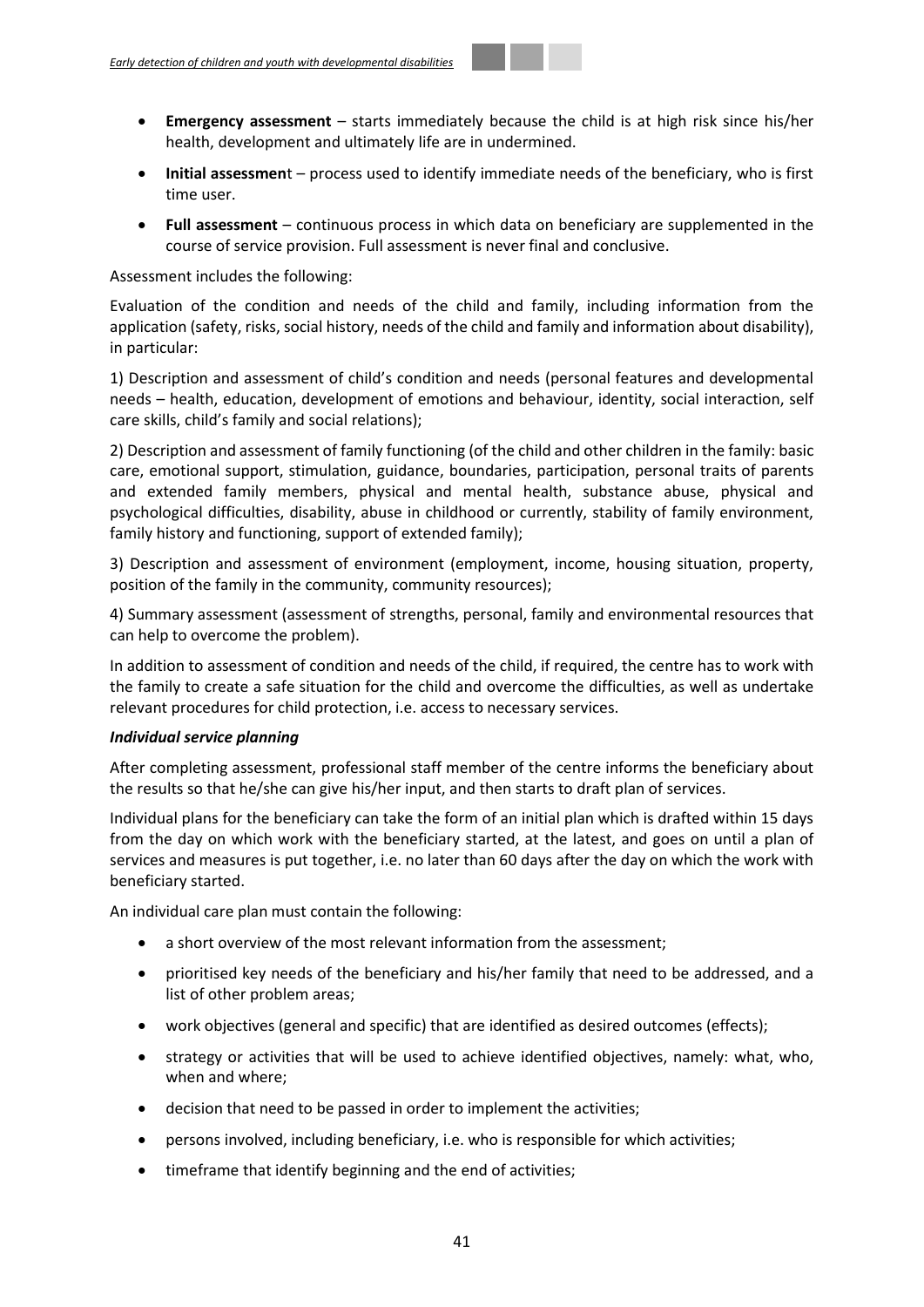- **Emergency assessment** – starts immediately because the child is at high risk since his/her health, development and ultimately life are in undermined.
- **Initial assessmen**t – process used to identify immediate needs of the beneficiary, who is first time user.
- **Full assessment** – continuous process in which data on beneficiary are supplemented in the course of service provision. Full assessment is never final and conclusive.

Assessment includes the following:

Evaluation of the condition and needs of the child and family, including information from the application (safety, risks, social history, needs of the child and family and information about disability), in particular:

1) Description and assessment of child's condition and needs (personal features and developmental needs – health, education, development of emotions and behaviour, identity, social interaction, self care skills, child's family and social relations);

2) Description and assessment of family functioning (of the child and other children in the family: basic care, emotional support, stimulation, guidance, boundaries, participation, personal traits of parents and extended family members, physical and mental health, substance abuse, physical and psychological difficulties, disability, abuse in childhood or currently, stability of family environment, family history and functioning, support of extended family);

3) Description and assessment of environment (employment, income, housing situation, property, position of the family in the community, community resources);

4) Summary assessment (assessment of strengths, personal, family and environmental resources that can help to overcome the problem).

In addition to assessment of condition and needs of the child, if required, the centre has to work with the family to create a safe situation for the child and overcome the difficulties, as well as undertake relevant procedures for child protection, i.e. access to necessary services.

***Individual service planning***

After completing assessment, professional staff member of the centre informs the beneficiary about the results so that he/she can give his/her input, and then starts to draft plan of services.

Individual plans for the beneficiary can take the form of an initial plan which is drafted within 15 days from the day on which work with the beneficiary started, at the latest, and goes on until a plan of services and measures is put together, i.e. no later than 60 days after the day on which the work with beneficiary started.

An individual care plan must contain the following:

- a short overview of the most relevant information from the assessment;
- prioritised key needs of the beneficiary and his/her family that need to be addressed, and a list of other problem areas;
- work objectives (general and specific) that are identified as desired outcomes (effects);
- strategy or activities that will be used to achieve identified objectives, namely: what, who, when and where;
- decision that need to be passed in order to implement the activities;
- persons involved, including beneficiary, i.e. who is responsible for which activities;
- timeframe that identify beginning and the end of activities;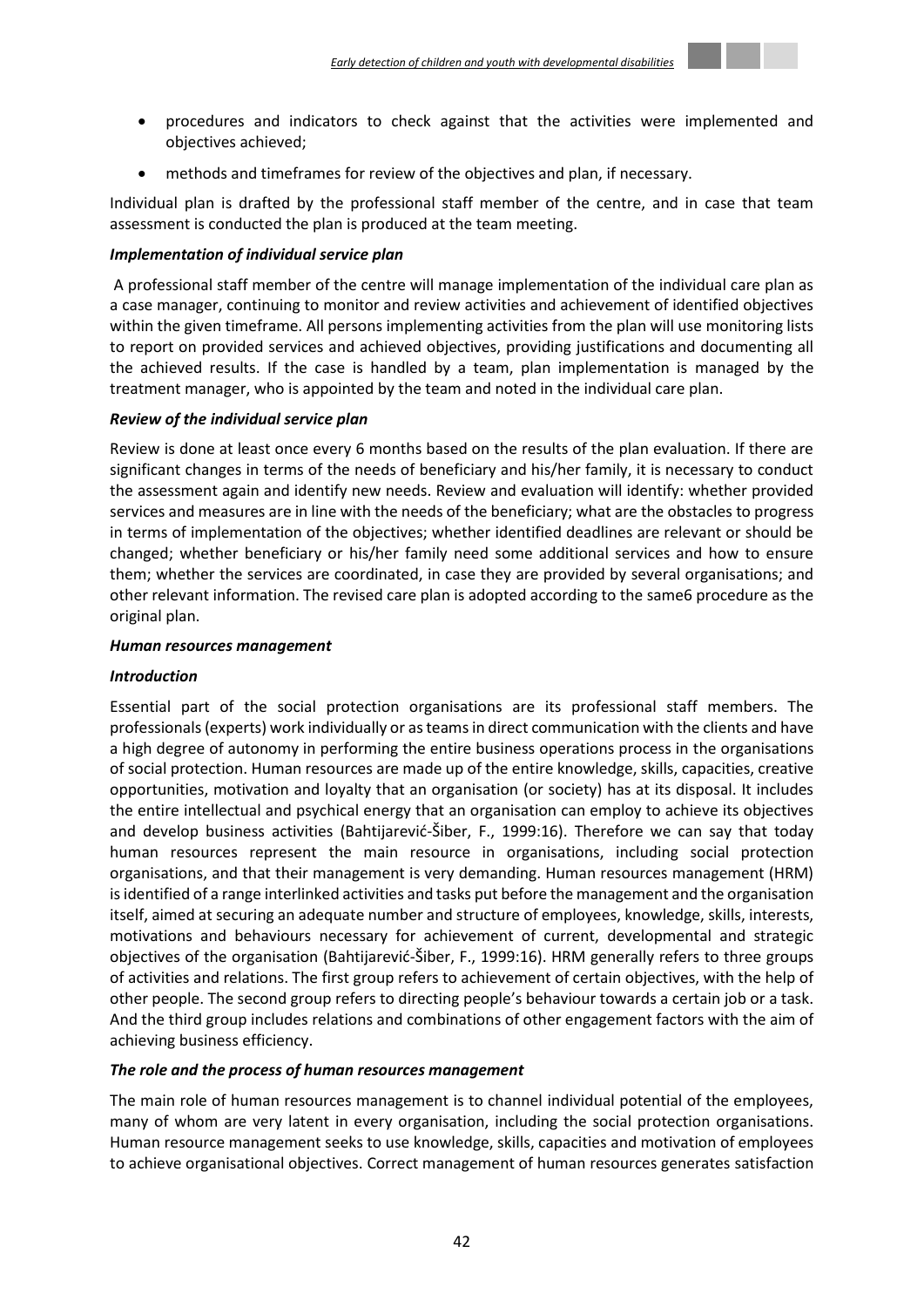- procedures and indicators to check against that the activities were implemented and objectives achieved;
- methods and timeframes for review of the objectives and plan, if necessary.

Individual plan is drafted by the professional staff member of the centre, and in case that team assessment is conducted the plan is produced at the team meeting.

***Implementation of individual service plan***

A professional staff member of the centre will manage implementation of the individual care plan as a case manager, continuing to monitor and review activities and achievement of identified objectives within the given timeframe. All persons implementing activities from the plan will use monitoring lists to report on provided services and achieved objectives, providing justifications and documenting all the achieved results. If the case is handled by a team, plan implementation is managed by the treatment manager, who is appointed by the team and noted in the individual care plan.

***Review of the individual service plan***

Review is done at least once every 6 months based on the results of the plan evaluation. If there are significant changes in terms of the needs of beneficiary and his/her family, it is necessary to conduct the assessment again and identify new needs. Review and evaluation will identify: whether provided services and measures are in line with the needs of the beneficiary; what are the obstacles to progress in terms of implementation of the objectives; whether identified deadlines are relevant or should be changed; whether beneficiary or his/her family need some additional services and how to ensure them; whether the services are coordinated, in case they are provided by several organisations; and other relevant information. The revised care plan is adopted according to the same6 procedure as the original plan.

***Human resources management***

***Introduction***

Essential part of the social protection organisations are its professional staff members. The professionals (experts) work individually or as teams in direct communication with the clients and have a high degree of autonomy in performing the entire business operations process in the organisations of social protection. Human resources are made up of the entire knowledge, skills, capacities, creative opportunities, motivation and loyalty that an organisation (or society) has at its disposal. It includes the entire intellectual and psychical energy that an organisation can employ to achieve its objectives and develop business activities (Bahtijarević-Šiber, F., 1999:16). Therefore we can say that today human resources represent the main resource in organisations, including social protection organisations, and that their management is very demanding. Human resources management (HRM) is identified of a range interlinked activities and tasks put before the management and the organisation itself, aimed at securing an adequate number and structure of employees, knowledge, skills, interests, motivations and behaviours necessary for achievement of current, developmental and strategic objectives of the organisation (Bahtijarević-Šiber, F., 1999:16). HRM generally refers to three groups of activities and relations. The first group refers to achievement of certain objectives, with the help of other people. The second group refers to directing people's behaviour towards a certain job or a task. And the third group includes relations and combinations of other engagement factors with the aim of achieving business efficiency.

***The role and the process of human resources management***

The main role of human resources management is to channel individual potential of the employees, many of whom are very latent in every organisation, including the social protection organisations. Human resource management seeks to use knowledge, skills, capacities and motivation of employees to achieve organisational objectives. Correct management of human resources generates satisfaction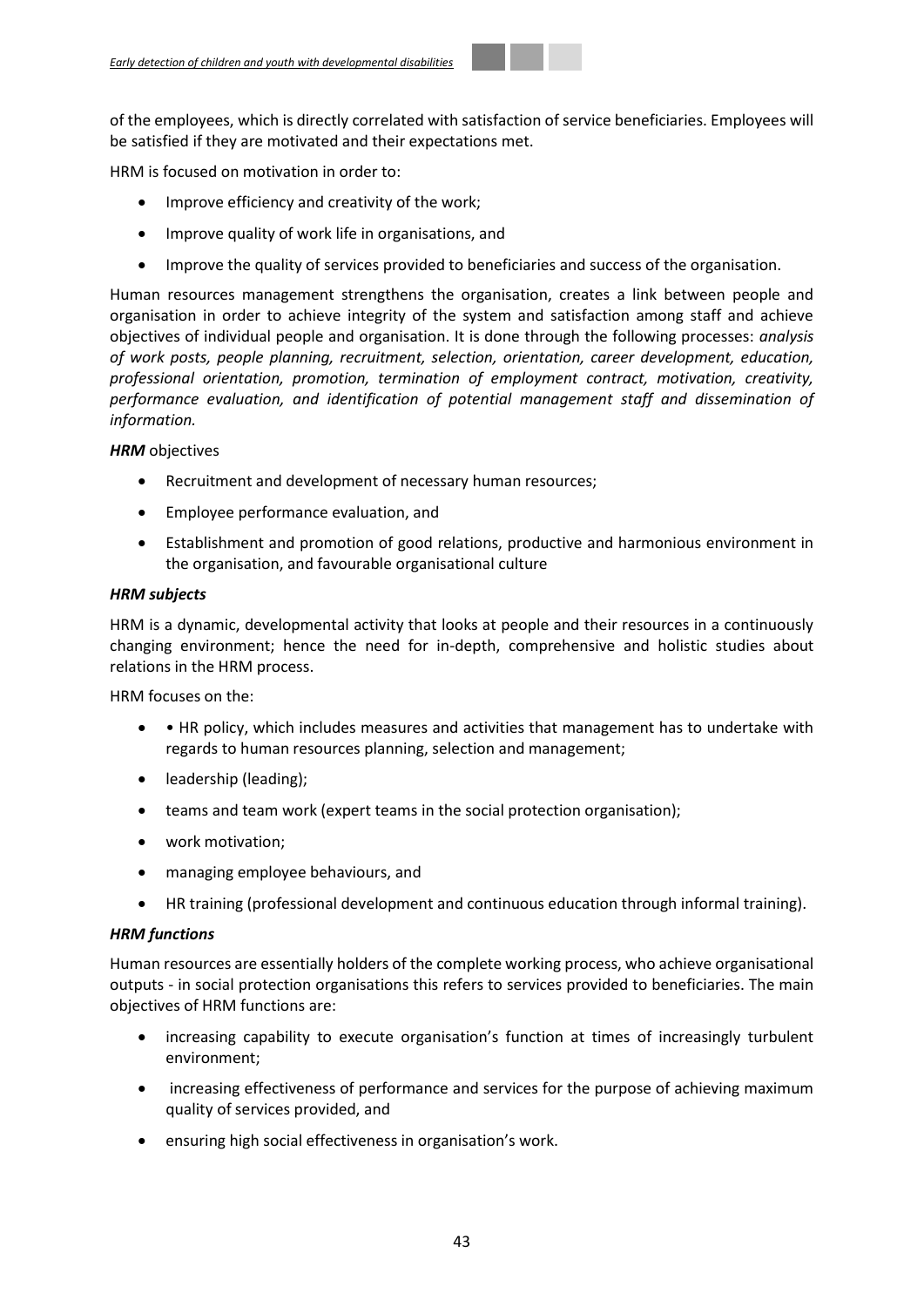of the employees, which is directly correlated with satisfaction of service beneficiaries. Employees will be satisfied if they are motivated and their expectations met.

HRM is focused on motivation in order to:

- Improve efficiency and creativity of the work;
- Improve quality of work life in organisations, and
- Improve the quality of services provided to beneficiaries and success of the organisation.

Human resources management strengthens the organisation, creates a link between people and organisation in order to achieve integrity of the system and satisfaction among staff and achieve objectives of individual people and organisation. It is done through the following processes: *analysis of work posts, people planning, recruitment, selection, orientation, career development, education, professional orientation, promotion, termination of employment contract, motivation, creativity, performance evaluation, and identification of potential management staff and dissemination of information.*

***HRM*** objectives

- Recruitment and development of necessary human resources;
- Employee performance evaluation, and
- Establishment and promotion of good relations, productive and harmonious environment in the organisation, and favourable organisational culture

***HRM subjects***

HRM is a dynamic, developmental activity that looks at people and their resources in a continuously changing environment; hence the need for in-depth, comprehensive and holistic studies about relations in the HRM process.

HRM focuses on the:

- • HR policy, which includes measures and activities that management has to undertake with regards to human resources planning, selection and management;
- leadership (leading);
- teams and team work (expert teams in the social protection organisation);
- work motivation;
- managing employee behaviours, and
- HR training (professional development and continuous education through informal training).

***HRM functions***

Human resources are essentially holders of the complete working process, who achieve organisational outputs - in social protection organisations this refers to services provided to beneficiaries. The main objectives of HRM functions are:

- increasing capability to execute organisation's function at times of increasingly turbulent environment;
- increasing effectiveness of performance and services for the purpose of achieving maximum quality of services provided, and
- ensuring high social effectiveness in organisation's work.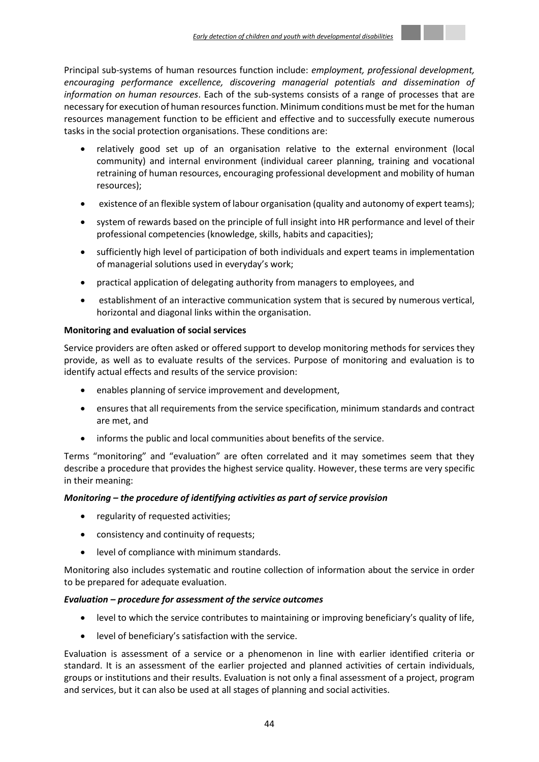Principal sub-systems of human resources function include: *employment, professional development, encouraging performance excellence, discovering managerial potentials and dissemination of information on human resources*. Each of the sub-systems consists of a range of processes that are necessary for execution of human resources function. Minimum conditions must be met for the human resources management function to be efficient and effective and to successfully execute numerous tasks in the social protection organisations. These conditions are:

- relatively good set up of an organisation relative to the external environment (local community) and internal environment (individual career planning, training and vocational retraining of human resources, encouraging professional development and mobility of human resources);
- existence of an flexible system of labour organisation (quality and autonomy of expert teams);
- system of rewards based on the principle of full insight into HR performance and level of their professional competencies (knowledge, skills, habits and capacities);
- sufficiently high level of participation of both individuals and expert teams in implementation of managerial solutions used in everyday's work;
- practical application of delegating authority from managers to employees, and
- establishment of an interactive communication system that is secured by numerous vertical, horizontal and diagonal links within the organisation.

**Monitoring and evaluation of social services**

Service providers are often asked or offered support to develop monitoring methods for services they provide, as well as to evaluate results of the services. Purpose of monitoring and evaluation is to identify actual effects and results of the service provision:

- enables planning of service improvement and development,
- ensures that all requirements from the service specification, minimum standards and contract are met, and
- informs the public and local communities about benefits of the service.

Terms "monitoring" and "evaluation" are often correlated and it may sometimes seem that they describe a procedure that provides the highest service quality. However, these terms are very specific in their meaning:

***Monitoring – the procedure of identifying activities as part of service provision***

- regularity of requested activities;
- consistency and continuity of requests;
- level of compliance with minimum standards.

Monitoring also includes systematic and routine collection of information about the service in order to be prepared for adequate evaluation.

***Evaluation – procedure for assessment of the service outcomes***

- level to which the service contributes to maintaining or improving beneficiary's quality of life,
- level of beneficiary's satisfaction with the service.

Evaluation is assessment of a service or a phenomenon in line with earlier identified criteria or standard. It is an assessment of the earlier projected and planned activities of certain individuals, groups or institutions and their results. Evaluation is not only a final assessment of a project, program and services, but it can also be used at all stages of planning and social activities.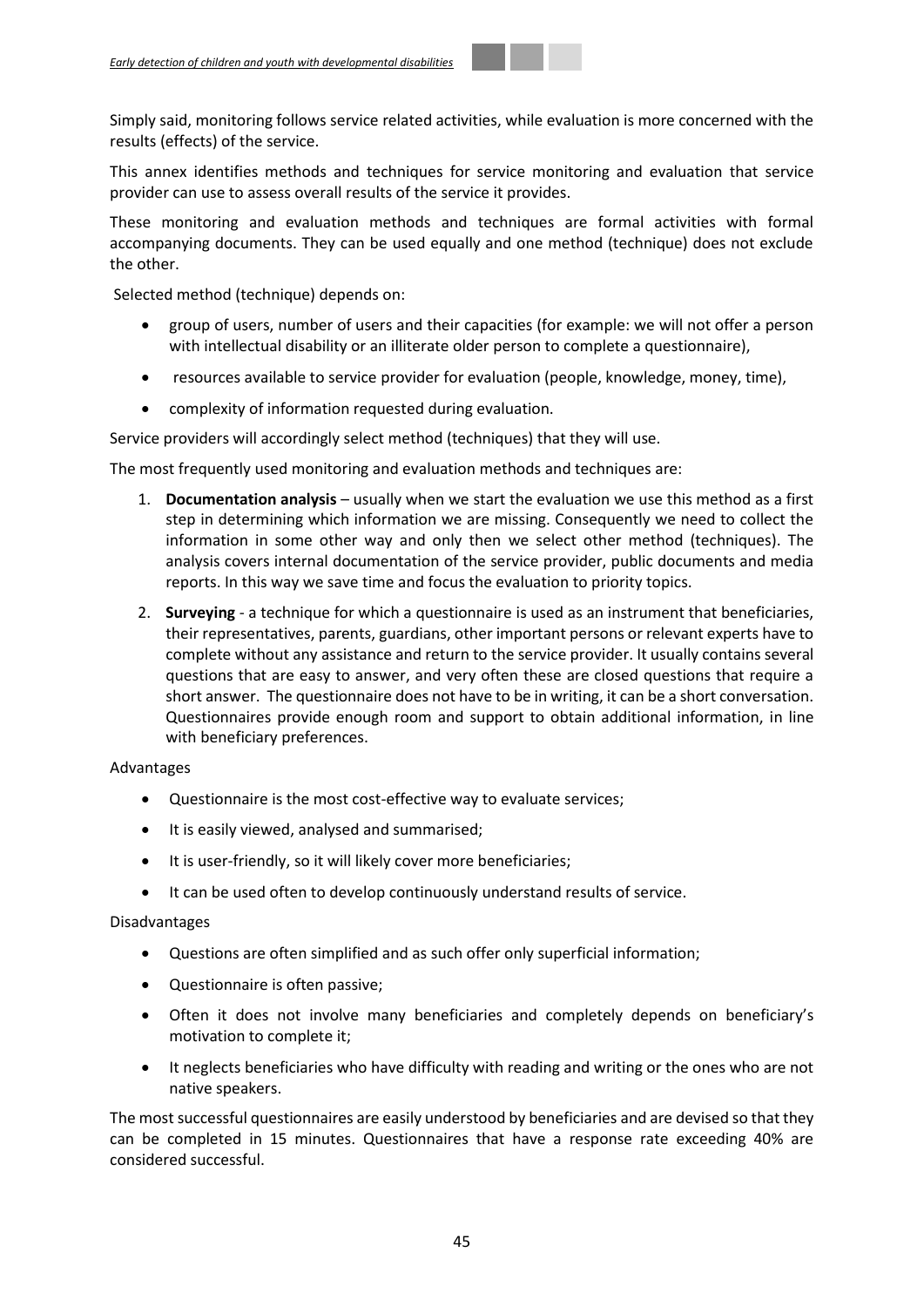Simply said, monitoring follows service related activities, while evaluation is more concerned with the results (effects) of the service.

This annex identifies methods and techniques for service monitoring and evaluation that service provider can use to assess overall results of the service it provides.

These monitoring and evaluation methods and techniques are formal activities with formal accompanying documents. They can be used equally and one method (technique) does not exclude the other.

Selected method (technique) depends on:

- group of users, number of users and their capacities (for example: we will not offer a person with intellectual disability or an illiterate older person to complete a questionnaire),
- resources available to service provider for evaluation (people, knowledge, money, time),
- complexity of information requested during evaluation.

Service providers will accordingly select method (techniques) that they will use.

The most frequently used monitoring and evaluation methods and techniques are:

1. **Documentation analysis** – usually when we start the evaluation we use this method as a first step in determining which information we are missing. Consequently we need to collect the information in some other way and only then we select other method (techniques). The analysis covers internal documentation of the service provider, public documents and media reports. In this way we save time and focus the evaluation to priority topics.
2. **Surveying** - a technique for which a questionnaire is used as an instrument that beneficiaries, their representatives, parents, guardians, other important persons or relevant experts have to complete without any assistance and return to the service provider. It usually contains several questions that are easy to answer, and very often these are closed questions that require a short answer. The questionnaire does not have to be in writing, it can be a short conversation. Questionnaires provide enough room and support to obtain additional information, in line with beneficiary preferences.

Advantages

- Questionnaire is the most cost-effective way to evaluate services;
- It is easily viewed, analysed and summarised;
- It is user-friendly, so it will likely cover more beneficiaries;
- It can be used often to develop continuously understand results of service.

Disadvantages

- Questions are often simplified and as such offer only superficial information;
- Questionnaire is often passive;
- Often it does not involve many beneficiaries and completely depends on beneficiary's motivation to complete it;
- It neglects beneficiaries who have difficulty with reading and writing or the ones who are not native speakers.

The most successful questionnaires are easily understood by beneficiaries and are devised so that they can be completed in 15 minutes. Questionnaires that have a response rate exceeding 40% are considered successful.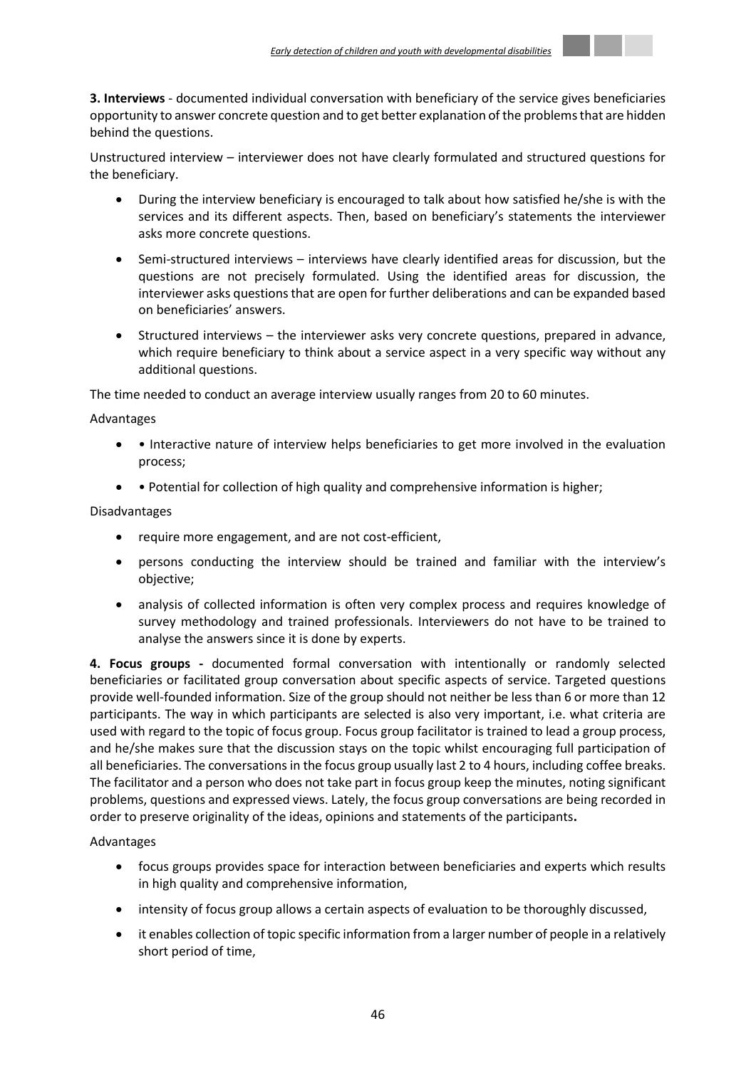**3. Interviews** - documented individual conversation with beneficiary of the service gives beneficiaries opportunity to answer concrete question and to get better explanation of the problems that are hidden behind the questions.

Unstructured interview – interviewer does not have clearly formulated and structured questions for the beneficiary.

- During the interview beneficiary is encouraged to talk about how satisfied he/she is with the services and its different aspects. Then, based on beneficiary's statements the interviewer asks more concrete questions.
- Semi-structured interviews – interviews have clearly identified areas for discussion, but the questions are not precisely formulated. Using the identified areas for discussion, the interviewer asks questions that are open for further deliberations and can be expanded based on beneficiaries' answers.
- Structured interviews – the interviewer asks very concrete questions, prepared in advance, which require beneficiary to think about a service aspect in a very specific way without any additional questions.

The time needed to conduct an average interview usually ranges from 20 to 60 minutes.

Advantages

- • Interactive nature of interview helps beneficiaries to get more involved in the evaluation process;
- • Potential for collection of high quality and comprehensive information is higher;

Disadvantages

- require more engagement, and are not cost-efficient,
- persons conducting the interview should be trained and familiar with the interview's objective;
- analysis of collected information is often very complex process and requires knowledge of survey methodology and trained professionals. Interviewers do not have to be trained to analyse the answers since it is done by experts.

**4. Focus groups -** documented formal conversation with intentionally or randomly selected beneficiaries or facilitated group conversation about specific aspects of service. Targeted questions provide well-founded information. Size of the group should not neither be less than 6 or more than 12 participants. The way in which participants are selected is also very important, i.e. what criteria are used with regard to the topic of focus group. Focus group facilitator is trained to lead a group process, and he/she makes sure that the discussion stays on the topic whilst encouraging full participation of all beneficiaries. The conversations in the focus group usually last 2 to 4 hours, including coffee breaks. The facilitator and a person who does not take part in focus group keep the minutes, noting significant problems, questions and expressed views. Lately, the focus group conversations are being recorded in order to preserve originality of the ideas, opinions and statements of the participants**.**

Advantages

- focus groups provides space for interaction between beneficiaries and experts which results in high quality and comprehensive information,
- intensity of focus group allows a certain aspects of evaluation to be thoroughly discussed,
- it enables collection of topic specific information from a larger number of people in a relatively short period of time,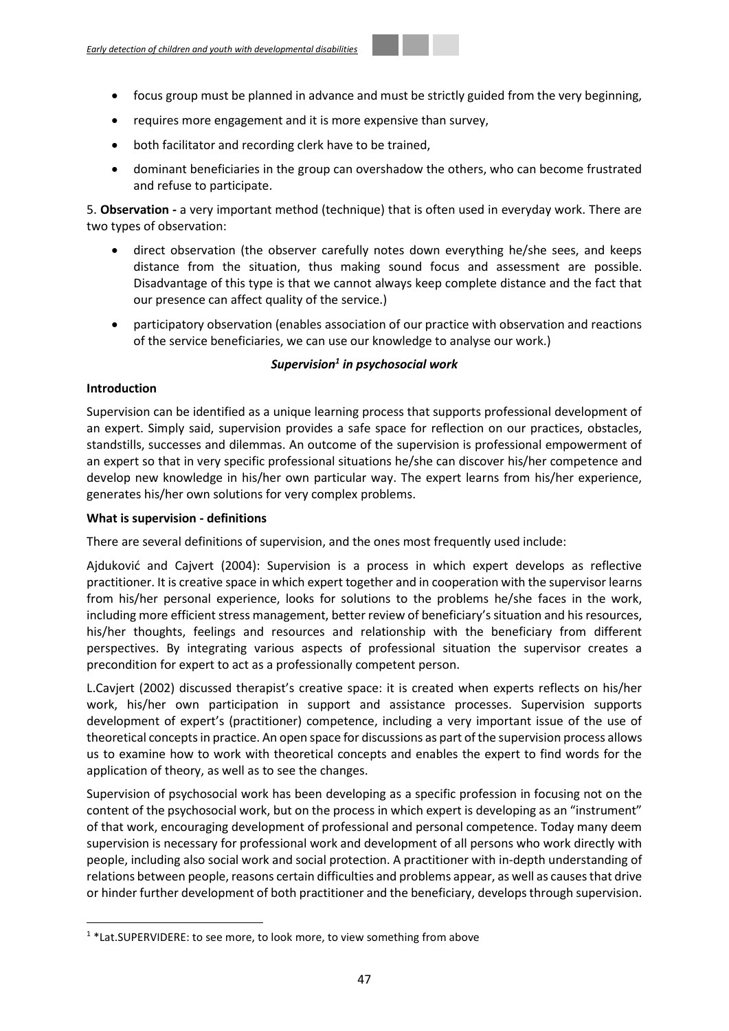- focus group must be planned in advance and must be strictly guided from the very beginning,
- requires more engagement and it is more expensive than survey,
- both facilitator and recording clerk have to be trained,
- dominant beneficiaries in the group can overshadow the others, who can become frustrated and refuse to participate.

5. **Observation -** a very important method (technique) that is often used in everyday work. There are two types of observation:

- direct observation (the observer carefully notes down everything he/she sees, and keeps distance from the situation, thus making sound focus and assessment are possible. Disadvantage of this type is that we cannot always keep complete distance and the fact that our presence can affect quality of the service.)
- participatory observation (enables association of our practice with observation and reactions of the service beneficiaries, we can use our knowledge to analyse our work.)

### *Supervision[1] in psychosocial work*

**Introduction**

Supervision can be identified as a unique learning process that supports professional development of an expert. Simply said, supervision provides a safe space for reflection on our practices, obstacles, standstills, successes and dilemmas. An outcome of the supervision is professional empowerment of an expert so that in very specific professional situations he/she can discover his/her competence and develop new knowledge in his/her own particular way. The expert learns from his/her experience, generates his/her own solutions for very complex problems.

**What is supervision - definitions**

There are several definitions of supervision, and the ones most frequently used include:

Ajduković and Cajvert (2004): Supervision is a process in which expert develops as reflective practitioner. It is creative space in which expert together and in cooperation with the supervisor learns from his/her personal experience, looks for solutions to the problems he/she faces in the work, including more efficient stress management, better review of beneficiary's situation and his resources, his/her thoughts, feelings and resources and relationship with the beneficiary from different perspectives. By integrating various aspects of professional situation the supervisor creates a precondition for expert to act as a professionally competent person.

L.Cavjert (2002) discussed therapist's creative space: it is created when experts reflects on his/her work, his/her own participation in support and assistance processes. Supervision supports development of expert's (practitioner) competence, including a very important issue of the use of theoretical concepts in practice. An open space for discussions as part of the supervision process allows us to examine how to work with theoretical concepts and enables the expert to find words for the application of theory, as well as to see the changes.

Supervision of psychosocial work has been developing as a specific profession in focusing not on the content of the psychosocial work, but on the process in which expert is developing as an "instrument" of that work, encouraging development of professional and personal competence. Today many deem supervision is necessary for professional work and development of all persons who work directly with people, including also social work and social protection. A practitioner with in-depth understanding of relations between people, reasons certain difficulties and problems appear, as well as causes that drive or hinder further development of both practitioner and the beneficiary, develops through supervision.

---

[1] *Lat.SUPERVIDERE: to see more, to look more, to view something from above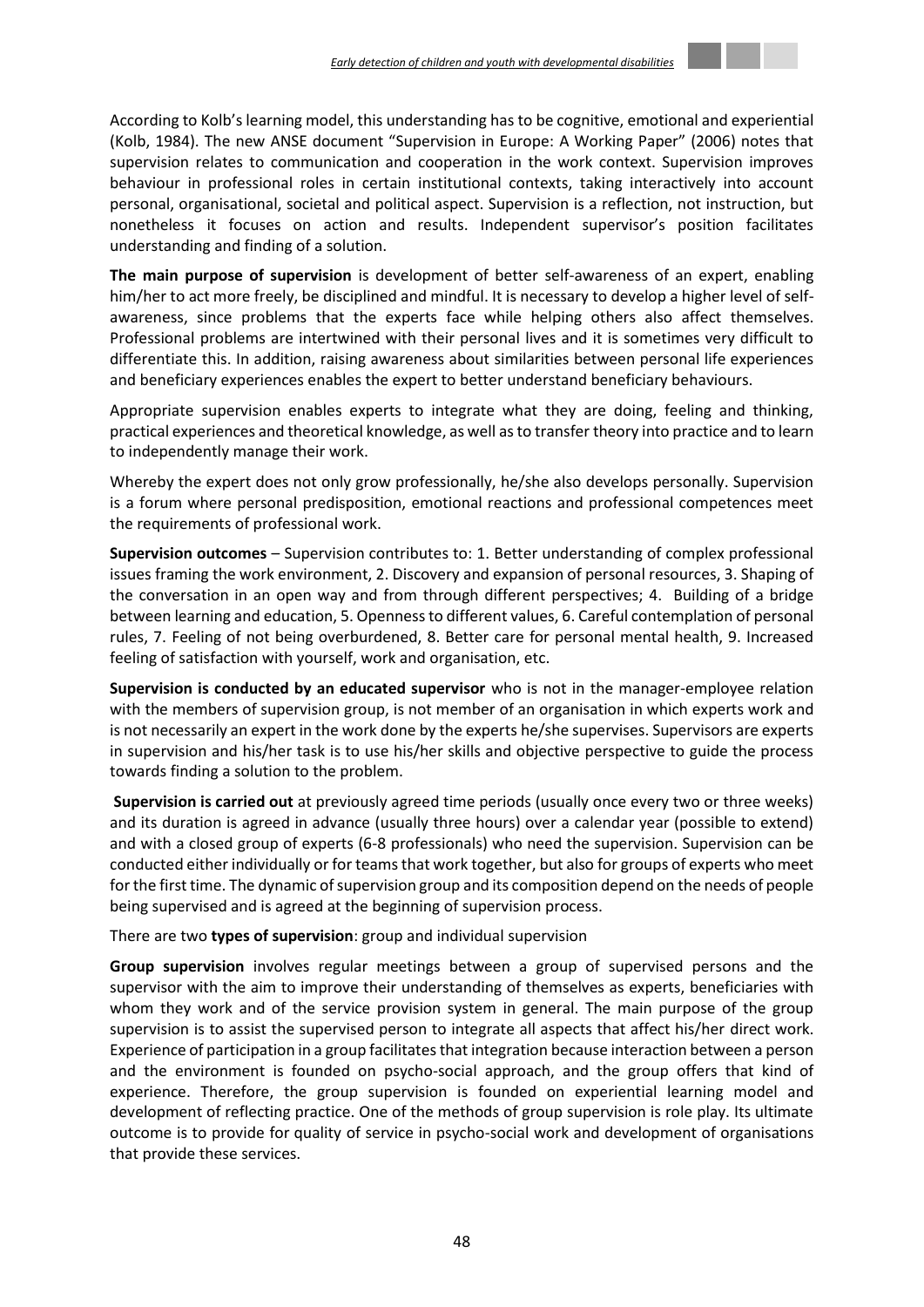According to Kolb's learning model, this understanding has to be cognitive, emotional and experiential (Kolb, 1984). The new ANSE document "Supervision in Europe: A Working Paper" (2006) notes that supervision relates to communication and cooperation in the work context. Supervision improves behaviour in professional roles in certain institutional contexts, taking interactively into account personal, organisational, societal and political aspect. Supervision is a reflection, not instruction, but nonetheless it focuses on action and results. Independent supervisor's position facilitates understanding and finding of a solution.

**The main purpose of supervision** is development of better self-awareness of an expert, enabling him/her to act more freely, be disciplined and mindful. It is necessary to develop a higher level of self-awareness, since problems that the experts face while helping others also affect themselves. Professional problems are intertwined with their personal lives and it is sometimes very difficult to differentiate this. In addition, raising awareness about similarities between personal life experiences and beneficiary experiences enables the expert to better understand beneficiary behaviours.

Appropriate supervision enables experts to integrate what they are doing, feeling and thinking, practical experiences and theoretical knowledge, as well as to transfer theory into practice and to learn to independently manage their work.

Whereby the expert does not only grow professionally, he/she also develops personally. Supervision is a forum where personal predisposition, emotional reactions and professional competences meet the requirements of professional work.

**Supervision outcomes** – Supervision contributes to: 1. Better understanding of complex professional issues framing the work environment, 2. Discovery and expansion of personal resources, 3. Shaping of the conversation in an open way and from through different perspectives; 4. Building of a bridge between learning and education, 5. Openness to different values, 6. Careful contemplation of personal rules, 7. Feeling of not being overburdened, 8. Better care for personal mental health, 9. Increased feeling of satisfaction with yourself, work and organisation, etc.

**Supervision is conducted by an educated supervisor** who is not in the manager-employee relation with the members of supervision group, is not member of an organisation in which experts work and is not necessarily an expert in the work done by the experts he/she supervises. Supervisors are experts in supervision and his/her task is to use his/her skills and objective perspective to guide the process towards finding a solution to the problem.

**Supervision is carried out** at previously agreed time periods (usually once every two or three weeks) and its duration is agreed in advance (usually three hours) over a calendar year (possible to extend) and with a closed group of experts (6-8 professionals) who need the supervision. Supervision can be conducted either individually or for teams that work together, but also for groups of experts who meet for the first time. The dynamic of supervision group and its composition depend on the needs of people being supervised and is agreed at the beginning of supervision process.

There are two **types of supervision**: group and individual supervision

**Group supervision** involves regular meetings between a group of supervised persons and the supervisor with the aim to improve their understanding of themselves as experts, beneficiaries with whom they work and of the service provision system in general. The main purpose of the group supervision is to assist the supervised person to integrate all aspects that affect his/her direct work. Experience of participation in a group facilitates that integration because interaction between a person and the environment is founded on psycho-social approach, and the group offers that kind of experience. Therefore, the group supervision is founded on experiential learning model and development of reflecting practice. One of the methods of group supervision is role play. Its ultimate outcome is to provide for quality of service in psycho-social work and development of organisations that provide these services.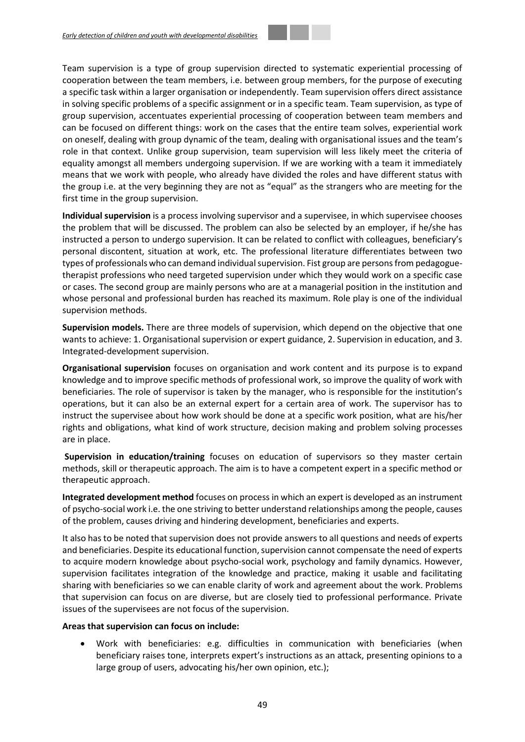Team supervision is a type of group supervision directed to systematic experiential processing of cooperation between the team members, i.e. between group members, for the purpose of executing a specific task within a larger organisation or independently. Team supervision offers direct assistance in solving specific problems of a specific assignment or in a specific team. Team supervision, as type of group supervision, accentuates experiential processing of cooperation between team members and can be focused on different things: work on the cases that the entire team solves, experiential work on oneself, dealing with group dynamic of the team, dealing with organisational issues and the team's role in that context. Unlike group supervision, team supervision will less likely meet the criteria of equality amongst all members undergoing supervision. If we are working with a team it immediately means that we work with people, who already have divided the roles and have different status with the group i.e. at the very beginning they are not as "equal" as the strangers who are meeting for the first time in the group supervision.

**Individual supervision** is a process involving supervisor and a supervisee, in which supervisee chooses the problem that will be discussed. The problem can also be selected by an employer, if he/she has instructed a person to undergo supervision. It can be related to conflict with colleagues, beneficiary's personal discontent, situation at work, etc. The professional literature differentiates between two types of professionals who can demand individual supervision. Fist group are persons from pedagogue-therapist professions who need targeted supervision under which they would work on a specific case or cases. The second group are mainly persons who are at a managerial position in the institution and whose personal and professional burden has reached its maximum. Role play is one of the individual supervision methods.

**Supervision models.** There are three models of supervision, which depend on the objective that one wants to achieve: 1. Organisational supervision or expert guidance, 2. Supervision in education, and 3. Integrated-development supervision.

**Organisational supervision** focuses on organisation and work content and its purpose is to expand knowledge and to improve specific methods of professional work, so improve the quality of work with beneficiaries. The role of supervisor is taken by the manager, who is responsible for the institution's operations, but it can also be an external expert for a certain area of work. The supervisor has to instruct the supervisee about how work should be done at a specific work position, what are his/her rights and obligations, what kind of work structure, decision making and problem solving processes are in place.

**Supervision in education/training** focuses on education of supervisors so they master certain methods, skill or therapeutic approach. The aim is to have a competent expert in a specific method or therapeutic approach.

**Integrated development method** focuses on process in which an expert is developed as an instrument of psycho-social work i.e. the one striving to better understand relationships among the people, causes of the problem, causes driving and hindering development, beneficiaries and experts.

It also has to be noted that supervision does not provide answers to all questions and needs of experts and beneficiaries. Despite its educational function, supervision cannot compensate the need of experts to acquire modern knowledge about psycho-social work, psychology and family dynamics. However, supervision facilitates integration of the knowledge and practice, making it usable and facilitating sharing with beneficiaries so we can enable clarity of work and agreement about the work. Problems that supervision can focus on are diverse, but are closely tied to professional performance. Private issues of the supervisees are not focus of the supervision.

**Areas that supervision can focus on include:**

- Work with beneficiaries: e.g. difficulties in communication with beneficiaries (when beneficiary raises tone, interprets expert's instructions as an attack, presenting opinions to a large group of users, advocating his/her own opinion, etc.);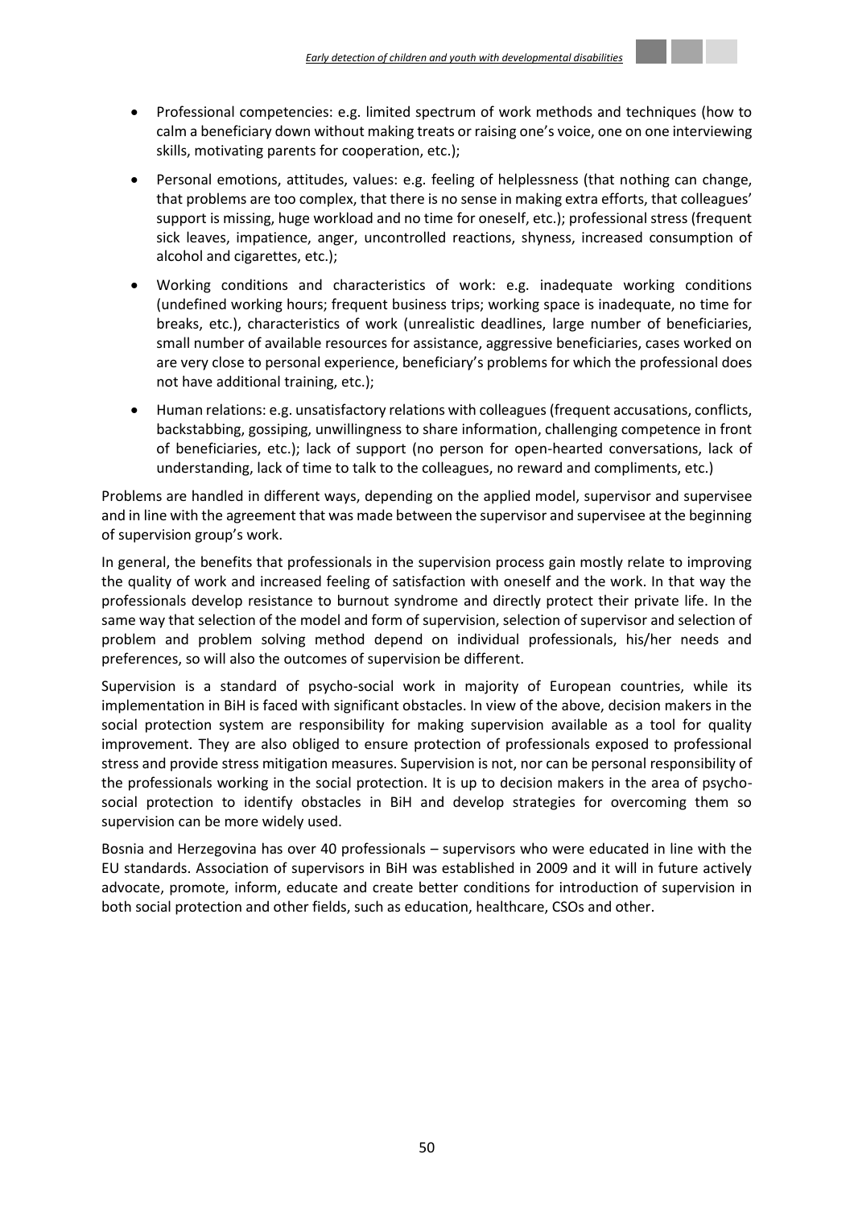- Professional competencies: e.g. limited spectrum of work methods and techniques (how to calm a beneficiary down without making treats or raising one's voice, one on one interviewing skills, motivating parents for cooperation, etc.);
- Personal emotions, attitudes, values: e.g. feeling of helplessness (that nothing can change, that problems are too complex, that there is no sense in making extra efforts, that colleagues' support is missing, huge workload and no time for oneself, etc.); professional stress (frequent sick leaves, impatience, anger, uncontrolled reactions, shyness, increased consumption of alcohol and cigarettes, etc.);
- Working conditions and characteristics of work: e.g. inadequate working conditions (undefined working hours; frequent business trips; working space is inadequate, no time for breaks, etc.), characteristics of work (unrealistic deadlines, large number of beneficiaries, small number of available resources for assistance, aggressive beneficiaries, cases worked on are very close to personal experience, beneficiary's problems for which the professional does not have additional training, etc.);
- Human relations: e.g. unsatisfactory relations with colleagues (frequent accusations, conflicts, backstabbing, gossiping, unwillingness to share information, challenging competence in front of beneficiaries, etc.); lack of support (no person for open-hearted conversations, lack of understanding, lack of time to talk to the colleagues, no reward and compliments, etc.)

Problems are handled in different ways, depending on the applied model, supervisor and supervisee and in line with the agreement that was made between the supervisor and supervisee at the beginning of supervision group's work.

In general, the benefits that professionals in the supervision process gain mostly relate to improving the quality of work and increased feeling of satisfaction with oneself and the work. In that way the professionals develop resistance to burnout syndrome and directly protect their private life. In the same way that selection of the model and form of supervision, selection of supervisor and selection of problem and problem solving method depend on individual professionals, his/her needs and preferences, so will also the outcomes of supervision be different.

Supervision is a standard of psycho-social work in majority of European countries, while its implementation in BiH is faced with significant obstacles. In view of the above, decision makers in the social protection system are responsibility for making supervision available as a tool for quality improvement. They are also obliged to ensure protection of professionals exposed to professional stress and provide stress mitigation measures. Supervision is not, nor can be personal responsibility of the professionals working in the social protection. It is up to decision makers in the area of psycho-social protection to identify obstacles in BiH and develop strategies for overcoming them so supervision can be more widely used.

Bosnia and Herzegovina has over 40 professionals – supervisors who were educated in line with the EU standards. Association of supervisors in BiH was established in 2009 and it will in future actively advocate, promote, inform, educate and create better conditions for introduction of supervision in both social protection and other fields, such as education, healthcare, CSOs and other.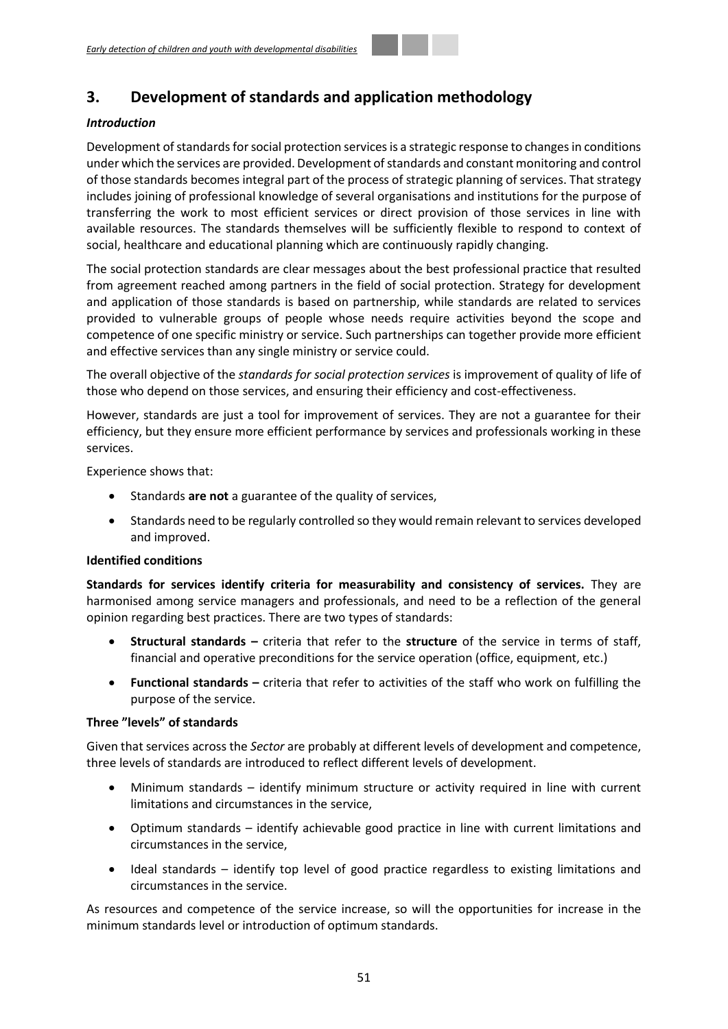# 3. Development of standards and application methodology

***Introduction***

Development of standards for social protection services is a strategic response to changes in conditions under which the services are provided. Development of standards and constant monitoring and control of those standards becomes integral part of the process of strategic planning of services. That strategy includes joining of professional knowledge of several organisations and institutions for the purpose of transferring the work to most efficient services or direct provision of those services in line with available resources. The standards themselves will be sufficiently flexible to respond to context of social, healthcare and educational planning which are continuously rapidly changing.

The social protection standards are clear messages about the best professional practice that resulted from agreement reached among partners in the field of social protection. Strategy for development and application of those standards is based on partnership, while standards are related to services provided to vulnerable groups of people whose needs require activities beyond the scope and competence of one specific ministry or service. Such partnerships can together provide more efficient and effective services than any single ministry or service could.

The overall objective of the *standards for social protection services* is improvement of quality of life of those who depend on those services, and ensuring their efficiency and cost-effectiveness.

However, standards are just a tool for improvement of services. They are not a guarantee for their efficiency, but they ensure more efficient performance by services and professionals working in these services.

Experience shows that:

- Standards **are not** a guarantee of the quality of services,
- Standards need to be regularly controlled so they would remain relevant to services developed and improved.

**Identified conditions**

**Standards for services identify criteria for measurability and consistency of services.** They are harmonised among service managers and professionals, and need to be a reflection of the general opinion regarding best practices. There are two types of standards:

- **Structural standards –** criteria that refer to the **structure** of the service in terms of staff, financial and operative preconditions for the service operation (office, equipment, etc.)
- **Functional standards –** criteria that refer to activities of the staff who work on fulfilling the purpose of the service.

**Three "levels" of standards**

Given that services across the *Sector* are probably at different levels of development and competence, three levels of standards are introduced to reflect different levels of development.

- Minimum standards – identify minimum structure or activity required in line with current limitations and circumstances in the service,
- Optimum standards – identify achievable good practice in line with current limitations and circumstances in the service,
- Ideal standards – identify top level of good practice regardless to existing limitations and circumstances in the service.

As resources and competence of the service increase, so will the opportunities for increase in the minimum standards level or introduction of optimum standards.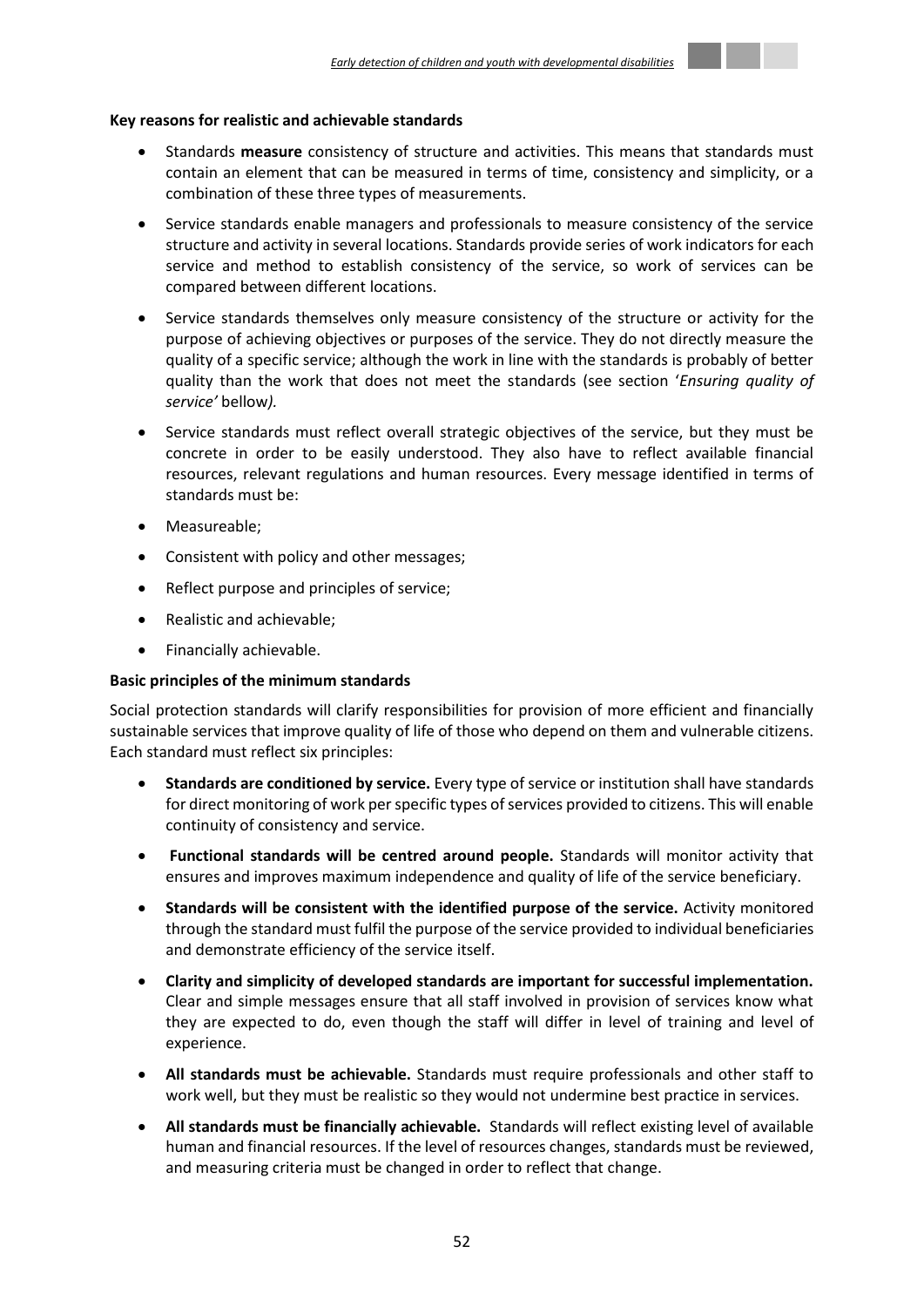**Key reasons for realistic and achievable standards**

- Standards **measure** consistency of structure and activities. This means that standards must contain an element that can be measured in terms of time, consistency and simplicity, or a combination of these three types of measurements.
- Service standards enable managers and professionals to measure consistency of the service structure and activity in several locations. Standards provide series of work indicators for each service and method to establish consistency of the service, so work of services can be compared between different locations.
- Service standards themselves only measure consistency of the structure or activity for the purpose of achieving objectives or purposes of the service. They do not directly measure the quality of a specific service; although the work in line with the standards is probably of better quality than the work that does not meet the standards (see section '*Ensuring quality of service'* bellow*).*
- Service standards must reflect overall strategic objectives of the service, but they must be concrete in order to be easily understood. They also have to reflect available financial resources, relevant regulations and human resources. Every message identified in terms of standards must be:
- Measureable;
- Consistent with policy and other messages;
- Reflect purpose and principles of service;
- Realistic and achievable;
- Financially achievable.

**Basic principles of the minimum standards**

Social protection standards will clarify responsibilities for provision of more efficient and financially sustainable services that improve quality of life of those who depend on them and vulnerable citizens. Each standard must reflect six principles:

- **Standards are conditioned by service.** Every type of service or institution shall have standards for direct monitoring of work per specific types of services provided to citizens. This will enable continuity of consistency and service.
- **Functional standards will be centred around people.** Standards will monitor activity that ensures and improves maximum independence and quality of life of the service beneficiary.
- **Standards will be consistent with the identified purpose of the service.** Activity monitored through the standard must fulfil the purpose of the service provided to individual beneficiaries and demonstrate efficiency of the service itself.
- **Clarity and simplicity of developed standards are important for successful implementation.** Clear and simple messages ensure that all staff involved in provision of services know what they are expected to do, even though the staff will differ in level of training and level of experience.
- **All standards must be achievable.** Standards must require professionals and other staff to work well, but they must be realistic so they would not undermine best practice in services.
- **All standards must be financially achievable.** Standards will reflect existing level of available human and financial resources. If the level of resources changes, standards must be reviewed, and measuring criteria must be changed in order to reflect that change.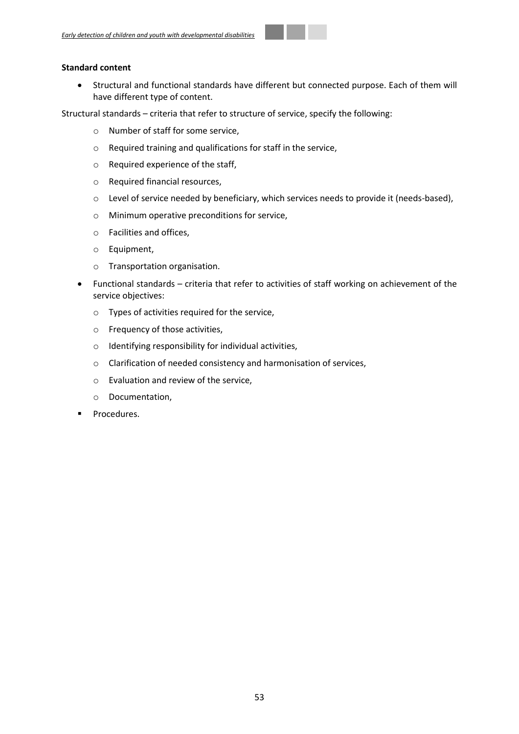**Standard content**

- Structural and functional standards have different but connected purpose. Each of them will have different type of content.

Structural standards – criteria that refer to structure of service, specify the following:

  - Number of staff for some service,
  - Required training and qualifications for staff in the service,
  - Required experience of the staff,
  - Required financial resources,
  - Level of service needed by beneficiary, which services needs to provide it (needs-based),
  - Minimum operative preconditions for service,
  - Facilities and offices,
  - Equipment,
  - Transportation organisation.

- Functional standards – criteria that refer to activities of staff working on achievement of the service objectives:
  - Types of activities required for the service,
  - Frequency of those activities,
  - Identifying responsibility for individual activities,
  - Clarification of needed consistency and harmonisation of services,
  - Evaluation and review of the service,
  - Documentation,
- Procedures.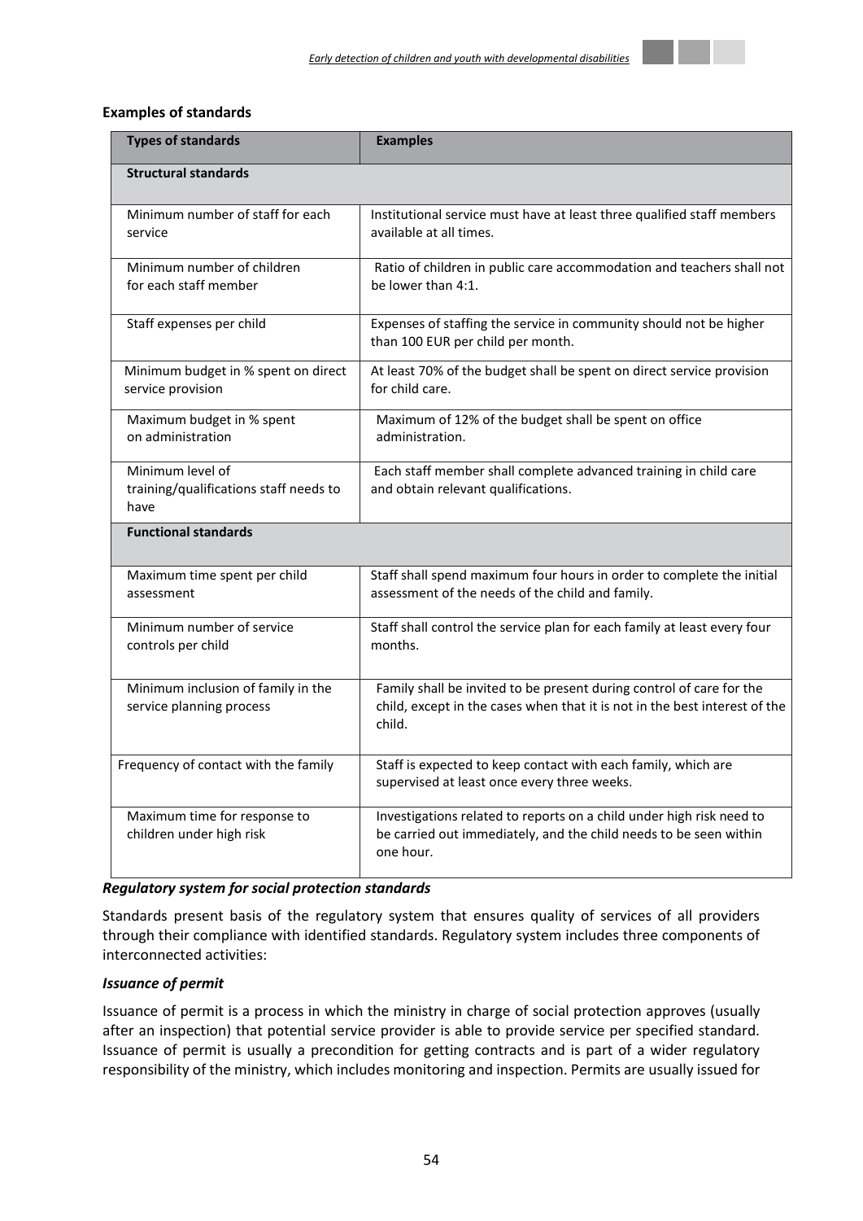**Examples of standards**

| Types of standards | Examples |
|---|---|
| **Structural standards** | |
| Minimum number of staff for each service | Institutional service must have at least three qualified staff members available at all times. |
| Minimum number of children for each staff member | Ratio of children in public care accommodation and teachers shall not be lower than 4:1. |
| Staff expenses per child | Expenses of staffing the service in community should not be higher than 100 EUR per child per month. |
| Minimum budget in % spent on direct service provision | At least 70% of the budget shall be spent on direct service provision for child care. |
| Maximum budget in % spent on administration | Maximum of 12% of the budget shall be spent on office administration. |
| Minimum level of training/qualifications staff needs to have | Each staff member shall complete advanced training in child care and obtain relevant qualifications. |
| **Functional standards** | |
| Maximum time spent per child assessment | Staff shall spend maximum four hours in order to complete the initial assessment of the needs of the child and family. |
| Minimum number of service controls per child | Staff shall control the service plan for each family at least every four months. |
| Minimum inclusion of family in the service planning process | Family shall be invited to be present during control of care for the child, except in the cases when that it is not in the best interest of the child. |
| Frequency of contact with the family | Staff is expected to keep contact with each family, which are supervised at least once every three weeks. |
| Maximum time for response to children under high risk | Investigations related to reports on a child under high risk need to be carried out immediately, and the child needs to be seen within one hour. |

***Regulatory system for social protection standards***

Standards present basis of the regulatory system that ensures quality of services of all providers through their compliance with identified standards. Regulatory system includes three components of interconnected activities:

***Issuance of permit***

Issuance of permit is a process in which the ministry in charge of social protection approves (usually after an inspection) that potential service provider is able to provide service per specified standard. Issuance of permit is usually a precondition for getting contracts and is part of a wider regulatory responsibility of the ministry, which includes monitoring and inspection. Permits are usually issued for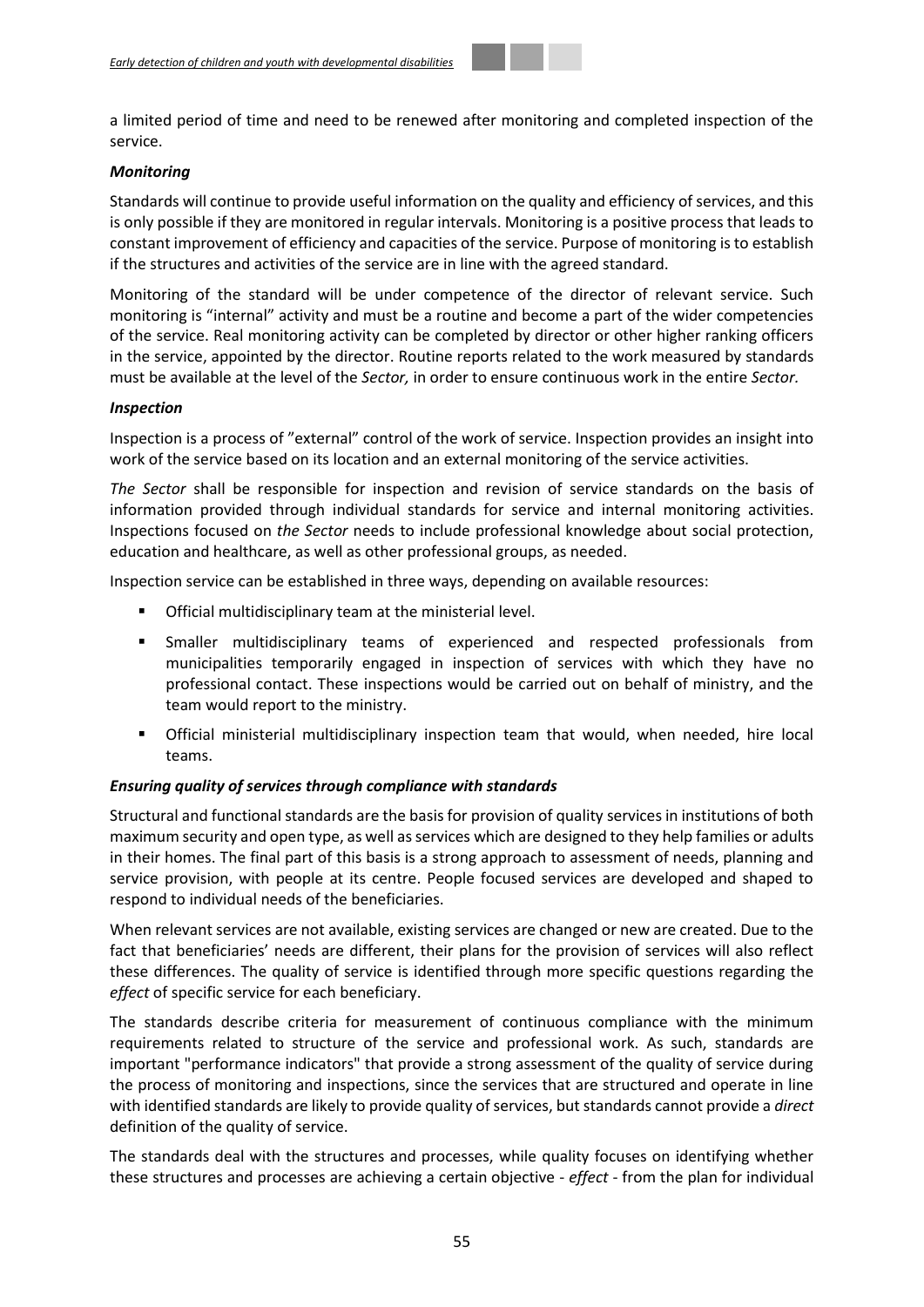a limited period of time and need to be renewed after monitoring and completed inspection of the service.

***Monitoring***

Standards will continue to provide useful information on the quality and efficiency of services, and this is only possible if they are monitored in regular intervals. Monitoring is a positive process that leads to constant improvement of efficiency and capacities of the service. Purpose of monitoring is to establish if the structures and activities of the service are in line with the agreed standard.

Monitoring of the standard will be under competence of the director of relevant service. Such monitoring is "internal" activity and must be a routine and become a part of the wider competencies of the service. Real monitoring activity can be completed by director or other higher ranking officers in the service, appointed by the director. Routine reports related to the work measured by standards must be available at the level of the *Sector,* in order to ensure continuous work in the entire *Sector.*

***Inspection***

Inspection is a process of "external" control of the work of service. Inspection provides an insight into work of the service based on its location and an external monitoring of the service activities.

*The Sector* shall be responsible for inspection and revision of service standards on the basis of information provided through individual standards for service and internal monitoring activities. Inspections focused on *the Sector* needs to include professional knowledge about social protection, education and healthcare, as well as other professional groups, as needed.

Inspection service can be established in three ways, depending on available resources:

- Official multidisciplinary team at the ministerial level.
- Smaller multidisciplinary teams of experienced and respected professionals from municipalities temporarily engaged in inspection of services with which they have no professional contact. These inspections would be carried out on behalf of ministry, and the team would report to the ministry.
- Official ministerial multidisciplinary inspection team that would, when needed, hire local teams.

***Ensuring quality of services through compliance with standards***

Structural and functional standards are the basis for provision of quality services in institutions of both maximum security and open type, as well as services which are designed to they help families or adults in their homes. The final part of this basis is a strong approach to assessment of needs, planning and service provision, with people at its centre. People focused services are developed and shaped to respond to individual needs of the beneficiaries.

When relevant services are not available, existing services are changed or new are created. Due to the fact that beneficiaries' needs are different, their plans for the provision of services will also reflect these differences. The quality of service is identified through more specific questions regarding the *effect* of specific service for each beneficiary.

The standards describe criteria for measurement of continuous compliance with the minimum requirements related to structure of the service and professional work. As such, standards are important "performance indicators" that provide a strong assessment of the quality of service during the process of monitoring and inspections, since the services that are structured and operate in line with identified standards are likely to provide quality of services, but standards cannot provide a *direct* definition of the quality of service.

The standards deal with the structures and processes, while quality focuses on identifying whether these structures and processes are achieving a certain objective - *effect* - from the plan for individual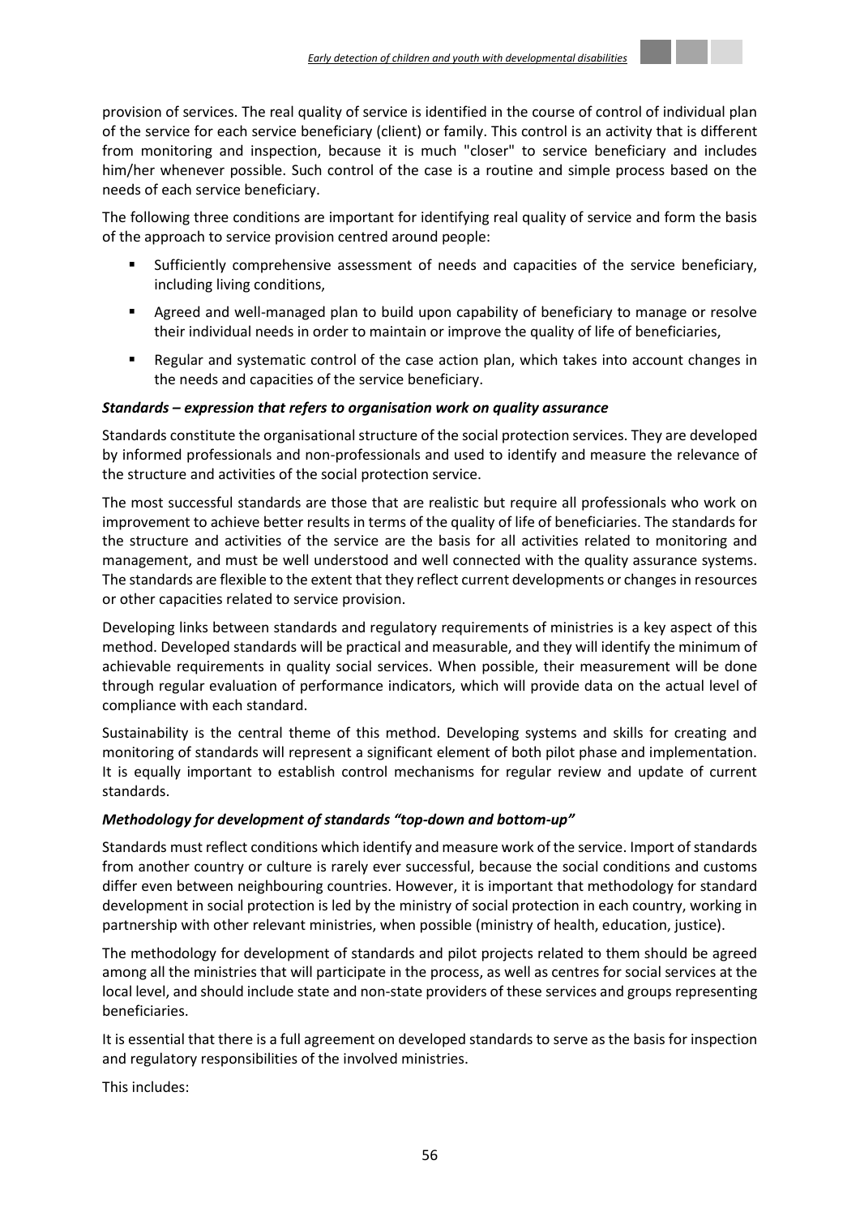provision of services. The real quality of service is identified in the course of control of individual plan of the service for each service beneficiary (client) or family. This control is an activity that is different from monitoring and inspection, because it is much "closer" to service beneficiary and includes him/her whenever possible. Such control of the case is a routine and simple process based on the needs of each service beneficiary.

The following three conditions are important for identifying real quality of service and form the basis of the approach to service provision centred around people:

- Sufficiently comprehensive assessment of needs and capacities of the service beneficiary, including living conditions,
- Agreed and well-managed plan to build upon capability of beneficiary to manage or resolve their individual needs in order to maintain or improve the quality of life of beneficiaries,
- Regular and systematic control of the case action plan, which takes into account changes in the needs and capacities of the service beneficiary.

***Standards – expression that refers to organisation work on quality assurance***

Standards constitute the organisational structure of the social protection services. They are developed by informed professionals and non-professionals and used to identify and measure the relevance of the structure and activities of the social protection service.

The most successful standards are those that are realistic but require all professionals who work on improvement to achieve better results in terms of the quality of life of beneficiaries. The standards for the structure and activities of the service are the basis for all activities related to monitoring and management, and must be well understood and well connected with the quality assurance systems. The standards are flexible to the extent that they reflect current developments or changes in resources or other capacities related to service provision.

Developing links between standards and regulatory requirements of ministries is a key aspect of this method. Developed standards will be practical and measurable, and they will identify the minimum of achievable requirements in quality social services. When possible, their measurement will be done through regular evaluation of performance indicators, which will provide data on the actual level of compliance with each standard.

Sustainability is the central theme of this method. Developing systems and skills for creating and monitoring of standards will represent a significant element of both pilot phase and implementation. It is equally important to establish control mechanisms for regular review and update of current standards.

***Methodology for development of standards "top-down and bottom-up"***

Standards must reflect conditions which identify and measure work of the service. Import of standards from another country or culture is rarely ever successful, because the social conditions and customs differ even between neighbouring countries. However, it is important that methodology for standard development in social protection is led by the ministry of social protection in each country, working in partnership with other relevant ministries, when possible (ministry of health, education, justice).

The methodology for development of standards and pilot projects related to them should be agreed among all the ministries that will participate in the process, as well as centres for social services at the local level, and should include state and non-state providers of these services and groups representing beneficiaries.

It is essential that there is a full agreement on developed standards to serve as the basis for inspection and regulatory responsibilities of the involved ministries.

This includes: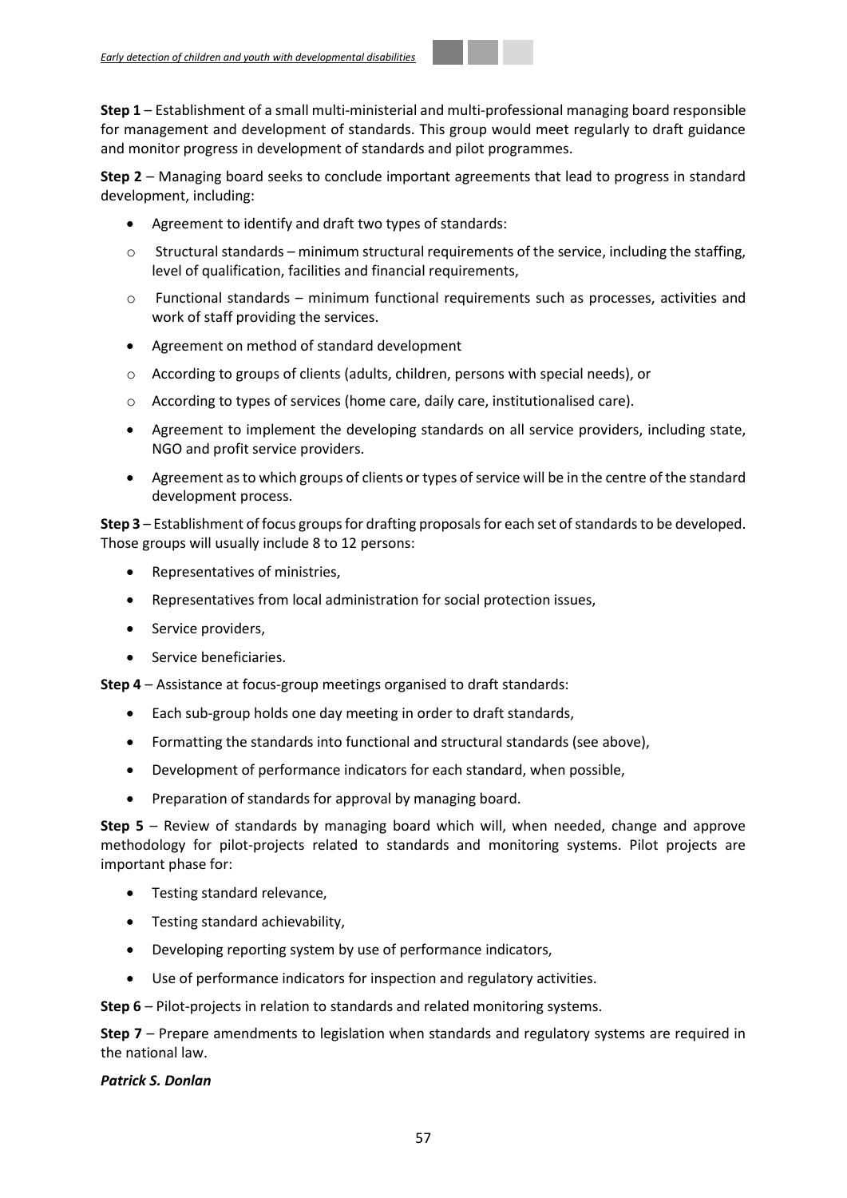**Step 1** – Establishment of a small multi-ministerial and multi-professional managing board responsible for management and development of standards. This group would meet regularly to draft guidance and monitor progress in development of standards and pilot programmes.

**Step 2** – Managing board seeks to conclude important agreements that lead to progress in standard development, including:

- Agreement to identify and draft two types of standards:
  - Structural standards – minimum structural requirements of the service, including the staffing, level of qualification, facilities and financial requirements,
  - Functional standards – minimum functional requirements such as processes, activities and work of staff providing the services.
- Agreement on method of standard development
  - According to groups of clients (adults, children, persons with special needs), or
  - According to types of services (home care, daily care, institutionalised care).
- Agreement to implement the developing standards on all service providers, including state, NGO and profit service providers.
- Agreement as to which groups of clients or types of service will be in the centre of the standard development process.

**Step 3** – Establishment of focus groups for drafting proposals for each set of standards to be developed. Those groups will usually include 8 to 12 persons:

- Representatives of ministries,
- Representatives from local administration for social protection issues,
- Service providers,
- Service beneficiaries.

**Step 4** – Assistance at focus-group meetings organised to draft standards:

- Each sub-group holds one day meeting in order to draft standards,
- Formatting the standards into functional and structural standards (see above),
- Development of performance indicators for each standard, when possible,
- Preparation of standards for approval by managing board.

**Step 5** – Review of standards by managing board which will, when needed, change and approve methodology for pilot-projects related to standards and monitoring systems. Pilot projects are important phase for:

- Testing standard relevance,
- Testing standard achievability,
- Developing reporting system by use of performance indicators,
- Use of performance indicators for inspection and regulatory activities.

**Step 6** – Pilot-projects in relation to standards and related monitoring systems.

**Step 7** – Prepare amendments to legislation when standards and regulatory systems are required in the national law.

***Patrick S. Donlan***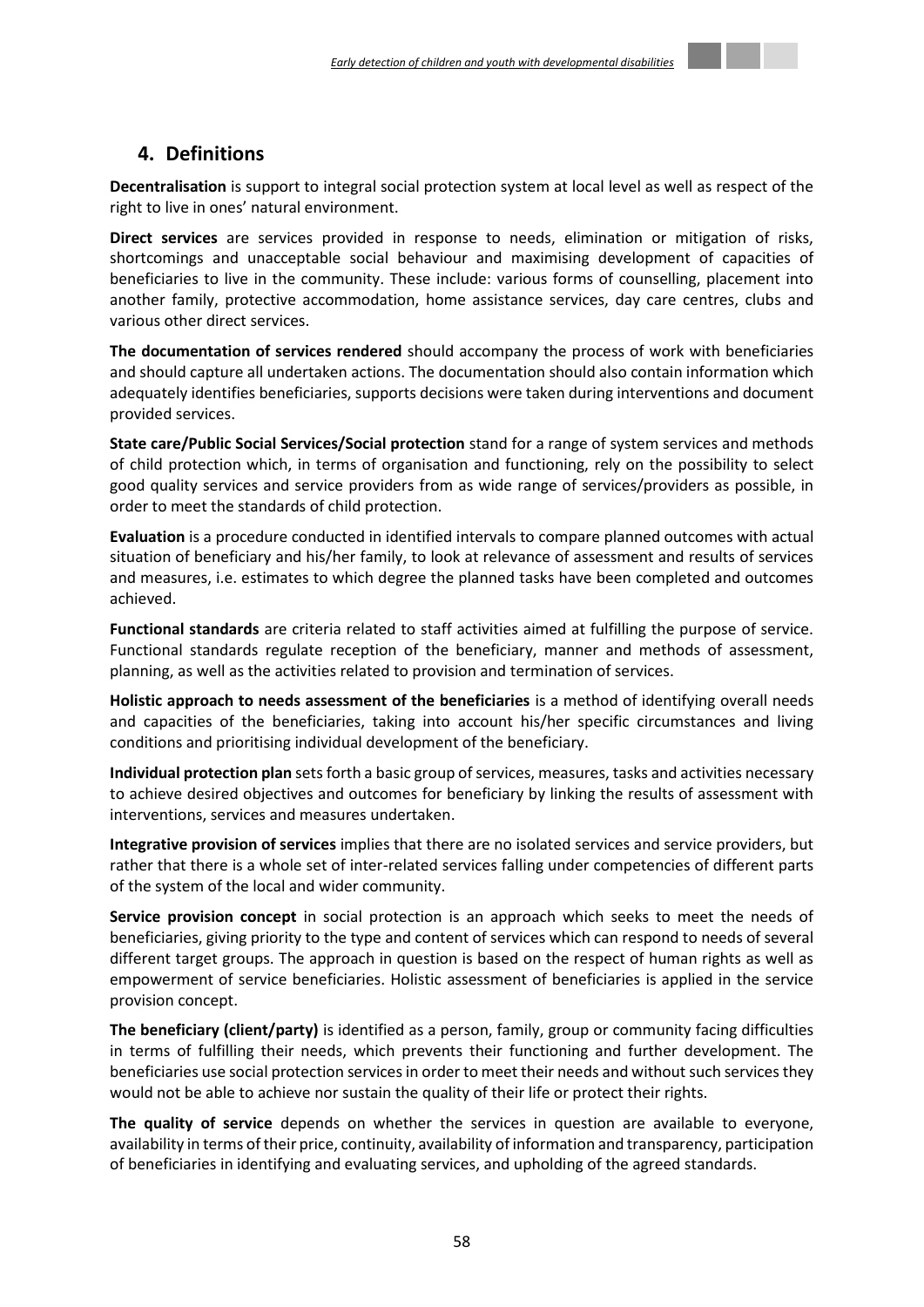## 4. Definitions

**Decentralisation** is support to integral social protection system at local level as well as respect of the right to live in ones' natural environment.

**Direct services** are services provided in response to needs, elimination or mitigation of risks, shortcomings and unacceptable social behaviour and maximising development of capacities of beneficiaries to live in the community. These include: various forms of counselling, placement into another family, protective accommodation, home assistance services, day care centres, clubs and various other direct services.

**The documentation of services rendered** should accompany the process of work with beneficiaries and should capture all undertaken actions. The documentation should also contain information which adequately identifies beneficiaries, supports decisions were taken during interventions and document provided services.

**State care/Public Social Services/Social protection** stand for a range of system services and methods of child protection which, in terms of organisation and functioning, rely on the possibility to select good quality services and service providers from as wide range of services/providers as possible, in order to meet the standards of child protection.

**Evaluation** is a procedure conducted in identified intervals to compare planned outcomes with actual situation of beneficiary and his/her family, to look at relevance of assessment and results of services and measures, i.e. estimates to which degree the planned tasks have been completed and outcomes achieved.

**Functional standards** are criteria related to staff activities aimed at fulfilling the purpose of service. Functional standards regulate reception of the beneficiary, manner and methods of assessment, planning, as well as the activities related to provision and termination of services.

**Holistic approach to needs assessment of the beneficiaries** is a method of identifying overall needs and capacities of the beneficiaries, taking into account his/her specific circumstances and living conditions and prioritising individual development of the beneficiary.

**Individual protection plan** sets forth a basic group of services, measures, tasks and activities necessary to achieve desired objectives and outcomes for beneficiary by linking the results of assessment with interventions, services and measures undertaken.

**Integrative provision of services** implies that there are no isolated services and service providers, but rather that there is a whole set of inter-related services falling under competencies of different parts of the system of the local and wider community.

**Service provision concept** in social protection is an approach which seeks to meet the needs of beneficiaries, giving priority to the type and content of services which can respond to needs of several different target groups. The approach in question is based on the respect of human rights as well as empowerment of service beneficiaries. Holistic assessment of beneficiaries is applied in the service provision concept.

**The beneficiary (client/party)** is identified as a person, family, group or community facing difficulties in terms of fulfilling their needs, which prevents their functioning and further development. The beneficiaries use social protection services in order to meet their needs and without such services they would not be able to achieve nor sustain the quality of their life or protect their rights.

**The quality of service** depends on whether the services in question are available to everyone, availability in terms of their price, continuity, availability of information and transparency, participation of beneficiaries in identifying and evaluating services, and upholding of the agreed standards.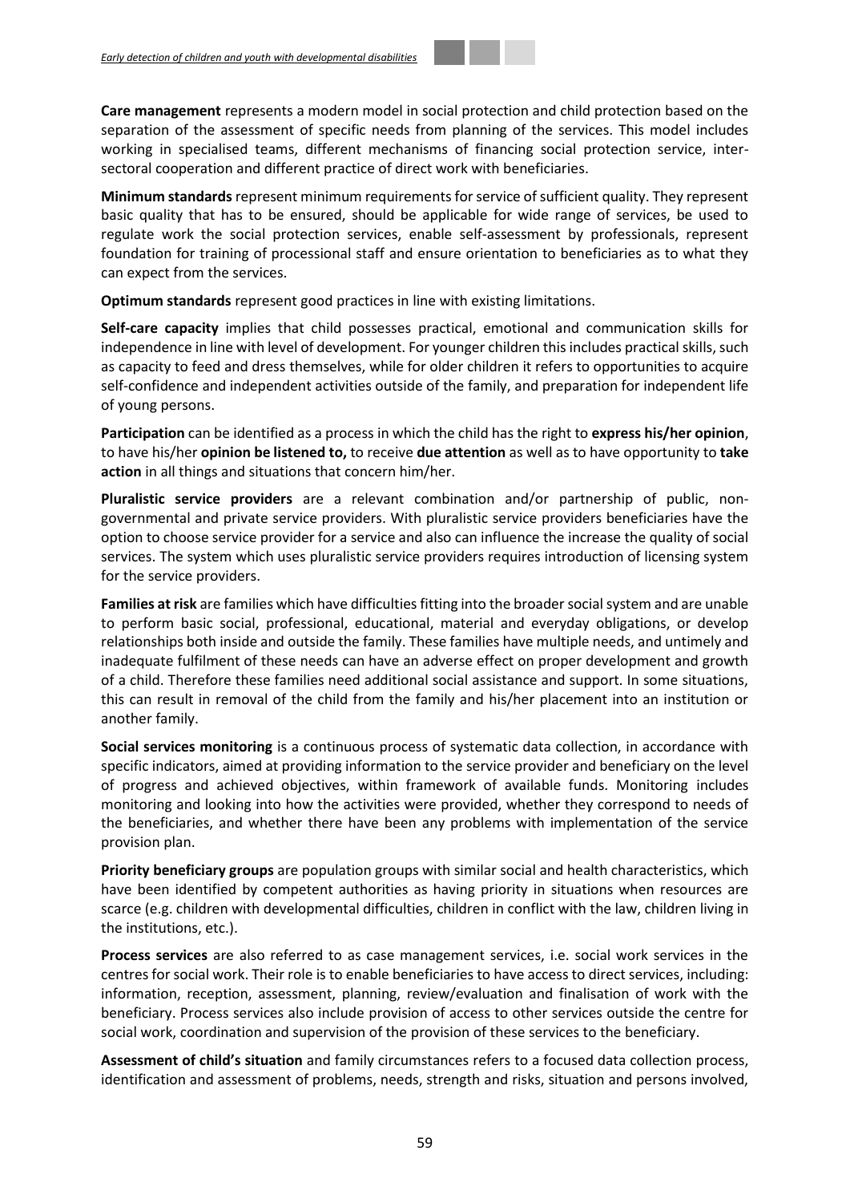**Care management** represents a modern model in social protection and child protection based on the separation of the assessment of specific needs from planning of the services. This model includes working in specialised teams, different mechanisms of financing social protection service, inter-sectoral cooperation and different practice of direct work with beneficiaries.

**Minimum standards** represent minimum requirements for service of sufficient quality. They represent basic quality that has to be ensured, should be applicable for wide range of services, be used to regulate work the social protection services, enable self-assessment by professionals, represent foundation for training of processional staff and ensure orientation to beneficiaries as to what they can expect from the services.

**Optimum standards** represent good practices in line with existing limitations.

**Self-care capacity** implies that child possesses practical, emotional and communication skills for independence in line with level of development. For younger children this includes practical skills, such as capacity to feed and dress themselves, while for older children it refers to opportunities to acquire self-confidence and independent activities outside of the family, and preparation for independent life of young persons.

**Participation** can be identified as a process in which the child has the right to **express his/her opinion**, to have his/her **opinion be listened to,** to receive **due attention** as well as to have opportunity to **take action** in all things and situations that concern him/her.

**Pluralistic service providers** are a relevant combination and/or partnership of public, non-governmental and private service providers. With pluralistic service providers beneficiaries have the option to choose service provider for a service and also can influence the increase the quality of social services. The system which uses pluralistic service providers requires introduction of licensing system for the service providers.

**Families at risk** are families which have difficulties fitting into the broader social system and are unable to perform basic social, professional, educational, material and everyday obligations, or develop relationships both inside and outside the family. These families have multiple needs, and untimely and inadequate fulfilment of these needs can have an adverse effect on proper development and growth of a child. Therefore these families need additional social assistance and support. In some situations, this can result in removal of the child from the family and his/her placement into an institution or another family.

**Social services monitoring** is a continuous process of systematic data collection, in accordance with specific indicators, aimed at providing information to the service provider and beneficiary on the level of progress and achieved objectives, within framework of available funds. Monitoring includes monitoring and looking into how the activities were provided, whether they correspond to needs of the beneficiaries, and whether there have been any problems with implementation of the service provision plan.

**Priority beneficiary groups** are population groups with similar social and health characteristics, which have been identified by competent authorities as having priority in situations when resources are scarce (e.g. children with developmental difficulties, children in conflict with the law, children living in the institutions, etc.).

**Process services** are also referred to as case management services, i.e. social work services in the centres for social work. Their role is to enable beneficiaries to have access to direct services, including: information, reception, assessment, planning, review/evaluation and finalisation of work with the beneficiary. Process services also include provision of access to other services outside the centre for social work, coordination and supervision of the provision of these services to the beneficiary.

**Assessment of child's situation** and family circumstances refers to a focused data collection process, identification and assessment of problems, needs, strength and risks, situation and persons involved,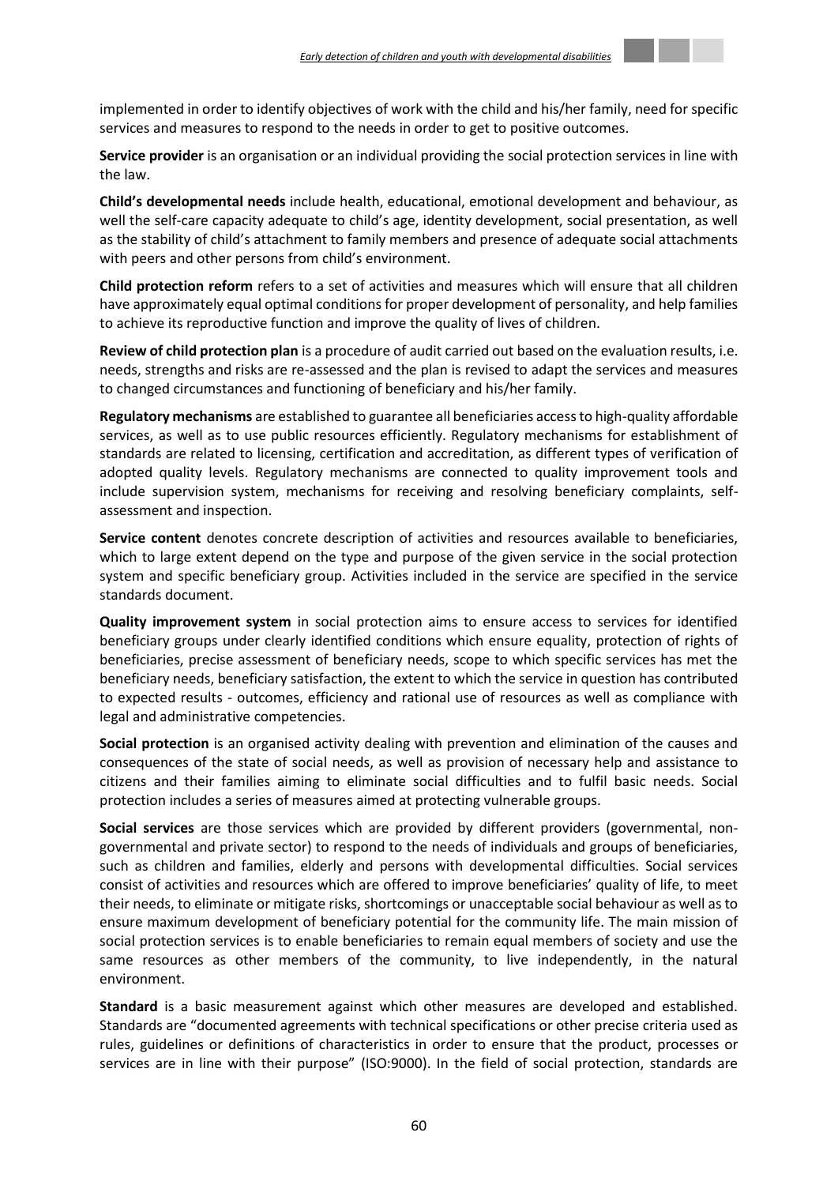implemented in order to identify objectives of work with the child and his/her family, need for specific services and measures to respond to the needs in order to get to positive outcomes.

**Service provider** is an organisation or an individual providing the social protection services in line with the law.

**Child's developmental needs** include health, educational, emotional development and behaviour, as well the self-care capacity adequate to child's age, identity development, social presentation, as well as the stability of child's attachment to family members and presence of adequate social attachments with peers and other persons from child's environment.

**Child protection reform** refers to a set of activities and measures which will ensure that all children have approximately equal optimal conditions for proper development of personality, and help families to achieve its reproductive function and improve the quality of lives of children.

**Review of child protection plan** is a procedure of audit carried out based on the evaluation results, i.e. needs, strengths and risks are re-assessed and the plan is revised to adapt the services and measures to changed circumstances and functioning of beneficiary and his/her family.

**Regulatory mechanisms** are established to guarantee all beneficiaries access to high-quality affordable services, as well as to use public resources efficiently. Regulatory mechanisms for establishment of standards are related to licensing, certification and accreditation, as different types of verification of adopted quality levels. Regulatory mechanisms are connected to quality improvement tools and include supervision system, mechanisms for receiving and resolving beneficiary complaints, self-assessment and inspection.

**Service content** denotes concrete description of activities and resources available to beneficiaries, which to large extent depend on the type and purpose of the given service in the social protection system and specific beneficiary group. Activities included in the service are specified in the service standards document.

**Quality improvement system** in social protection aims to ensure access to services for identified beneficiary groups under clearly identified conditions which ensure equality, protection of rights of beneficiaries, precise assessment of beneficiary needs, scope to which specific services has met the beneficiary needs, beneficiary satisfaction, the extent to which the service in question has contributed to expected results - outcomes, efficiency and rational use of resources as well as compliance with legal and administrative competencies.

**Social protection** is an organised activity dealing with prevention and elimination of the causes and consequences of the state of social needs, as well as provision of necessary help and assistance to citizens and their families aiming to eliminate social difficulties and to fulfil basic needs. Social protection includes a series of measures aimed at protecting vulnerable groups.

**Social services** are those services which are provided by different providers (governmental, non-governmental and private sector) to respond to the needs of individuals and groups of beneficiaries, such as children and families, elderly and persons with developmental difficulties. Social services consist of activities and resources which are offered to improve beneficiaries' quality of life, to meet their needs, to eliminate or mitigate risks, shortcomings or unacceptable social behaviour as well as to ensure maximum development of beneficiary potential for the community life. The main mission of social protection services is to enable beneficiaries to remain equal members of society and use the same resources as other members of the community, to live independently, in the natural environment.

**Standard** is a basic measurement against which other measures are developed and established. Standards are "documented agreements with technical specifications or other precise criteria used as rules, guidelines or definitions of characteristics in order to ensure that the product, processes or services are in line with their purpose" (ISO:9000). In the field of social protection, standards are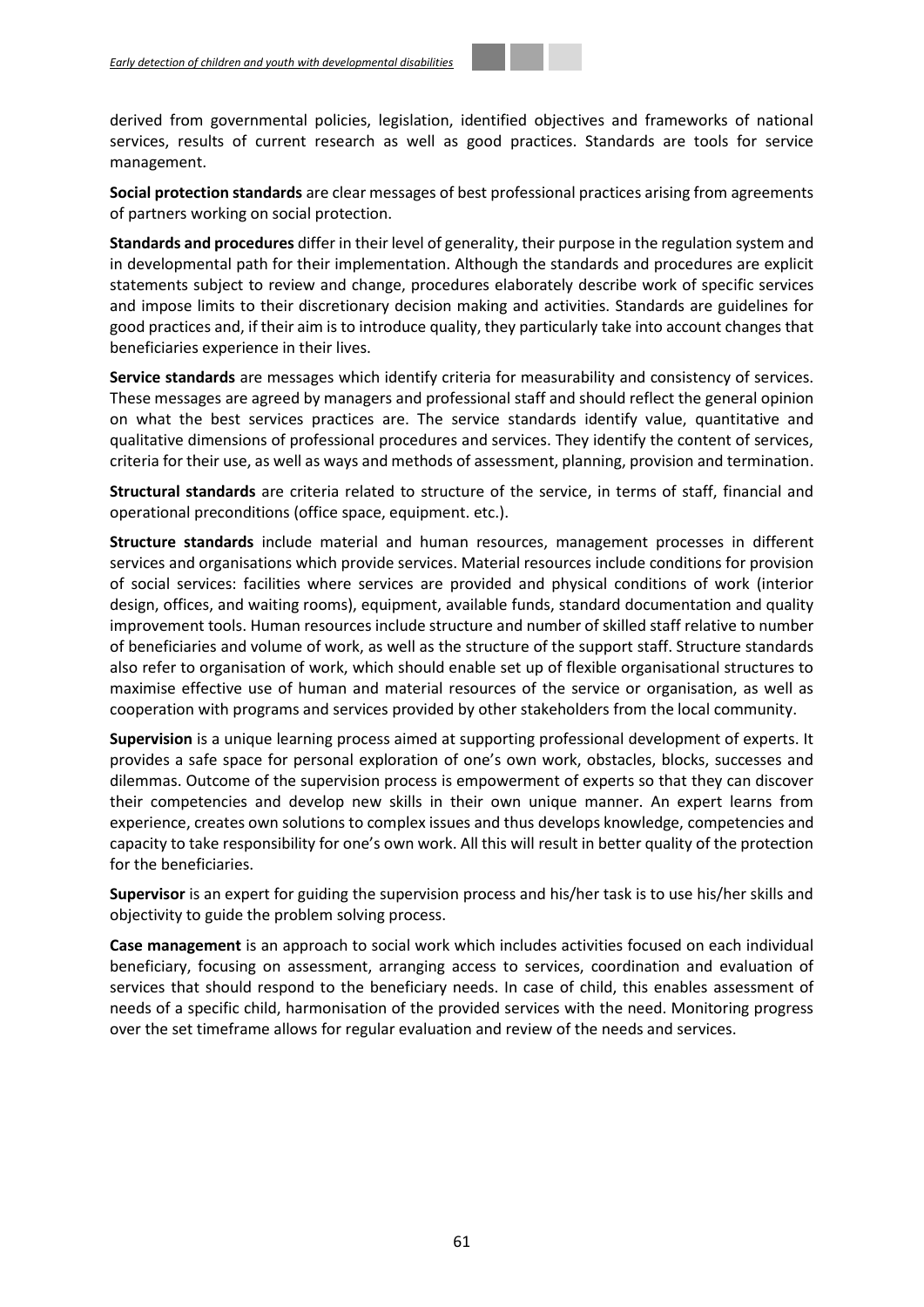derived from governmental policies, legislation, identified objectives and frameworks of national services, results of current research as well as good practices. Standards are tools for service management.

**Social protection standards** are clear messages of best professional practices arising from agreements of partners working on social protection.

**Standards and procedures** differ in their level of generality, their purpose in the regulation system and in developmental path for their implementation. Although the standards and procedures are explicit statements subject to review and change, procedures elaborately describe work of specific services and impose limits to their discretionary decision making and activities. Standards are guidelines for good practices and, if their aim is to introduce quality, they particularly take into account changes that beneficiaries experience in their lives.

**Service standards** are messages which identify criteria for measurability and consistency of services. These messages are agreed by managers and professional staff and should reflect the general opinion on what the best services practices are. The service standards identify value, quantitative and qualitative dimensions of professional procedures and services. They identify the content of services, criteria for their use, as well as ways and methods of assessment, planning, provision and termination.

**Structural standards** are criteria related to structure of the service, in terms of staff, financial and operational preconditions (office space, equipment. etc.).

**Structure standards** include material and human resources, management processes in different services and organisations which provide services. Material resources include conditions for provision of social services: facilities where services are provided and physical conditions of work (interior design, offices, and waiting rooms), equipment, available funds, standard documentation and quality improvement tools. Human resources include structure and number of skilled staff relative to number of beneficiaries and volume of work, as well as the structure of the support staff. Structure standards also refer to organisation of work, which should enable set up of flexible organisational structures to maximise effective use of human and material resources of the service or organisation, as well as cooperation with programs and services provided by other stakeholders from the local community.

**Supervision** is a unique learning process aimed at supporting professional development of experts. It provides a safe space for personal exploration of one's own work, obstacles, blocks, successes and dilemmas. Outcome of the supervision process is empowerment of experts so that they can discover their competencies and develop new skills in their own unique manner. An expert learns from experience, creates own solutions to complex issues and thus develops knowledge, competencies and capacity to take responsibility for one's own work. All this will result in better quality of the protection for the beneficiaries.

**Supervisor** is an expert for guiding the supervision process and his/her task is to use his/her skills and objectivity to guide the problem solving process.

**Case management** is an approach to social work which includes activities focused on each individual beneficiary, focusing on assessment, arranging access to services, coordination and evaluation of services that should respond to the beneficiary needs. In case of child, this enables assessment of needs of a specific child, harmonisation of the provided services with the need. Monitoring progress over the set timeframe allows for regular evaluation and review of the needs and services.